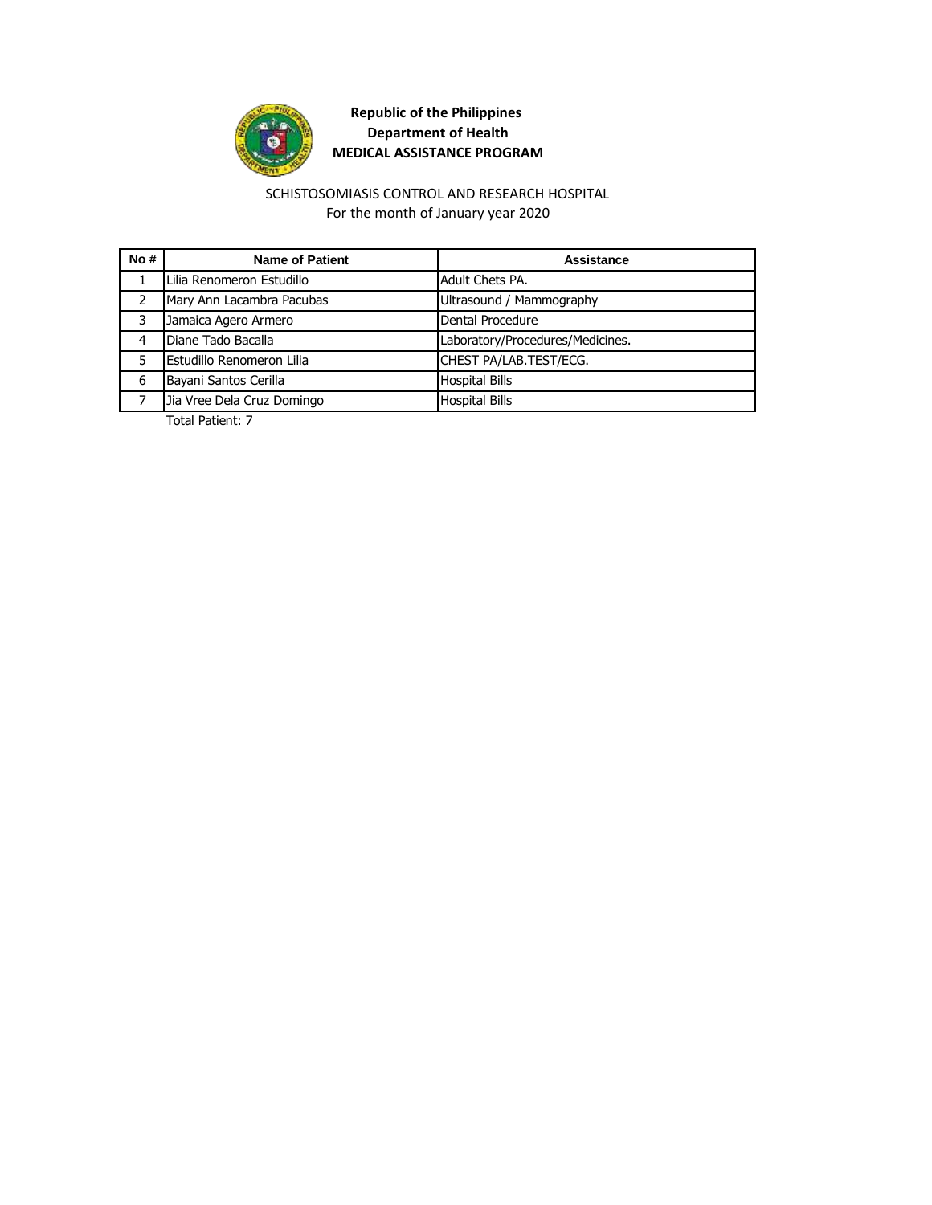**Republic of the Philippines**
**Department of Health**
**MEDICAL ASSISTANCE PROGRAM**

SCHISTOSOMIASIS CONTROL AND RESEARCH HOSPITAL
For the month of January year 2020

| No # | Name of Patient | Assistance |
|---|---|---|
| 1 | Lilia Renomeron Estudillo | Adult Chets PA. |
| 2 | Mary Ann Lacambra Pacubas | Ultrasound / Mammography |
| 3 | Jamaica Agero Armero | Dental Procedure |
| 4 | Diane Tado Bacalla | Laboratory/Procedures/Medicines. |
| 5 | Estudillo Renomeron Lilia | CHEST PA/LAB.TEST/ECG. |
| 6 | Bayani Santos Cerilla | Hospital Bills |
| 7 | Jia Vree Dela Cruz Domingo | Hospital Bills |

Total Patient: 7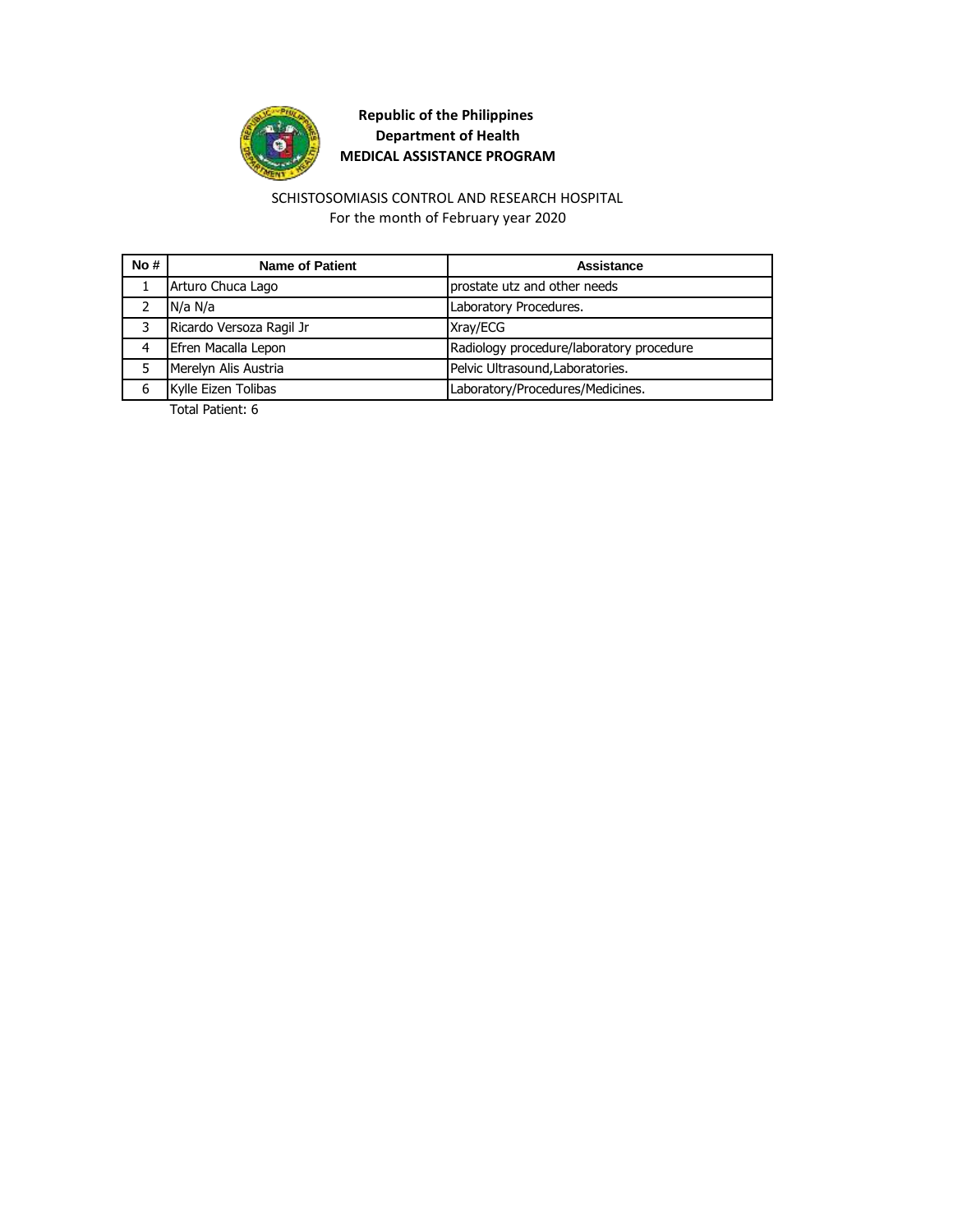**Republic of the Philippines**
**Department of Health**
**MEDICAL ASSISTANCE PROGRAM**

SCHISTOSOMIASIS CONTROL AND RESEARCH HOSPITAL
For the month of February year 2020

| No # | Name of Patient | Assistance |
|---|---|---|
| 1 | Arturo Chuca Lago | prostate utz and other needs |
| 2 | N/a N/a | Laboratory Procedures. |
| 3 | Ricardo Versoza Ragil Jr | Xray/ECG |
| 4 | Efren Macalla Lepon | Radiology procedure/laboratory procedure |
| 5 | Merelyn Alis Austria | Pelvic Ultrasound,Laboratories. |
| 6 | Kylle Eizen Tolibas | Laboratory/Procedures/Medicines. |

Total Patient: 6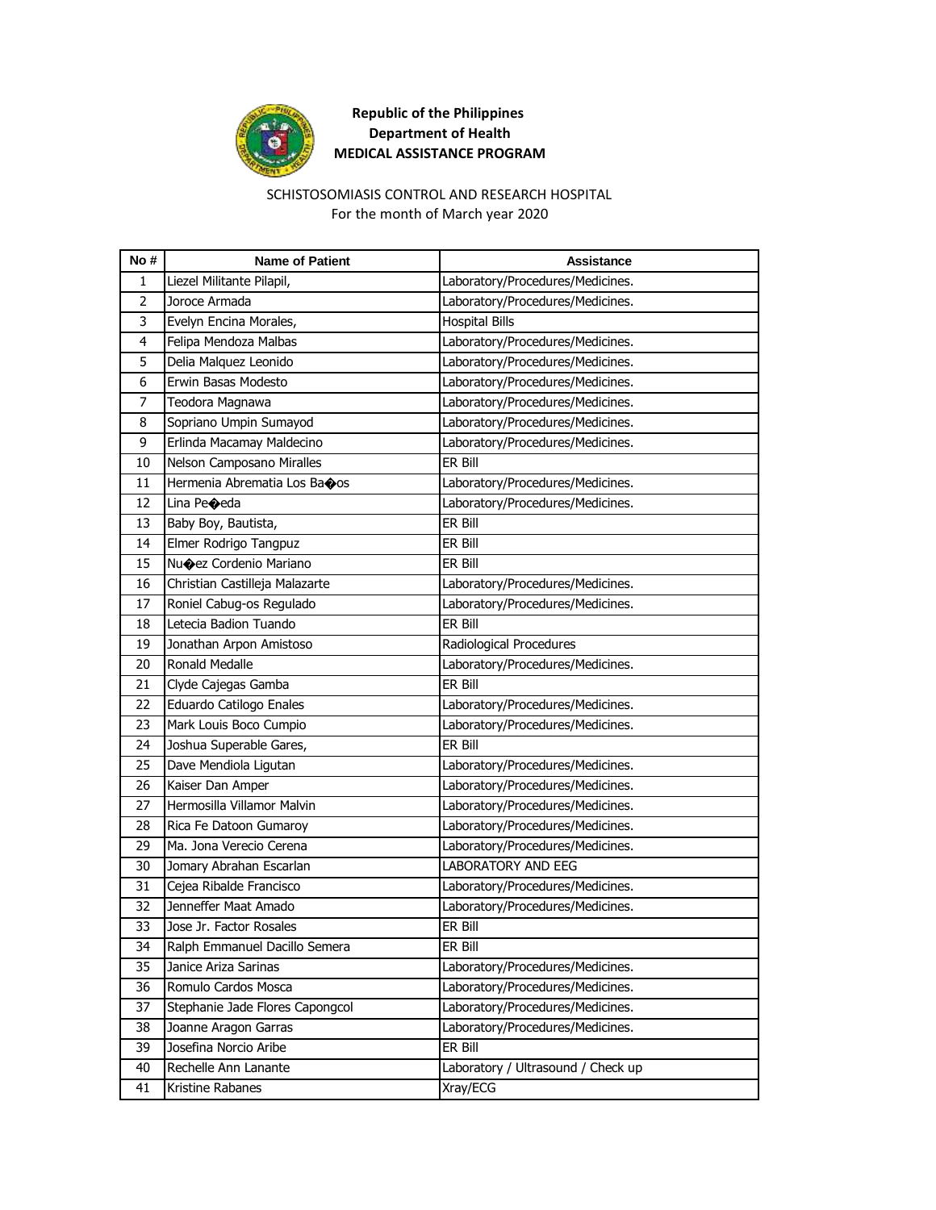**Republic of the Philippines**
**Department of Health**
**MEDICAL ASSISTANCE PROGRAM**

SCHISTOSOMIASIS CONTROL AND RESEARCH HOSPITAL
For the month of March year 2020

| No # | Name of Patient | Assistance |
|---|---|---|
| 1 | Liezel Militante Pilapil, | Laboratory/Procedures/Medicines. |
| 2 | Joroce Armada | Laboratory/Procedures/Medicines. |
| 3 | Evelyn Encina Morales, | Hospital Bills |
| 4 | Felipa Mendoza Malbas | Laboratory/Procedures/Medicines. |
| 5 | Delia Malquez Leonido | Laboratory/Procedures/Medicines. |
| 6 | Erwin Basas Modesto | Laboratory/Procedures/Medicines. |
| 7 | Teodora Magnawa | Laboratory/Procedures/Medicines. |
| 8 | Sopriano Umpin Sumayod | Laboratory/Procedures/Medicines. |
| 9 | Erlinda Macamay Maldecino | Laboratory/Procedures/Medicines. |
| 10 | Nelson Camposano Miralles | ER Bill |
| 11 | Hermenia Abrematia Los Ba�os | Laboratory/Procedures/Medicines. |
| 12 | Lina Pe�eda | Laboratory/Procedures/Medicines. |
| 13 | Baby Boy, Bautista, | ER Bill |
| 14 | Elmer Rodrigo Tangpuz | ER Bill |
| 15 | Nu�ez Cordenio Mariano | ER Bill |
| 16 | Christian Castilleja Malazarte | Laboratory/Procedures/Medicines. |
| 17 | Roniel Cabug-os Regulado | Laboratory/Procedures/Medicines. |
| 18 | Letecia Badion Tuando | ER Bill |
| 19 | Jonathan Arpon Amistoso | Radiological Procedures |
| 20 | Ronald Medalle | Laboratory/Procedures/Medicines. |
| 21 | Clyde Cajegas Gamba | ER Bill |
| 22 | Eduardo Catilogo Enales | Laboratory/Procedures/Medicines. |
| 23 | Mark Louis Boco Cumpio | Laboratory/Procedures/Medicines. |
| 24 | Joshua Superable Gares, | ER Bill |
| 25 | Dave Mendiola Ligutan | Laboratory/Procedures/Medicines. |
| 26 | Kaiser Dan Amper | Laboratory/Procedures/Medicines. |
| 27 | Hermosilla Villamor Malvin | Laboratory/Procedures/Medicines. |
| 28 | Rica Fe Datoon Gumaroy | Laboratory/Procedures/Medicines. |
| 29 | Ma. Jona Verecio Cerena | Laboratory/Procedures/Medicines. |
| 30 | Jomary Abrahan Escarlan | LABORATORY AND EEG |
| 31 | Cejea Ribalde Francisco | Laboratory/Procedures/Medicines. |
| 32 | Jenneffer Maat Amado | Laboratory/Procedures/Medicines. |
| 33 | Jose Jr. Factor Rosales | ER Bill |
| 34 | Ralph Emmanuel Dacillo Semera | ER Bill |
| 35 | Janice Ariza Sarinas | Laboratory/Procedures/Medicines. |
| 36 | Romulo Cardos Mosca | Laboratory/Procedures/Medicines. |
| 37 | Stephanie Jade Flores Capongcol | Laboratory/Procedures/Medicines. |
| 38 | Joanne Aragon Garras | Laboratory/Procedures/Medicines. |
| 39 | Josefina Norcio Aribe | ER Bill |
| 40 | Rechelle Ann Lanante | Laboratory / Ultrasound / Check up |
| 41 | Kristine Rabanes | Xray/ECG |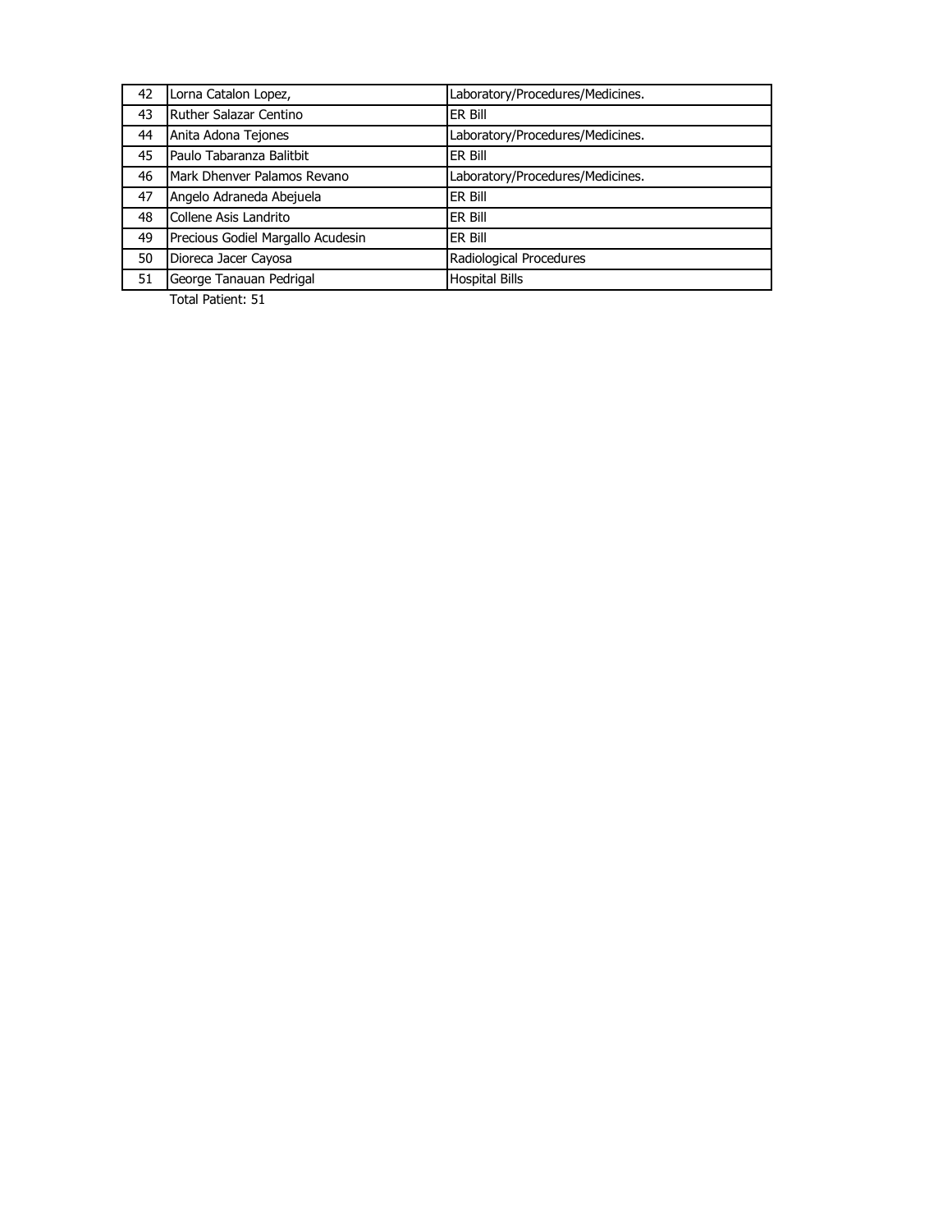| 42 | Lorna Catalon Lopez, | Laboratory/Procedures/Medicines. |
|---|---|---|
| 43 | Ruther Salazar Centino | ER Bill |
| 44 | Anita Adona Tejones | Laboratory/Procedures/Medicines. |
| 45 | Paulo Tabaranza Balitbit | ER Bill |
| 46 | Mark Dhenver Palamos Revano | Laboratory/Procedures/Medicines. |
| 47 | Angelo Adraneda Abejuela | ER Bill |
| 48 | Collene Asis Landrito | ER Bill |
| 49 | Precious Godiel Margallo Acudesin | ER Bill |
| 50 | Dioreca Jacer Cayosa | Radiological Procedures |
| 51 | George Tanauan Pedrigal | Hospital Bills |

Total Patient: 51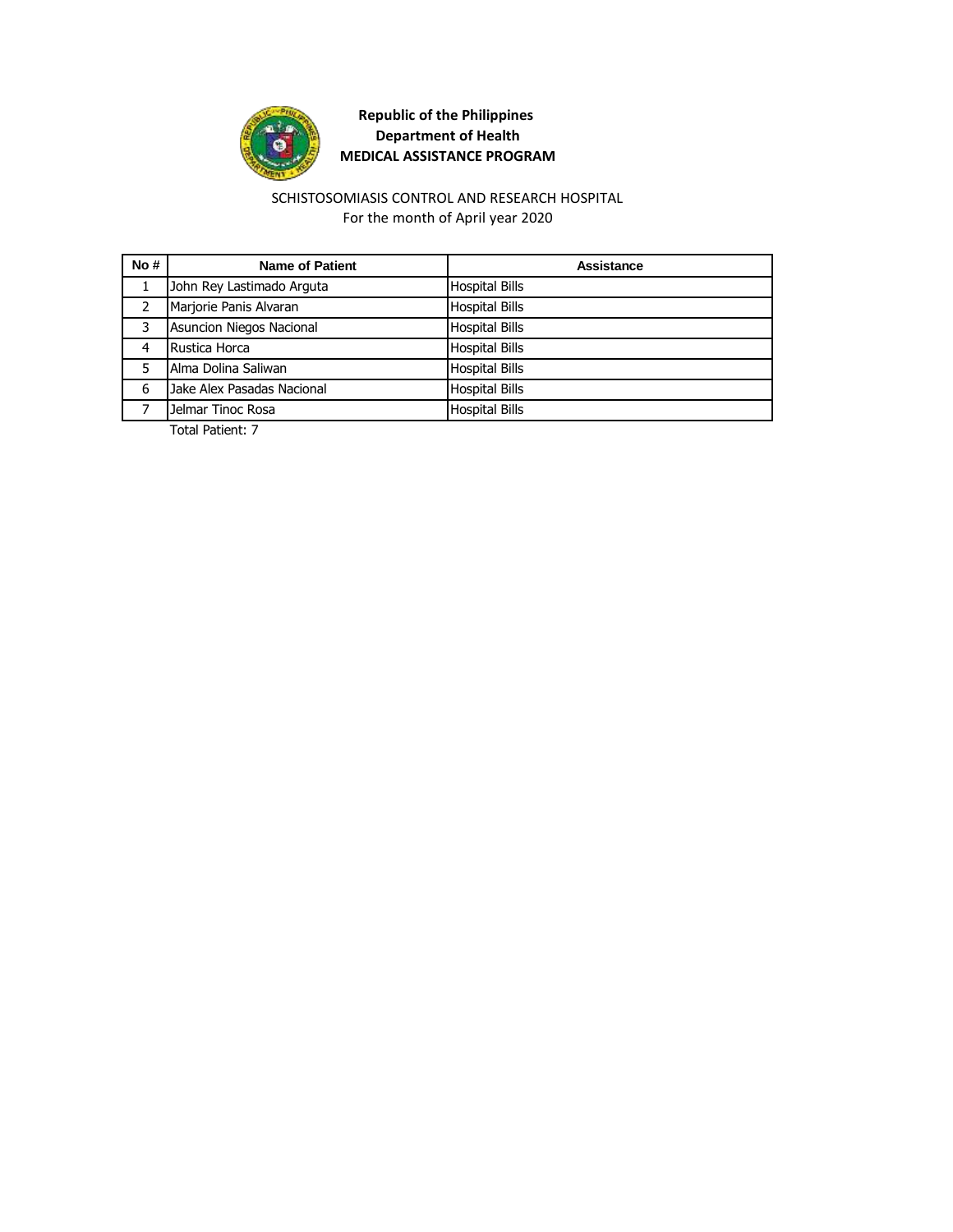**Republic of the Philippines**
**Department of Health**
**MEDICAL ASSISTANCE PROGRAM**

SCHISTOSOMIASIS CONTROL AND RESEARCH HOSPITAL
For the month of April year 2020

| No # | Name of Patient | Assistance |
| --- | --- | --- |
| 1 | John Rey Lastimado Arguta | Hospital Bills |
| 2 | Marjorie Panis Alvaran | Hospital Bills |
| 3 | Asuncion Niegos Nacional | Hospital Bills |
| 4 | Rustica Horca | Hospital Bills |
| 5 | Alma Dolina Saliwan | Hospital Bills |
| 6 | Jake Alex Pasadas Nacional | Hospital Bills |
| 7 | Jelmar Tinoc Rosa | Hospital Bills |

Total Patient: 7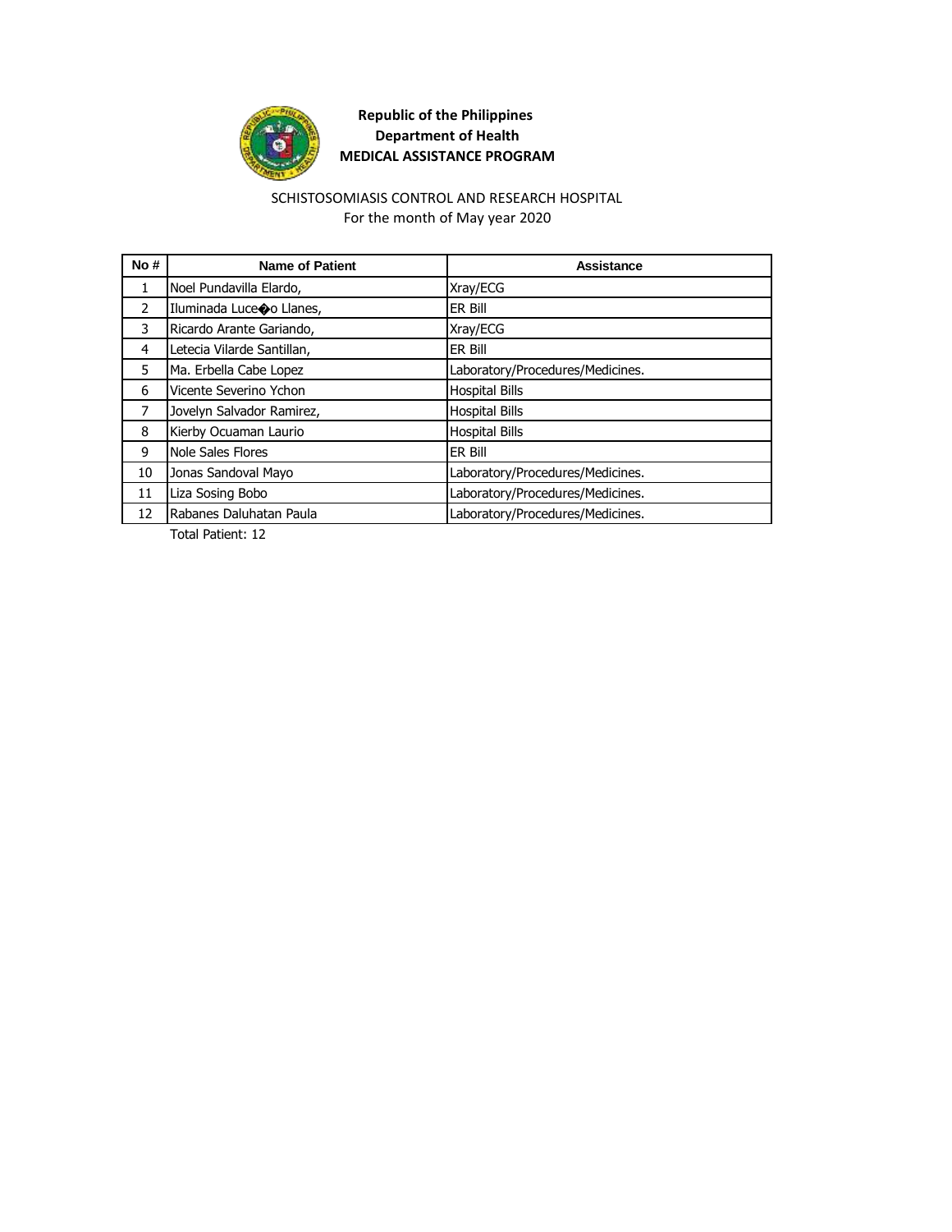**Republic of the Philippines**
**Department of Health**
**MEDICAL ASSISTANCE PROGRAM**

SCHISTOSOMIASIS CONTROL AND RESEARCH HOSPITAL
For the month of May year 2020

| No # | Name of Patient | Assistance |
|---|---|---|
| 1 | Noel Pundavilla Elardo, | Xray/ECG |
| 2 | Iluminada Luce�o Llanes, | ER Bill |
| 3 | Ricardo Arante Gariando, | Xray/ECG |
| 4 | Letecia Vilarde Santillan, | ER Bill |
| 5 | Ma. Erbella Cabe Lopez | Laboratory/Procedures/Medicines. |
| 6 | Vicente Severino Ychon | Hospital Bills |
| 7 | Jovelyn Salvador Ramirez, | Hospital Bills |
| 8 | Kierby Ocuaman Laurio | Hospital Bills |
| 9 | Nole Sales Flores | ER Bill |
| 10 | Jonas Sandoval Mayo | Laboratory/Procedures/Medicines. |
| 11 | Liza Sosing Bobo | Laboratory/Procedures/Medicines. |
| 12 | Rabanes Daluhatan Paula | Laboratory/Procedures/Medicines. |

Total Patient: 12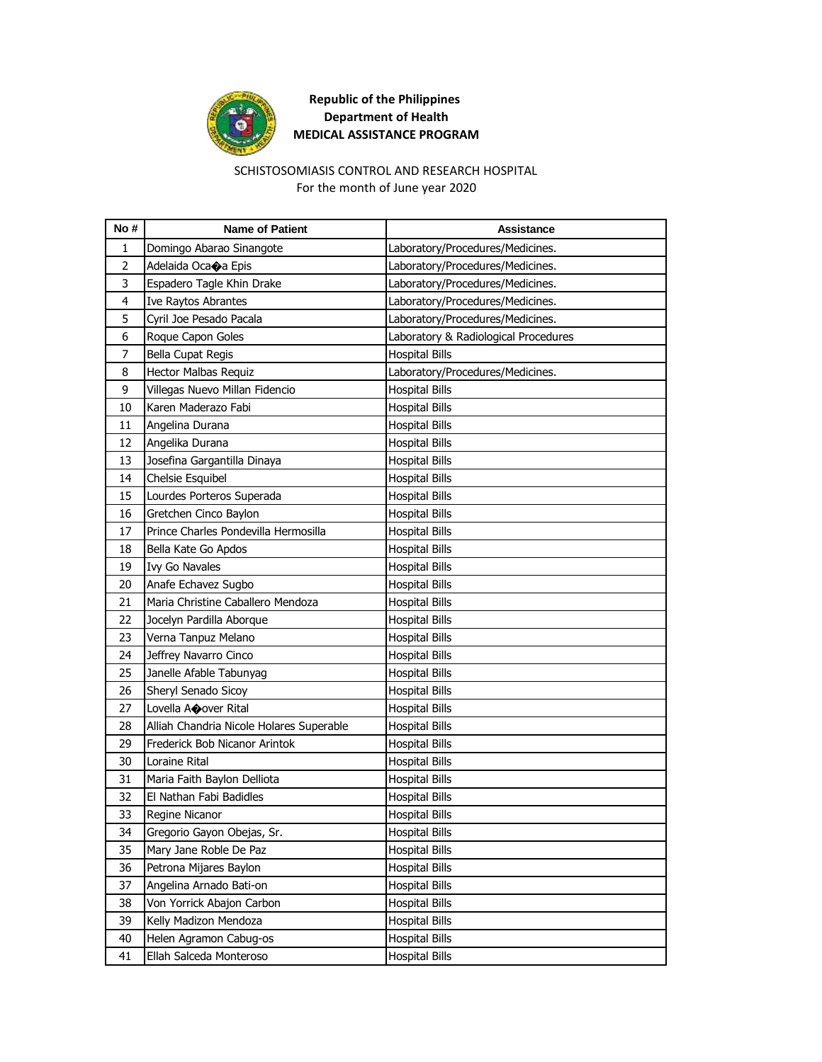**Republic of the Philippines**
**Department of Health**
**MEDICAL ASSISTANCE PROGRAM**

SCHISTOSOMIASIS CONTROL AND RESEARCH HOSPITAL
For the month of June year 2020

| No # | Name of Patient | Assistance |
|---|---|---|
| 1 | Domingo Abarao Sinangote | Laboratory/Procedures/Medicines. |
| 2 | Adelaida Oca�a Epis | Laboratory/Procedures/Medicines. |
| 3 | Espadero Tagle Khin Drake | Laboratory/Procedures/Medicines. |
| 4 | Ive Raytos Abrantes | Laboratory/Procedures/Medicines. |
| 5 | Cyril Joe Pesado Pacala | Laboratory/Procedures/Medicines. |
| 6 | Roque Capon Goles | Laboratory & Radiological Procedures |
| 7 | Bella Cupat Regis | Hospital Bills |
| 8 | Hector Malbas Requiz | Laboratory/Procedures/Medicines. |
| 9 | Villegas Nuevo Millan Fidencio | Hospital Bills |
| 10 | Karen Maderazo Fabi | Hospital Bills |
| 11 | Angelina Durana | Hospital Bills |
| 12 | Angelika Durana | Hospital Bills |
| 13 | Josefina Gargantilla Dinaya | Hospital Bills |
| 14 | Chelsie Esquibel | Hospital Bills |
| 15 | Lourdes Porteros Superada | Hospital Bills |
| 16 | Gretchen Cinco Baylon | Hospital Bills |
| 17 | Prince Charles Pondevilla Hermosilla | Hospital Bills |
| 18 | Bella Kate Go Apdos | Hospital Bills |
| 19 | Ivy Go Navales | Hospital Bills |
| 20 | Anafe Echavez Sugbo | Hospital Bills |
| 21 | Maria Christine Caballero Mendoza | Hospital Bills |
| 22 | Jocelyn Pardilla Aborque | Hospital Bills |
| 23 | Verna Tanpuz Melano | Hospital Bills |
| 24 | Jeffrey Navarro Cinco | Hospital Bills |
| 25 | Janelle Afable Tabunyag | Hospital Bills |
| 26 | Sheryl Senado Sicoy | Hospital Bills |
| 27 | Lovella A�over Rital | Hospital Bills |
| 28 | Alliah Chandria Nicole Holares Superable | Hospital Bills |
| 29 | Frederick Bob Nicanor Arintok | Hospital Bills |
| 30 | Loraine Rital | Hospital Bills |
| 31 | Maria Faith Baylon Delliota | Hospital Bills |
| 32 | El Nathan Fabi Badidles | Hospital Bills |
| 33 | Regine Nicanor | Hospital Bills |
| 34 | Gregorio Gayon Obejas, Sr. | Hospital Bills |
| 35 | Mary Jane Roble De Paz | Hospital Bills |
| 36 | Petrona Mijares Baylon | Hospital Bills |
| 37 | Angelina Arnado Bati-on | Hospital Bills |
| 38 | Von Yorrick Abajon Carbon | Hospital Bills |
| 39 | Kelly Madizon Mendoza | Hospital Bills |
| 40 | Helen Agramon Cabug-os | Hospital Bills |
| 41 | Ellah Salceda Monteroso | Hospital Bills |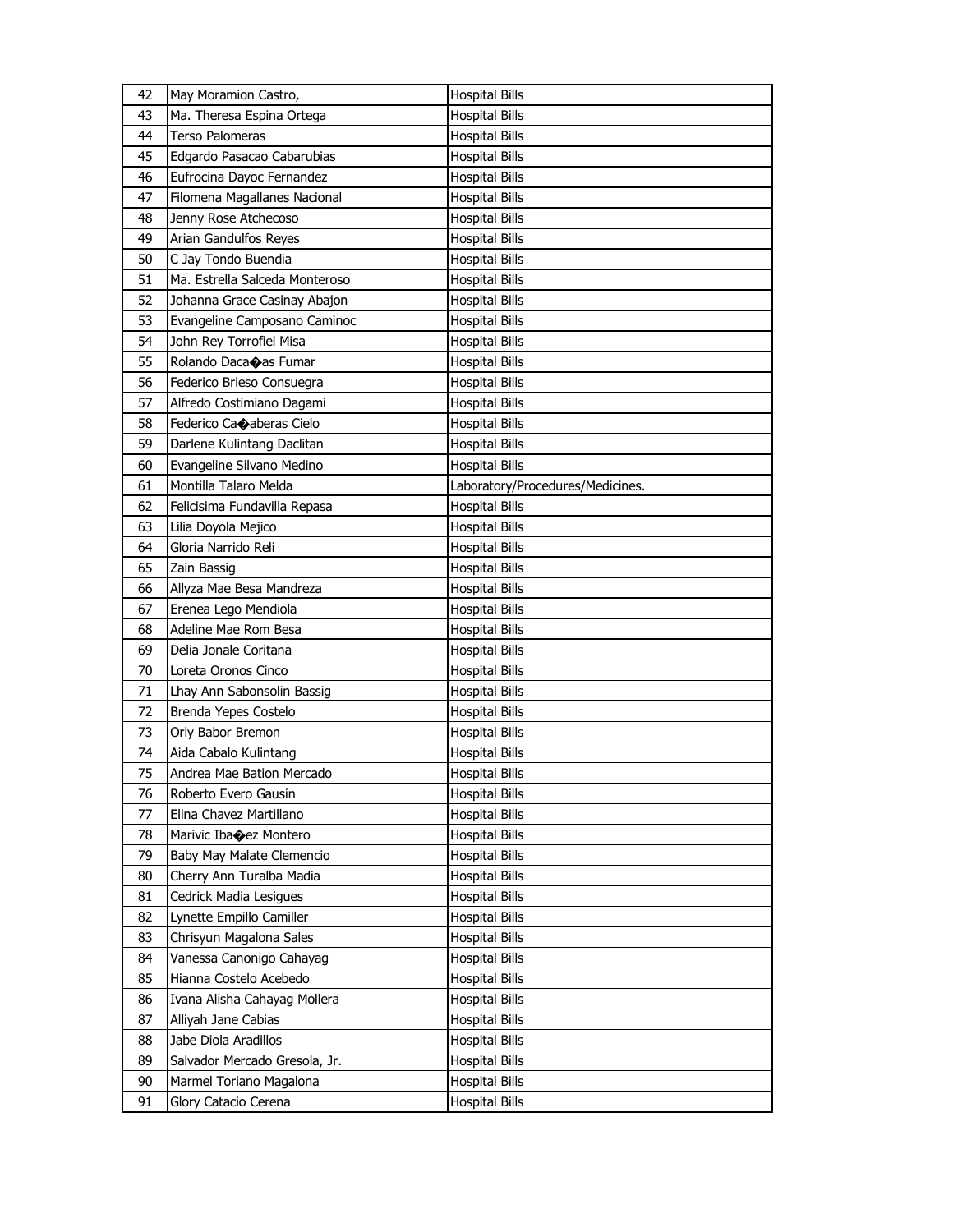| 42 | May Moramion Castro, | Hospital Bills |
|---|---|---|
| 43 | Ma. Theresa Espina Ortega | Hospital Bills |
| 44 | Terso Palomeras | Hospital Bills |
| 45 | Edgardo Pasacao Cabarubias | Hospital Bills |
| 46 | Eufrocina Dayoc Fernandez | Hospital Bills |
| 47 | Filomena Magallanes Nacional | Hospital Bills |
| 48 | Jenny Rose Atchecoso | Hospital Bills |
| 49 | Arian Gandulfos Reyes | Hospital Bills |
| 50 | C Jay Tondo Buendia | Hospital Bills |
| 51 | Ma. Estrella Salceda Monteroso | Hospital Bills |
| 52 | Johanna Grace Casinay Abajon | Hospital Bills |
| 53 | Evangeline Camposano Caminoc | Hospital Bills |
| 54 | John Rey Torrofiel Misa | Hospital Bills |
| 55 | Rolando Daca�as Fumar | Hospital Bills |
| 56 | Federico Brieso Consuegra | Hospital Bills |
| 57 | Alfredo Costimiano Dagami | Hospital Bills |
| 58 | Federico Ca�aberas Cielo | Hospital Bills |
| 59 | Darlene Kulintang Daclitan | Hospital Bills |
| 60 | Evangeline Silvano Medino | Hospital Bills |
| 61 | Montilla Talaro Melda | Laboratory/Procedures/Medicines. |
| 62 | Felicisima Fundavilla Repasa | Hospital Bills |
| 63 | Lilia Doyola Mejico | Hospital Bills |
| 64 | Gloria Narrido Reli | Hospital Bills |
| 65 | Zain Bassig | Hospital Bills |
| 66 | Allyza Mae Besa Mandreza | Hospital Bills |
| 67 | Erenea Lego Mendiola | Hospital Bills |
| 68 | Adeline Mae Rom Besa | Hospital Bills |
| 69 | Delia Jonale Coritana | Hospital Bills |
| 70 | Loreta Oronos Cinco | Hospital Bills |
| 71 | Lhay Ann Sabonsolin Bassig | Hospital Bills |
| 72 | Brenda Yepes Costelo | Hospital Bills |
| 73 | Orly Babor Bremon | Hospital Bills |
| 74 | Aida Cabalo Kulintang | Hospital Bills |
| 75 | Andrea Mae Bation Mercado | Hospital Bills |
| 76 | Roberto Evero Gausin | Hospital Bills |
| 77 | Elina Chavez Martillano | Hospital Bills |
| 78 | Marivic Iba�ez Montero | Hospital Bills |
| 79 | Baby May Malate Clemencio | Hospital Bills |
| 80 | Cherry Ann Turalba Madia | Hospital Bills |
| 81 | Cedrick Madia Lesigues | Hospital Bills |
| 82 | Lynette Empillo Camiller | Hospital Bills |
| 83 | Chrisyun Magalona Sales | Hospital Bills |
| 84 | Vanessa Canonigo Cahayag | Hospital Bills |
| 85 | Hianna Costelo Acebedo | Hospital Bills |
| 86 | Ivana Alisha Cahayag Mollera | Hospital Bills |
| 87 | Alliyah Jane Cabias | Hospital Bills |
| 88 | Jabe Diola Aradillos | Hospital Bills |
| 89 | Salvador Mercado Gresola, Jr. | Hospital Bills |
| 90 | Marmel Toriano Magalona | Hospital Bills |
| 91 | Glory Catacio Cerena | Hospital Bills |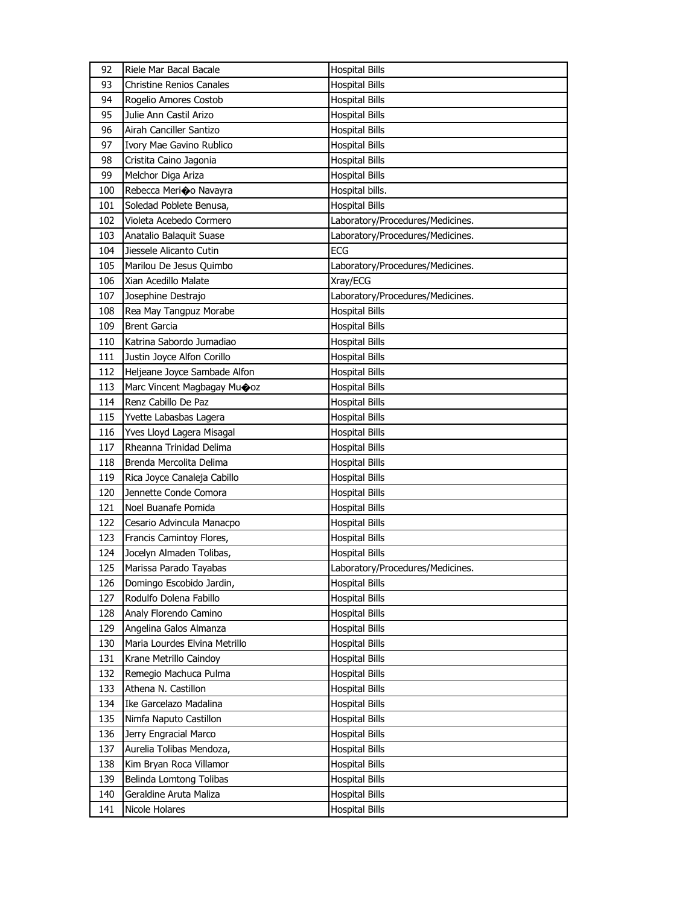| 92 | Riele Mar Bacal Bacale | Hospital Bills |
|---|---|---|
| 93 | Christine Renios Canales | Hospital Bills |
| 94 | Rogelio Amores Costob | Hospital Bills |
| 95 | Julie Ann Castil Arizo | Hospital Bills |
| 96 | Airah Canciller Santizo | Hospital Bills |
| 97 | Ivory Mae Gavino Rublico | Hospital Bills |
| 98 | Cristita Caino Jagonia | Hospital Bills |
| 99 | Melchor Diga Ariza | Hospital Bills |
| 100 | Rebecca Meri�o Navayra | Hospital bills. |
| 101 | Soledad Poblete Benusa, | Hospital Bills |
| 102 | Violeta Acebedo Cormero | Laboratory/Procedures/Medicines. |
| 103 | Anatalio Balaquit Suase | Laboratory/Procedures/Medicines. |
| 104 | Jiessele Alicanto Cutin | ECG |
| 105 | Marilou De Jesus Quimbo | Laboratory/Procedures/Medicines. |
| 106 | Xian Acedillo Malate | Xray/ECG |
| 107 | Josephine Destrajo | Laboratory/Procedures/Medicines. |
| 108 | Rea May Tangpuz Morabe | Hospital Bills |
| 109 | Brent Garcia | Hospital Bills |
| 110 | Katrina Sabordo Jumadiao | Hospital Bills |
| 111 | Justin Joyce Alfon Corillo | Hospital Bills |
| 112 | Heljeane Joyce Sambade Alfon | Hospital Bills |
| 113 | Marc Vincent Magbagay Mu�oz | Hospital Bills |
| 114 | Renz Cabillo De Paz | Hospital Bills |
| 115 | Yvette Labasbas Lagera | Hospital Bills |
| 116 | Yves Lloyd Lagera Misagal | Hospital Bills |
| 117 | Rheanna Trinidad Delima | Hospital Bills |
| 118 | Brenda Mercolita Delima | Hospital Bills |
| 119 | Rica Joyce Canaleja Cabillo | Hospital Bills |
| 120 | Jennette Conde Comora | Hospital Bills |
| 121 | Noel Buanafe Pomida | Hospital Bills |
| 122 | Cesario Advincula Manacpo | Hospital Bills |
| 123 | Francis Camintoy Flores, | Hospital Bills |
| 124 | Jocelyn Almaden Tolibas, | Hospital Bills |
| 125 | Marissa Parado Tayabas | Laboratory/Procedures/Medicines. |
| 126 | Domingo Escobido Jardin, | Hospital Bills |
| 127 | Rodulfo Dolena Fabillo | Hospital Bills |
| 128 | Analy Florendo Camino | Hospital Bills |
| 129 | Angelina Galos Almanza | Hospital Bills |
| 130 | Maria Lourdes Elvina Metrillo | Hospital Bills |
| 131 | Krane Metrillo Caindoy | Hospital Bills |
| 132 | Remegio Machuca Pulma | Hospital Bills |
| 133 | Athena N. Castillon | Hospital Bills |
| 134 | Ike Garcelazo Madalina | Hospital Bills |
| 135 | Nimfa Naputo Castillon | Hospital Bills |
| 136 | Jerry Engracial Marco | Hospital Bills |
| 137 | Aurelia Tolibas Mendoza, | Hospital Bills |
| 138 | Kim Bryan Roca Villamor | Hospital Bills |
| 139 | Belinda Lomtong Tolibas | Hospital Bills |
| 140 | Geraldine Aruta Maliza | Hospital Bills |
| 141 | Nicole Holares | Hospital Bills |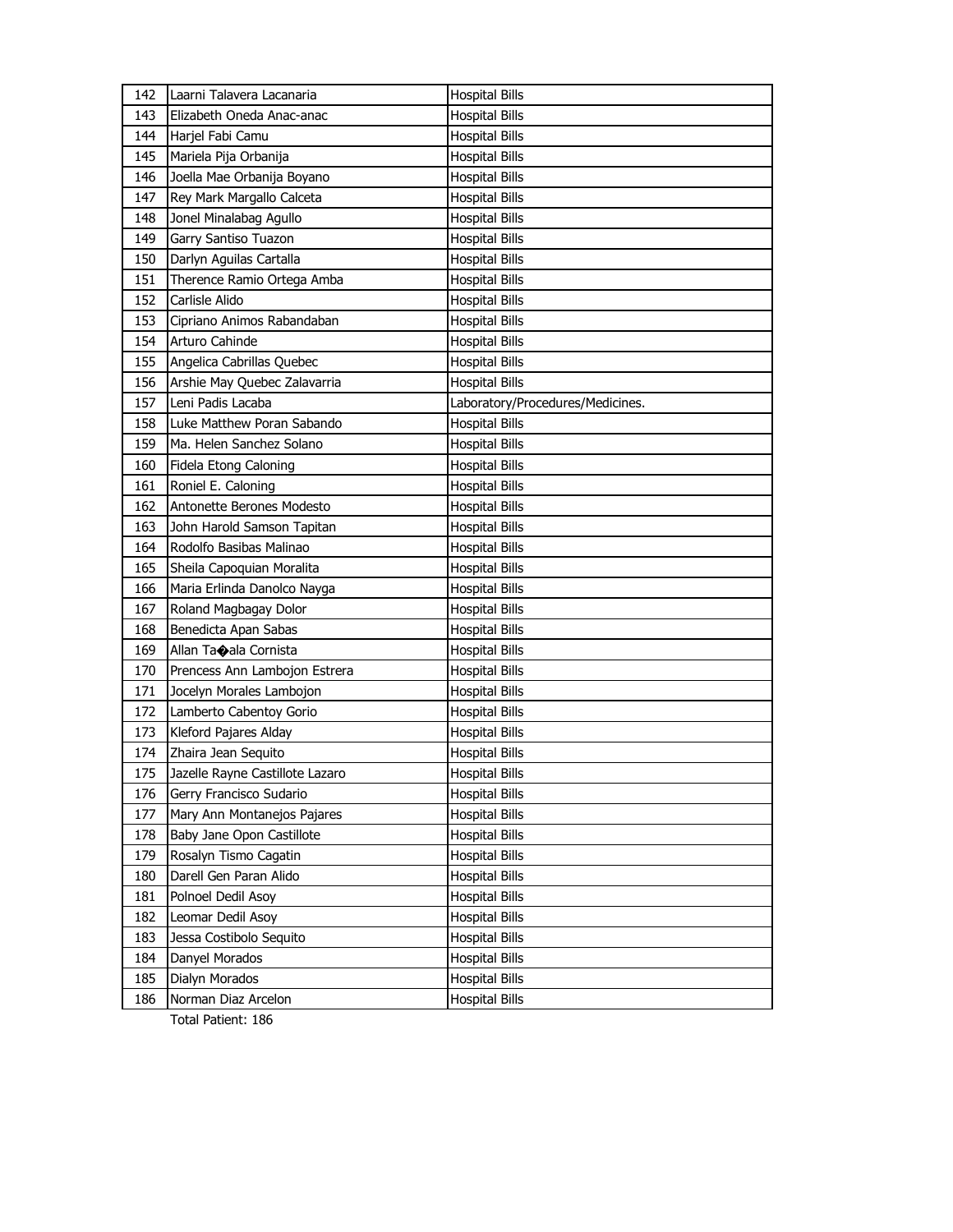| 142 | Laarni Talavera Lacanaria | Hospital Bills |
|---|---|---|
| 143 | Elizabeth Oneda Anac-anac | Hospital Bills |
| 144 | Harjel Fabi Camu | Hospital Bills |
| 145 | Mariela Pija Orbanija | Hospital Bills |
| 146 | Joella Mae Orbanija Boyano | Hospital Bills |
| 147 | Rey Mark Margallo Calceta | Hospital Bills |
| 148 | Jonel Minalabag Agullo | Hospital Bills |
| 149 | Garry Santiso Tuazon | Hospital Bills |
| 150 | Darlyn Aguilas Cartalla | Hospital Bills |
| 151 | Therence Ramio Ortega Amba | Hospital Bills |
| 152 | Carlisle Alido | Hospital Bills |
| 153 | Cipriano Animos Rabandaban | Hospital Bills |
| 154 | Arturo Cahinde | Hospital Bills |
| 155 | Angelica Cabrillas Quebec | Hospital Bills |
| 156 | Arshie May Quebec Zalavarria | Hospital Bills |
| 157 | Leni Padis Lacaba | Laboratory/Procedures/Medicines. |
| 158 | Luke Matthew Poran Sabando | Hospital Bills |
| 159 | Ma. Helen Sanchez Solano | Hospital Bills |
| 160 | Fidela Etong Caloning | Hospital Bills |
| 161 | Roniel E. Caloning | Hospital Bills |
| 162 | Antonette Berones Modesto | Hospital Bills |
| 163 | John Harold Samson Tapitan | Hospital Bills |
| 164 | Rodolfo Basibas Malinao | Hospital Bills |
| 165 | Sheila Capoquian Moralita | Hospital Bills |
| 166 | Maria Erlinda Danolco Nayga | Hospital Bills |
| 167 | Roland Magbagay Dolor | Hospital Bills |
| 168 | Benedicta Apan Sabas | Hospital Bills |
| 169 | Allan Ta�ala Cornista | Hospital Bills |
| 170 | Prencess Ann Lambojon Estrera | Hospital Bills |
| 171 | Jocelyn Morales Lambojon | Hospital Bills |
| 172 | Lamberto Cabentoy Gorio | Hospital Bills |
| 173 | Kleford Pajares Alday | Hospital Bills |
| 174 | Zhaira Jean Sequito | Hospital Bills |
| 175 | Jazelle Rayne Castillote Lazaro | Hospital Bills |
| 176 | Gerry Francisco Sudario | Hospital Bills |
| 177 | Mary Ann Montanejos Pajares | Hospital Bills |
| 178 | Baby Jane Opon Castillote | Hospital Bills |
| 179 | Rosalyn Tismo Cagatin | Hospital Bills |
| 180 | Darell Gen Paran Alido | Hospital Bills |
| 181 | Polnoel Dedil Asoy | Hospital Bills |
| 182 | Leomar Dedil Asoy | Hospital Bills |
| 183 | Jessa Costibolo Sequito | Hospital Bills |
| 184 | Danyel Morados | Hospital Bills |
| 185 | Dialyn Morados | Hospital Bills |
| 186 | Norman Diaz Arcelon | Hospital Bills |

Total Patient: 186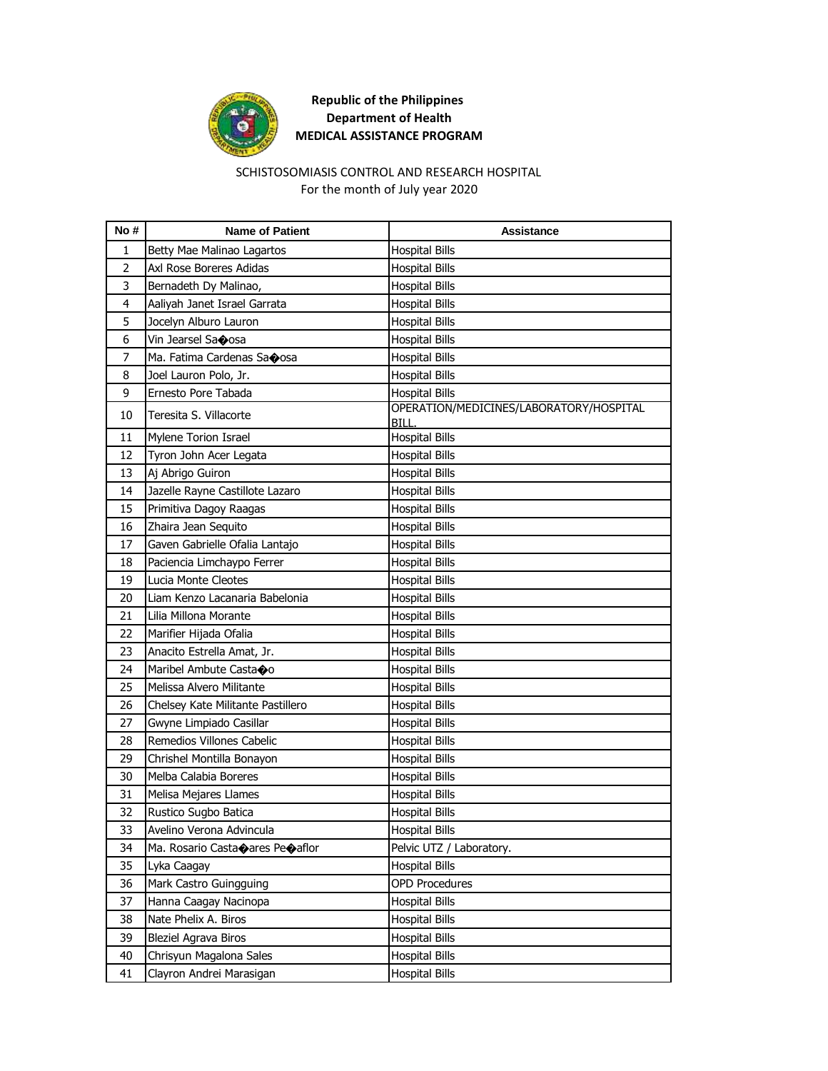**Republic of the Philippines**
**Department of Health**
**MEDICAL ASSISTANCE PROGRAM**

SCHISTOSOMIASIS CONTROL AND RESEARCH HOSPITAL
For the month of July year 2020

| No # | Name of Patient | Assistance |
|---|---|---|
| 1 | Betty Mae Malinao Lagartos | Hospital Bills |
| 2 | Axl Rose Boreres Adidas | Hospital Bills |
| 3 | Bernadeth Dy Malinao, | Hospital Bills |
| 4 | Aaliyah Janet Israel Garrata | Hospital Bills |
| 5 | Jocelyn Alburo Lauron | Hospital Bills |
| 6 | Vin Jearsel Sa�osa | Hospital Bills |
| 7 | Ma. Fatima Cardenas Sa�osa | Hospital Bills |
| 8 | Joel Lauron Polo, Jr. | Hospital Bills |
| 9 | Ernesto Pore Tabada | Hospital Bills |
| 10 | Teresita S. Villacorte | OPERATION/MEDICINES/LABORATORY/HOSPITAL BILL. |
| 11 | Mylene Torion Israel | Hospital Bills |
| 12 | Tyron John Acer Legata | Hospital Bills |
| 13 | Aj Abrigo Guiron | Hospital Bills |
| 14 | Jazelle Rayne Castillote Lazaro | Hospital Bills |
| 15 | Primitiva Dagoy Raagas | Hospital Bills |
| 16 | Zhaira Jean Sequito | Hospital Bills |
| 17 | Gaven Gabrielle Ofalia Lantajo | Hospital Bills |
| 18 | Paciencia Limchaypo Ferrer | Hospital Bills |
| 19 | Lucia Monte Cleotes | Hospital Bills |
| 20 | Liam Kenzo Lacanaria Babelonia | Hospital Bills |
| 21 | Lilia Millona Morante | Hospital Bills |
| 22 | Marifier Hijada Ofalia | Hospital Bills |
| 23 | Anacito Estrella Amat, Jr. | Hospital Bills |
| 24 | Maribel Ambute Casta�o | Hospital Bills |
| 25 | Melissa Alvero Militante | Hospital Bills |
| 26 | Chelsey Kate Militante Pastillero | Hospital Bills |
| 27 | Gwyne Limpiado Casillar | Hospital Bills |
| 28 | Remedios Villones Cabelic | Hospital Bills |
| 29 | Chrishel Montilla Bonayon | Hospital Bills |
| 30 | Melba Calabia Boreres | Hospital Bills |
| 31 | Melisa Mejares Llames | Hospital Bills |
| 32 | Rustico Sugbo Batica | Hospital Bills |
| 33 | Avelino Verona Advincula | Hospital Bills |
| 34 | Ma. Rosario Casta�ares Pe�aflor | Pelvic UTZ / Laboratory. |
| 35 | Lyka Caagay | Hospital Bills |
| 36 | Mark Castro Guingguing | OPD Procedures |
| 37 | Hanna Caagay Nacinopa | Hospital Bills |
| 38 | Nate Phelix A. Biros | Hospital Bills |
| 39 | Bleziel Agrava Biros | Hospital Bills |
| 40 | Chrisyun Magalona Sales | Hospital Bills |
| 41 | Clayron Andrei Marasigan | Hospital Bills |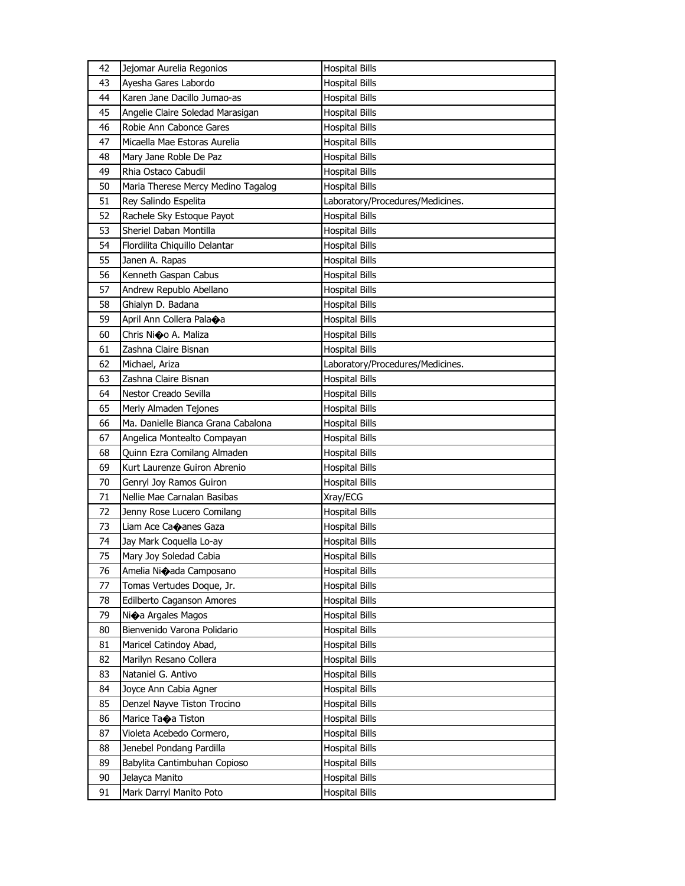| 42 | Jejomar Aurelia Regonios | Hospital Bills |
|---|---|---|
| 43 | Ayesha Gares Labordo | Hospital Bills |
| 44 | Karen Jane Dacillo Jumao-as | Hospital Bills |
| 45 | Angelie Claire Soledad Marasigan | Hospital Bills |
| 46 | Robie Ann Cabonce Gares | Hospital Bills |
| 47 | Micaella Mae Estoras Aurelia | Hospital Bills |
| 48 | Mary Jane Roble De Paz | Hospital Bills |
| 49 | Rhia Ostaco Cabudil | Hospital Bills |
| 50 | Maria Therese Mercy Medino Tagalog | Hospital Bills |
| 51 | Rey Salindo Espelita | Laboratory/Procedures/Medicines. |
| 52 | Rachele Sky Estoque Payot | Hospital Bills |
| 53 | Sheriel Daban Montilla | Hospital Bills |
| 54 | Flordilita Chiquillo Delantar | Hospital Bills |
| 55 | Janen A. Rapas | Hospital Bills |
| 56 | Kenneth Gaspan Cabus | Hospital Bills |
| 57 | Andrew Republo Abellano | Hospital Bills |
| 58 | Ghialyn D. Badana | Hospital Bills |
| 59 | April Ann Collera Pala�a | Hospital Bills |
| 60 | Chris Ni�o A. Maliza | Hospital Bills |
| 61 | Zashna Claire Bisnan | Hospital Bills |
| 62 | Michael, Ariza | Laboratory/Procedures/Medicines. |
| 63 | Zashna Claire Bisnan | Hospital Bills |
| 64 | Nestor Creado Sevilla | Hospital Bills |
| 65 | Merly Almaden Tejones | Hospital Bills |
| 66 | Ma. Danielle Bianca Grana Cabalona | Hospital Bills |
| 67 | Angelica Montealto Compayan | Hospital Bills |
| 68 | Quinn Ezra Comilang Almaden | Hospital Bills |
| 69 | Kurt Laurenze Guiron Abrenio | Hospital Bills |
| 70 | Genryl Joy Ramos Guiron | Hospital Bills |
| 71 | Nellie Mae Carnalan Basibas | Xray/ECG |
| 72 | Jenny Rose Lucero Comilang | Hospital Bills |
| 73 | Liam Ace Ca�anes Gaza | Hospital Bills |
| 74 | Jay Mark Coquella Lo-ay | Hospital Bills |
| 75 | Mary Joy Soledad Cabia | Hospital Bills |
| 76 | Amelia Ni�ada Camposano | Hospital Bills |
| 77 | Tomas Vertudes Doque, Jr. | Hospital Bills |
| 78 | Edilberto Caganson Amores | Hospital Bills |
| 79 | Ni�a Argales Magos | Hospital Bills |
| 80 | Bienvenido Varona Polidario | Hospital Bills |
| 81 | Maricel Catindoy Abad, | Hospital Bills |
| 82 | Marilyn Resano Collera | Hospital Bills |
| 83 | Nataniel G. Antivo | Hospital Bills |
| 84 | Joyce Ann Cabia Agner | Hospital Bills |
| 85 | Denzel Nayve Tiston Trocino | Hospital Bills |
| 86 | Marice Ta�a Tiston | Hospital Bills |
| 87 | Violeta Acebedo Cormero, | Hospital Bills |
| 88 | Jenebel Pondang Pardilla | Hospital Bills |
| 89 | Babylita Cantimbuhan Copioso | Hospital Bills |
| 90 | Jelayca Manito | Hospital Bills |
| 91 | Mark Darryl Manito Poto | Hospital Bills |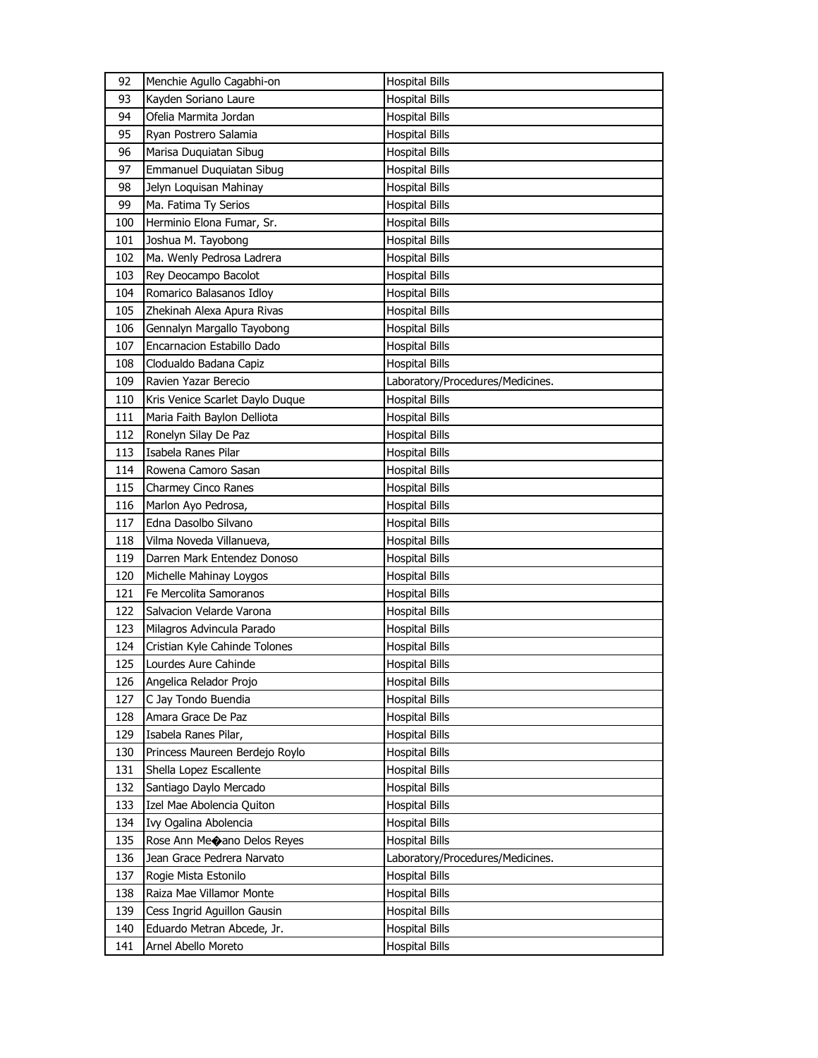| 92 | Menchie Agullo Cagabhi-on | Hospital Bills |
|---|---|---|
| 93 | Kayden Soriano Laure | Hospital Bills |
| 94 | Ofelia Marmita Jordan | Hospital Bills |
| 95 | Ryan Postrero Salamia | Hospital Bills |
| 96 | Marisa Duquiatan Sibug | Hospital Bills |
| 97 | Emmanuel Duquiatan Sibug | Hospital Bills |
| 98 | Jelyn Loquisan Mahinay | Hospital Bills |
| 99 | Ma. Fatima Ty Serios | Hospital Bills |
| 100 | Herminio Elona Fumar, Sr. | Hospital Bills |
| 101 | Joshua M. Tayobong | Hospital Bills |
| 102 | Ma. Wenly Pedrosa Ladrera | Hospital Bills |
| 103 | Rey Deocampo Bacolot | Hospital Bills |
| 104 | Romarico Balasanos Idloy | Hospital Bills |
| 105 | Zhekinah Alexa Apura Rivas | Hospital Bills |
| 106 | Gennalyn Margallo Tayobong | Hospital Bills |
| 107 | Encarnacion Estabillo Dado | Hospital Bills |
| 108 | Clodualdo Badana Capiz | Hospital Bills |
| 109 | Ravien Yazar Berecio | Laboratory/Procedures/Medicines. |
| 110 | Kris Venice Scarlet Daylo Duque | Hospital Bills |
| 111 | Maria Faith Baylon Delliota | Hospital Bills |
| 112 | Ronelyn Silay De Paz | Hospital Bills |
| 113 | Isabela Ranes Pilar | Hospital Bills |
| 114 | Rowena Camoro Sasan | Hospital Bills |
| 115 | Charmey Cinco Ranes | Hospital Bills |
| 116 | Marlon Ayo Pedrosa, | Hospital Bills |
| 117 | Edna Dasolbo Silvano | Hospital Bills |
| 118 | Vilma Noveda Villanueva, | Hospital Bills |
| 119 | Darren Mark Entendez Donoso | Hospital Bills |
| 120 | Michelle Mahinay Loygos | Hospital Bills |
| 121 | Fe Mercolita Samoranos | Hospital Bills |
| 122 | Salvacion Velarde Varona | Hospital Bills |
| 123 | Milagros Advincula Parado | Hospital Bills |
| 124 | Cristian Kyle Cahinde Tolones | Hospital Bills |
| 125 | Lourdes Aure Cahinde | Hospital Bills |
| 126 | Angelica Relador Projo | Hospital Bills |
| 127 | C Jay Tondo Buendia | Hospital Bills |
| 128 | Amara Grace De Paz | Hospital Bills |
| 129 | Isabela Ranes Pilar, | Hospital Bills |
| 130 | Princess Maureen Berdejo Roylo | Hospital Bills |
| 131 | Shella Lopez Escallente | Hospital Bills |
| 132 | Santiago Daylo Mercado | Hospital Bills |
| 133 | Izel Mae Abolencia Quiton | Hospital Bills |
| 134 | Ivy Ogalina Abolencia | Hospital Bills |
| 135 | Rose Ann Me�ano Delos Reyes | Hospital Bills |
| 136 | Jean Grace Pedrera Narvato | Laboratory/Procedures/Medicines. |
| 137 | Rogie Mista Estonilo | Hospital Bills |
| 138 | Raiza Mae Villamor Monte | Hospital Bills |
| 139 | Cess Ingrid Aguillon Gausin | Hospital Bills |
| 140 | Eduardo Metran Abcede, Jr. | Hospital Bills |
| 141 | Arnel Abello Moreto | Hospital Bills |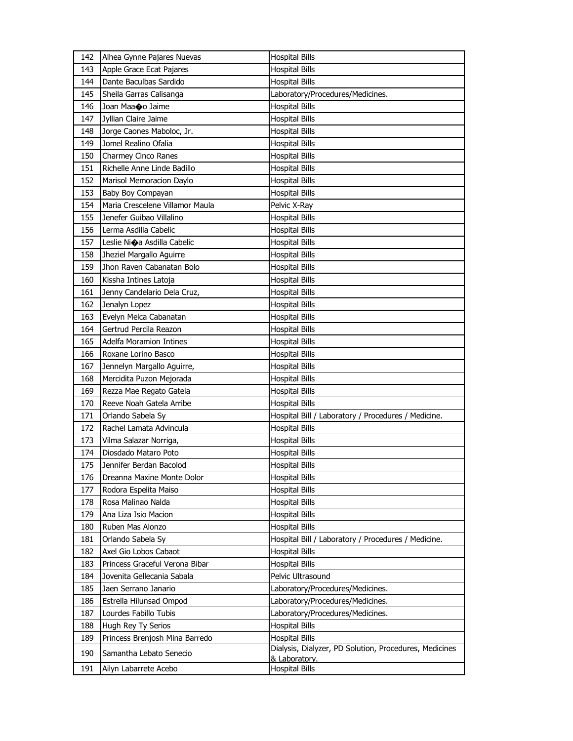| 142 | Alhea Gynne Pajares Nuevas | Hospital Bills |
|---|---|---|
| 143 | Apple Grace Ecat Pajares | Hospital Bills |
| 144 | Dante Baculbas Sardido | Hospital Bills |
| 145 | Sheila Garras Calisanga | Laboratory/Procedures/Medicines. |
| 146 | Joan Maa�o Jaime | Hospital Bills |
| 147 | Jyllian Claire Jaime | Hospital Bills |
| 148 | Jorge Caones Maboloc, Jr. | Hospital Bills |
| 149 | Jomel Realino Ofalia | Hospital Bills |
| 150 | Charmey Cinco Ranes | Hospital Bills |
| 151 | Richelle Anne Linde Badillo | Hospital Bills |
| 152 | Marisol Memoracion Daylo | Hospital Bills |
| 153 | Baby Boy Compayan | Hospital Bills |
| 154 | Maria Crescelene Villamor Maula | Pelvic X-Ray |
| 155 | Jenefer Guibao Villalino | Hospital Bills |
| 156 | Lerma Asdilla Cabelic | Hospital Bills |
| 157 | Leslie Ni�a Asdilla Cabelic | Hospital Bills |
| 158 | Jheziel Margallo Aguirre | Hospital Bills |
| 159 | Jhon Raven Cabanatan Bolo | Hospital Bills |
| 160 | Kissha Intines Latoja | Hospital Bills |
| 161 | Jenny Candelario Dela Cruz, | Hospital Bills |
| 162 | Jenalyn Lopez | Hospital Bills |
| 163 | Evelyn Melca Cabanatan | Hospital Bills |
| 164 | Gertrud Percila Reazon | Hospital Bills |
| 165 | Adelfa Moramion Intines | Hospital Bills |
| 166 | Roxane Lorino Basco | Hospital Bills |
| 167 | Jennelyn Margallo Aguirre, | Hospital Bills |
| 168 | Mercidita Puzon Mejorada | Hospital Bills |
| 169 | Rezza Mae Regato Gatela | Hospital Bills |
| 170 | Reeve Noah Gatela Arribe | Hospital Bills |
| 171 | Orlando Sabela Sy | Hospital Bill / Laboratory / Procedures / Medicine. |
| 172 | Rachel Lamata Advincula | Hospital Bills |
| 173 | Vilma Salazar Norriga, | Hospital Bills |
| 174 | Diosdado Mataro Poto | Hospital Bills |
| 175 | Jennifer Berdan Bacolod | Hospital Bills |
| 176 | Dreanna Maxine Monte Dolor | Hospital Bills |
| 177 | Rodora Espelita Maiso | Hospital Bills |
| 178 | Rosa Malinao Nalda | Hospital Bills |
| 179 | Ana Liza Isio Macion | Hospital Bills |
| 180 | Ruben Mas Alonzo | Hospital Bills |
| 181 | Orlando Sabela Sy | Hospital Bill / Laboratory / Procedures / Medicine. |
| 182 | Axel Gio Lobos Cabaot | Hospital Bills |
| 183 | Princess Graceful Verona Bibar | Hospital Bills |
| 184 | Jovenita Gellecania Sabala | Pelvic Ultrasound |
| 185 | Jaen Serrano Janario | Laboratory/Procedures/Medicines. |
| 186 | Estrella Hilunsad Ompod | Laboratory/Procedures/Medicines. |
| 187 | Lourdes Fabillo Tubis | Laboratory/Procedures/Medicines. |
| 188 | Hugh Rey Ty Serios | Hospital Bills |
| 189 | Princess Brenjosh Mina Barredo | Hospital Bills |
| 190 | Samantha Lebato Senecio | Dialysis, Dialyzer, PD Solution, Procedures, Medicines & Laboratory. |
| 191 | Ailyn Labarrete Acebo | Hospital Bills |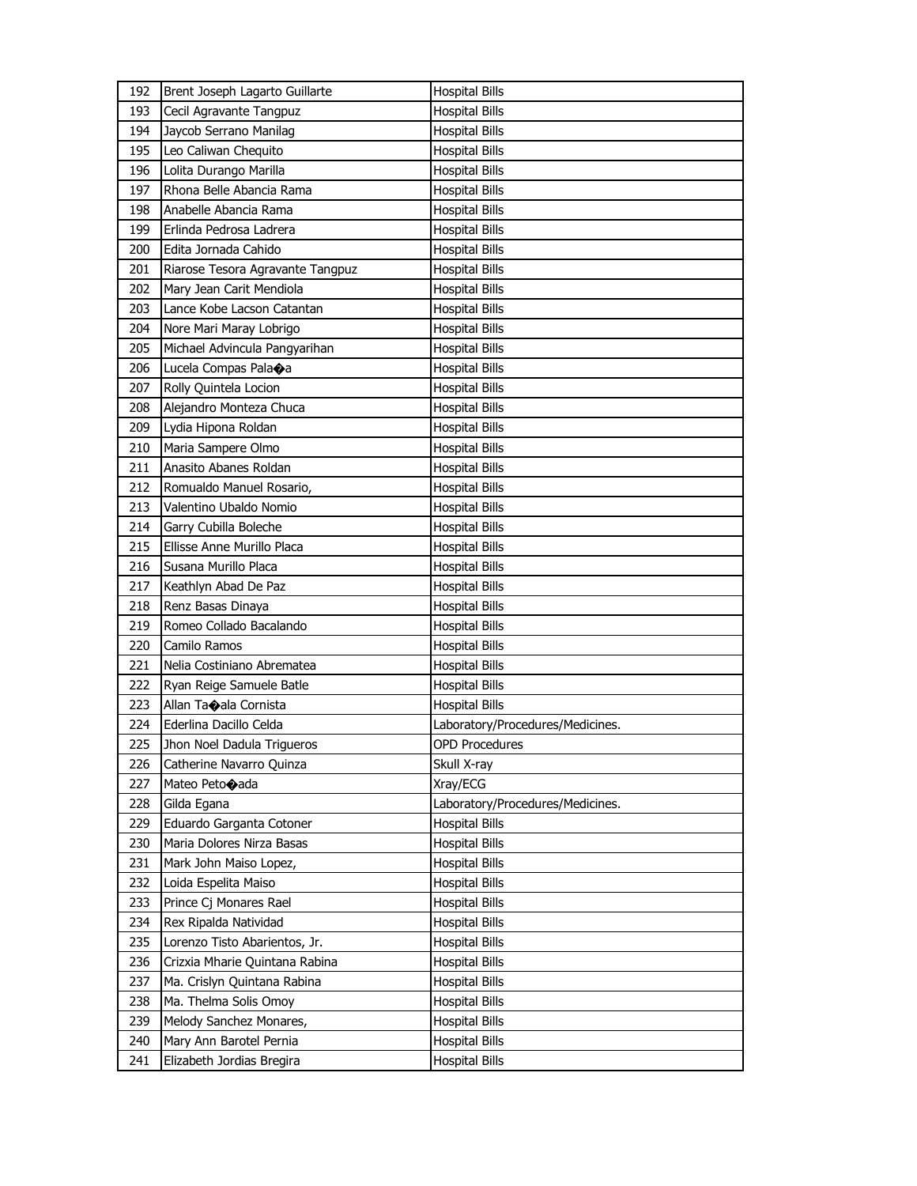| 192 | Brent Joseph Lagarto Guillarte | Hospital Bills |
|---|---|---|
| 193 | Cecil Agravante Tangpuz | Hospital Bills |
| 194 | Jaycob Serrano Manilag | Hospital Bills |
| 195 | Leo Caliwan Chequito | Hospital Bills |
| 196 | Lolita Durango Marilla | Hospital Bills |
| 197 | Rhona Belle Abancia Rama | Hospital Bills |
| 198 | Anabelle Abancia Rama | Hospital Bills |
| 199 | Erlinda Pedrosa Ladrera | Hospital Bills |
| 200 | Edita Jornada Cahido | Hospital Bills |
| 201 | Riarose Tesora Agravante Tangpuz | Hospital Bills |
| 202 | Mary Jean Carit Mendiola | Hospital Bills |
| 203 | Lance Kobe Lacson Catantan | Hospital Bills |
| 204 | Nore Mari Maray Lobrigo | Hospital Bills |
| 205 | Michael Advincula Pangyarihan | Hospital Bills |
| 206 | Lucela Compas Pala�a | Hospital Bills |
| 207 | Rolly Quintela Locion | Hospital Bills |
| 208 | Alejandro Monteza Chuca | Hospital Bills |
| 209 | Lydia Hipona Roldan | Hospital Bills |
| 210 | Maria Sampere Olmo | Hospital Bills |
| 211 | Anasito Abanes Roldan | Hospital Bills |
| 212 | Romualdo Manuel Rosario, | Hospital Bills |
| 213 | Valentino Ubaldo Nomio | Hospital Bills |
| 214 | Garry Cubilla Boleche | Hospital Bills |
| 215 | Ellisse Anne Murillo Placa | Hospital Bills |
| 216 | Susana Murillo Placa | Hospital Bills |
| 217 | Keathlyn Abad De Paz | Hospital Bills |
| 218 | Renz Basas Dinaya | Hospital Bills |
| 219 | Romeo Collado Bacalando | Hospital Bills |
| 220 | Camilo Ramos | Hospital Bills |
| 221 | Nelia Costiniano Abrematea | Hospital Bills |
| 222 | Ryan Reige Samuele Batle | Hospital Bills |
| 223 | Allan Ta�ala Cornista | Hospital Bills |
| 224 | Ederlina Dacillo Celda | Laboratory/Procedures/Medicines. |
| 225 | Jhon Noel Dadula Trigueros | OPD Procedures |
| 226 | Catherine Navarro Quinza | Skull X-ray |
| 227 | Mateo Peto�ada | Xray/ECG |
| 228 | Gilda Egana | Laboratory/Procedures/Medicines. |
| 229 | Eduardo Garganta Cotoner | Hospital Bills |
| 230 | Maria Dolores Nirza Basas | Hospital Bills |
| 231 | Mark John Maiso Lopez, | Hospital Bills |
| 232 | Loida Espelita Maiso | Hospital Bills |
| 233 | Prince Cj Monares Rael | Hospital Bills |
| 234 | Rex Ripalda Natividad | Hospital Bills |
| 235 | Lorenzo Tisto Abarientos, Jr. | Hospital Bills |
| 236 | Crizxia Mharie Quintana Rabina | Hospital Bills |
| 237 | Ma. Crislyn Quintana Rabina | Hospital Bills |
| 238 | Ma. Thelma Solis Omoy | Hospital Bills |
| 239 | Melody Sanchez Monares, | Hospital Bills |
| 240 | Mary Ann Barotel Pernia | Hospital Bills |
| 241 | Elizabeth Jordias Bregira | Hospital Bills |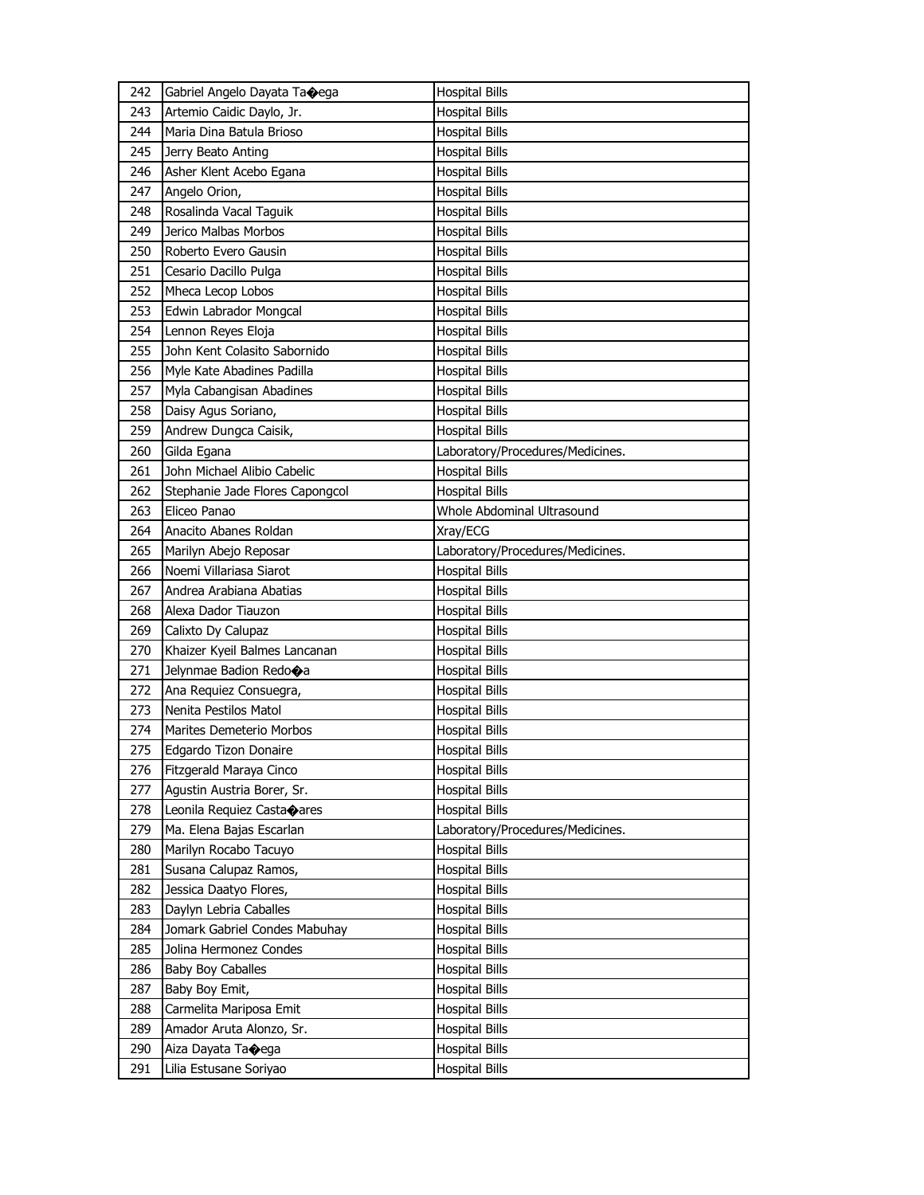| 242 | Gabriel Angelo Dayata Ta�ega | Hospital Bills |
|---|---|---|
| 243 | Artemio Caidic Daylo, Jr. | Hospital Bills |
| 244 | Maria Dina Batula Brioso | Hospital Bills |
| 245 | Jerry Beato Anting | Hospital Bills |
| 246 | Asher Klent Acebo Egana | Hospital Bills |
| 247 | Angelo Orion, | Hospital Bills |
| 248 | Rosalinda Vacal Taguik | Hospital Bills |
| 249 | Jerico Malbas Morbos | Hospital Bills |
| 250 | Roberto Evero Gausin | Hospital Bills |
| 251 | Cesario Dacillo Pulga | Hospital Bills |
| 252 | Mheca Lecop Lobos | Hospital Bills |
| 253 | Edwin Labrador Mongcal | Hospital Bills |
| 254 | Lennon Reyes Eloja | Hospital Bills |
| 255 | John Kent Colasito Sabornido | Hospital Bills |
| 256 | Myle Kate Abadines Padilla | Hospital Bills |
| 257 | Myla Cabangisan Abadines | Hospital Bills |
| 258 | Daisy Agus Soriano, | Hospital Bills |
| 259 | Andrew Dungca Caisik, | Hospital Bills |
| 260 | Gilda Egana | Laboratory/Procedures/Medicines. |
| 261 | John Michael Alibio Cabelic | Hospital Bills |
| 262 | Stephanie Jade Flores Capongcol | Hospital Bills |
| 263 | Eliceo Panao | Whole Abdominal Ultrasound |
| 264 | Anacito Abanes Roldan | Xray/ECG |
| 265 | Marilyn Abejo Reposar | Laboratory/Procedures/Medicines. |
| 266 | Noemi Villariasa Siarot | Hospital Bills |
| 267 | Andrea Arabiana Abatias | Hospital Bills |
| 268 | Alexa Dador Tiauzon | Hospital Bills |
| 269 | Calixto Dy Calupaz | Hospital Bills |
| 270 | Khaizer Kyeil Balmes Lancanan | Hospital Bills |
| 271 | Jelynmae Badion Redo�a | Hospital Bills |
| 272 | Ana Requiez Consuegra, | Hospital Bills |
| 273 | Nenita Pestilos Matol | Hospital Bills |
| 274 | Marites Demeterio Morbos | Hospital Bills |
| 275 | Edgardo Tizon Donaire | Hospital Bills |
| 276 | Fitzgerald Maraya Cinco | Hospital Bills |
| 277 | Agustin Austria Borer, Sr. | Hospital Bills |
| 278 | Leonila Requiez Casta�ares | Hospital Bills |
| 279 | Ma. Elena Bajas Escarlan | Laboratory/Procedures/Medicines. |
| 280 | Marilyn Rocabo Tacuyo | Hospital Bills |
| 281 | Susana Calupaz Ramos, | Hospital Bills |
| 282 | Jessica Daatyo Flores, | Hospital Bills |
| 283 | Daylyn Lebria Caballes | Hospital Bills |
| 284 | Jomark Gabriel Condes Mabuhay | Hospital Bills |
| 285 | Jolina Hermonez Condes | Hospital Bills |
| 286 | Baby Boy Caballes | Hospital Bills |
| 287 | Baby Boy Emit, | Hospital Bills |
| 288 | Carmelita Mariposa Emit | Hospital Bills |
| 289 | Amador Aruta Alonzo, Sr. | Hospital Bills |
| 290 | Aiza Dayata Ta�ega | Hospital Bills |
| 291 | Lilia Estusane Soriyao | Hospital Bills |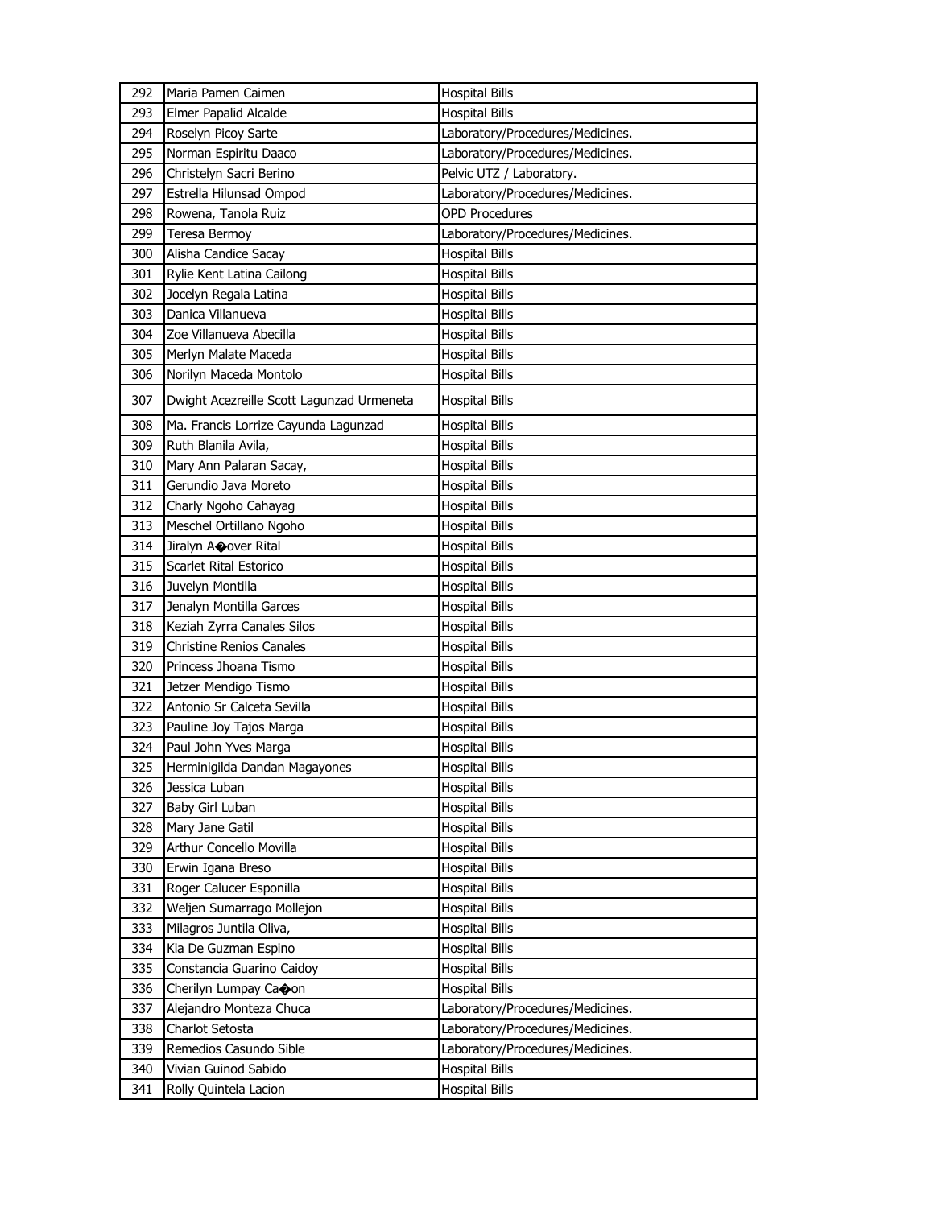| 292 | Maria Pamen Caimen | Hospital Bills |
|---|---|---|
| 293 | Elmer Papalid Alcalde | Hospital Bills |
| 294 | Roselyn Picoy Sarte | Laboratory/Procedures/Medicines. |
| 295 | Norman Espiritu Daaco | Laboratory/Procedures/Medicines. |
| 296 | Christelyn Sacri Berino | Pelvic UTZ / Laboratory. |
| 297 | Estrella Hilunsad Ompod | Laboratory/Procedures/Medicines. |
| 298 | Rowena, Tanola Ruiz | OPD Procedures |
| 299 | Teresa Bermoy | Laboratory/Procedures/Medicines. |
| 300 | Alisha Candice Sacay | Hospital Bills |
| 301 | Rylie Kent Latina Cailong | Hospital Bills |
| 302 | Jocelyn Regala Latina | Hospital Bills |
| 303 | Danica Villanueva | Hospital Bills |
| 304 | Zoe Villanueva Abecilla | Hospital Bills |
| 305 | Merlyn Malate Maceda | Hospital Bills |
| 306 | Norilyn Maceda Montolo | Hospital Bills |
| 307 | Dwight Acezreille Scott Lagunzad Urmeneta | Hospital Bills |
| 308 | Ma. Francis Lorrize Cayunda Lagunzad | Hospital Bills |
| 309 | Ruth Blanila Avila, | Hospital Bills |
| 310 | Mary Ann Palaran Sacay, | Hospital Bills |
| 311 | Gerundio Java Moreto | Hospital Bills |
| 312 | Charly Ngoho Cahayag | Hospital Bills |
| 313 | Meschel Ortillano Ngoho | Hospital Bills |
| 314 | Jiralyn A�over Rital | Hospital Bills |
| 315 | Scarlet Rital Estorico | Hospital Bills |
| 316 | Juvelyn Montilla | Hospital Bills |
| 317 | Jenalyn Montilla Garces | Hospital Bills |
| 318 | Keziah Zyrra Canales Silos | Hospital Bills |
| 319 | Christine Renios Canales | Hospital Bills |
| 320 | Princess Jhoana Tismo | Hospital Bills |
| 321 | Jetzer Mendigo Tismo | Hospital Bills |
| 322 | Antonio Sr Calceta Sevilla | Hospital Bills |
| 323 | Pauline Joy Tajos Marga | Hospital Bills |
| 324 | Paul John Yves Marga | Hospital Bills |
| 325 | Herminigilda Dandan Magayones | Hospital Bills |
| 326 | Jessica Luban | Hospital Bills |
| 327 | Baby Girl Luban | Hospital Bills |
| 328 | Mary Jane Gatil | Hospital Bills |
| 329 | Arthur Concello Movilla | Hospital Bills |
| 330 | Erwin Igana Breso | Hospital Bills |
| 331 | Roger Calucer Esponilla | Hospital Bills |
| 332 | Weljen Sumarrago Mollejon | Hospital Bills |
| 333 | Milagros Juntila Oliva, | Hospital Bills |
| 334 | Kia De Guzman Espino | Hospital Bills |
| 335 | Constancia Guarino Caidoy | Hospital Bills |
| 336 | Cherilyn Lumpay Ca�on | Hospital Bills |
| 337 | Alejandro Monteza Chuca | Laboratory/Procedures/Medicines. |
| 338 | Charlot Setosta | Laboratory/Procedures/Medicines. |
| 339 | Remedios Casundo Sible | Laboratory/Procedures/Medicines. |
| 340 | Vivian Guinod Sabido | Hospital Bills |
| 341 | Rolly Quintela Lacion | Hospital Bills |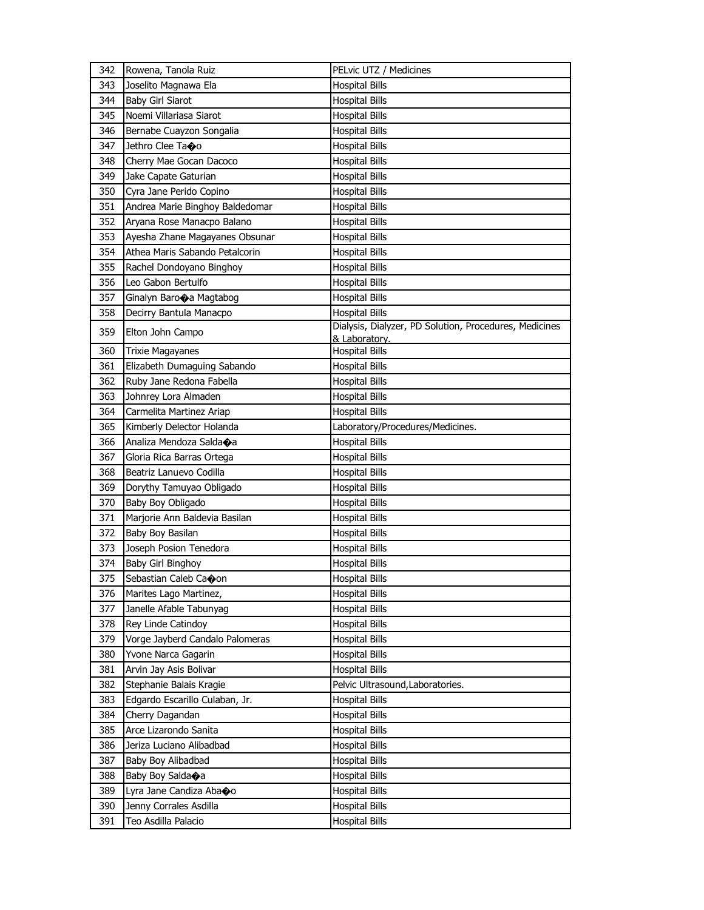| 342 | Rowena, Tanola Ruiz | PELvic UTZ / Medicines |
|---|---|---|
| 343 | Joselito Magnawa Ela | Hospital Bills |
| 344 | Baby Girl Siarot | Hospital Bills |
| 345 | Noemi Villariasa Siarot | Hospital Bills |
| 346 | Bernabe Cuayzon Songalia | Hospital Bills |
| 347 | Jethro Clee Ta�o | Hospital Bills |
| 348 | Cherry Mae Gocan Dacoco | Hospital Bills |
| 349 | Jake Capate Gaturian | Hospital Bills |
| 350 | Cyra Jane Perido Copino | Hospital Bills |
| 351 | Andrea Marie Binghoy Baldedomar | Hospital Bills |
| 352 | Aryana Rose Manacpo Balano | Hospital Bills |
| 353 | Ayesha Zhane Magayanes Obsunar | Hospital Bills |
| 354 | Athea Maris Sabando Petalcorin | Hospital Bills |
| 355 | Rachel Dondoyano Binghoy | Hospital Bills |
| 356 | Leo Gabon Bertulfo | Hospital Bills |
| 357 | Ginalyn Baro�a Magtabog | Hospital Bills |
| 358 | Decirry Bantula Manacpo | Hospital Bills |
| 359 | Elton John Campo | Dialysis, Dialyzer, PD Solution, Procedures, Medicines & Laboratory. |
| 360 | Trixie Magayanes | Hospital Bills |
| 361 | Elizabeth Dumaguing Sabando | Hospital Bills |
| 362 | Ruby Jane Redona Fabella | Hospital Bills |
| 363 | Johnrey Lora Almaden | Hospital Bills |
| 364 | Carmelita Martinez Ariap | Hospital Bills |
| 365 | Kimberly Delector Holanda | Laboratory/Procedures/Medicines. |
| 366 | Analiza Mendoza Salda�a | Hospital Bills |
| 367 | Gloria Rica Barras Ortega | Hospital Bills |
| 368 | Beatriz Lanuevo Codilla | Hospital Bills |
| 369 | Dorythy Tamuyao Obligado | Hospital Bills |
| 370 | Baby Boy Obligado | Hospital Bills |
| 371 | Marjorie Ann Baldevia Basilan | Hospital Bills |
| 372 | Baby Boy Basilan | Hospital Bills |
| 373 | Joseph Posion Tenedora | Hospital Bills |
| 374 | Baby Girl Binghoy | Hospital Bills |
| 375 | Sebastian Caleb Ca�on | Hospital Bills |
| 376 | Marites Lago Martinez, | Hospital Bills |
| 377 | Janelle Afable Tabunyag | Hospital Bills |
| 378 | Rey Linde Catindoy | Hospital Bills |
| 379 | Vorge Jayberd Candalo Palomeras | Hospital Bills |
| 380 | Yvone Narca Gagarin | Hospital Bills |
| 381 | Arvin Jay Asis Bolivar | Hospital Bills |
| 382 | Stephanie Balais Kragie | Pelvic Ultrasound,Laboratories. |
| 383 | Edgardo Escarillo Culaban, Jr. | Hospital Bills |
| 384 | Cherry Dagandan | Hospital Bills |
| 385 | Arce Lizarondo Sanita | Hospital Bills |
| 386 | Jeriza Luciano Alibadbad | Hospital Bills |
| 387 | Baby Boy Alibadbad | Hospital Bills |
| 388 | Baby Boy Salda�a | Hospital Bills |
| 389 | Lyra Jane Candiza Aba�o | Hospital Bills |
| 390 | Jenny Corrales Asdilla | Hospital Bills |
| 391 | Teo Asdilla Palacio | Hospital Bills |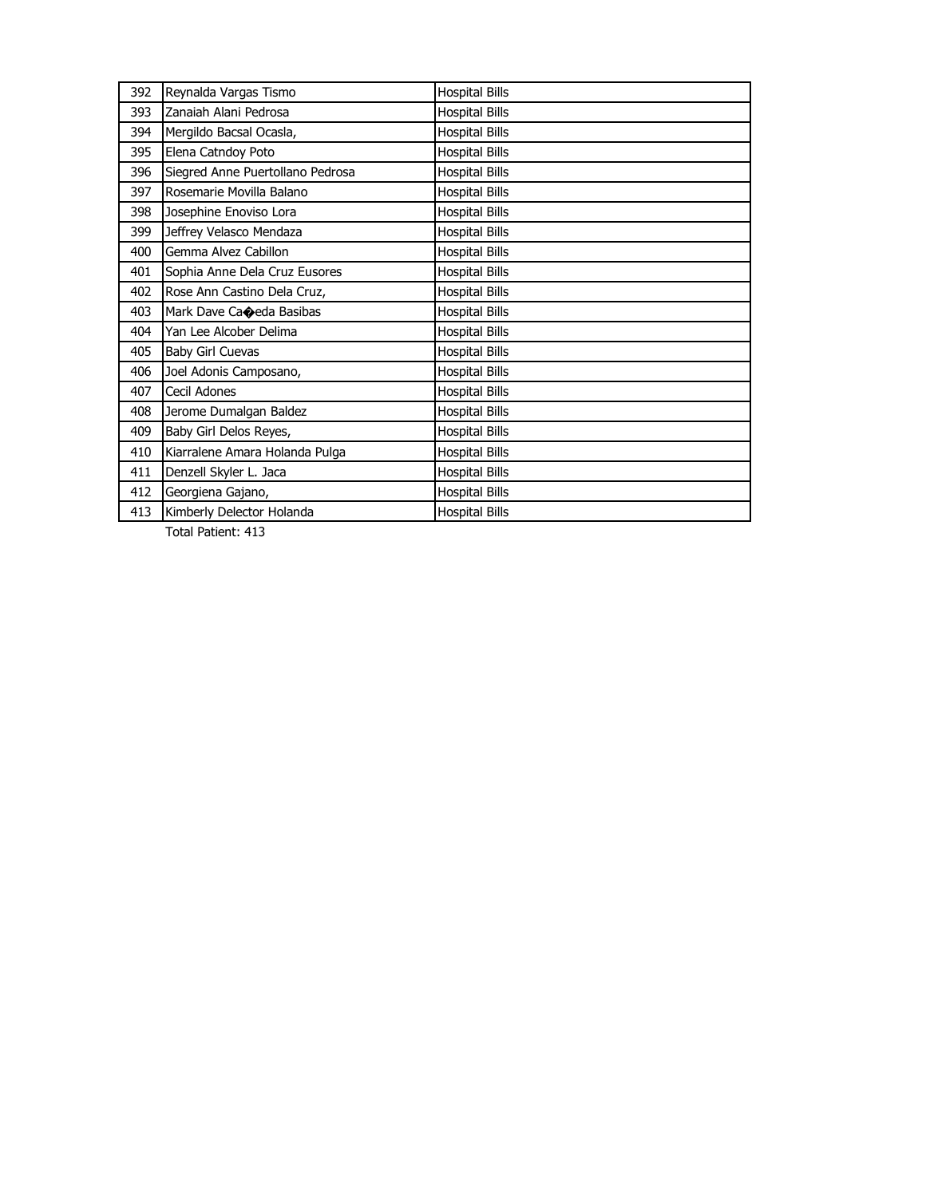| | | |
|---|---|---|
| 392 | Reynalda Vargas Tismo | Hospital Bills |
| 393 | Zanaiah Alani Pedrosa | Hospital Bills |
| 394 | Mergildo Bacsal Ocasla, | Hospital Bills |
| 395 | Elena Catndoy Poto | Hospital Bills |
| 396 | Siegred Anne Puertollano Pedrosa | Hospital Bills |
| 397 | Rosemarie Movilla Balano | Hospital Bills |
| 398 | Josephine Enoviso Lora | Hospital Bills |
| 399 | Jeffrey Velasco Mendaza | Hospital Bills |
| 400 | Gemma Alvez Cabillon | Hospital Bills |
| 401 | Sophia Anne Dela Cruz Eusores | Hospital Bills |
| 402 | Rose Ann Castino Dela Cruz, | Hospital Bills |
| 403 | Mark Dave Ca�eda Basibas | Hospital Bills |
| 404 | Yan Lee Alcober Delima | Hospital Bills |
| 405 | Baby Girl Cuevas | Hospital Bills |
| 406 | Joel Adonis Camposano, | Hospital Bills |
| 407 | Cecil Adones | Hospital Bills |
| 408 | Jerome Dumalgan Baldez | Hospital Bills |
| 409 | Baby Girl Delos Reyes, | Hospital Bills |
| 410 | Kiarralene Amara Holanda Pulga | Hospital Bills |
| 411 | Denzell Skyler L. Jaca | Hospital Bills |
| 412 | Georgiena Gajano, | Hospital Bills |
| 413 | Kimberly Delector Holanda | Hospital Bills |

Total Patient: 413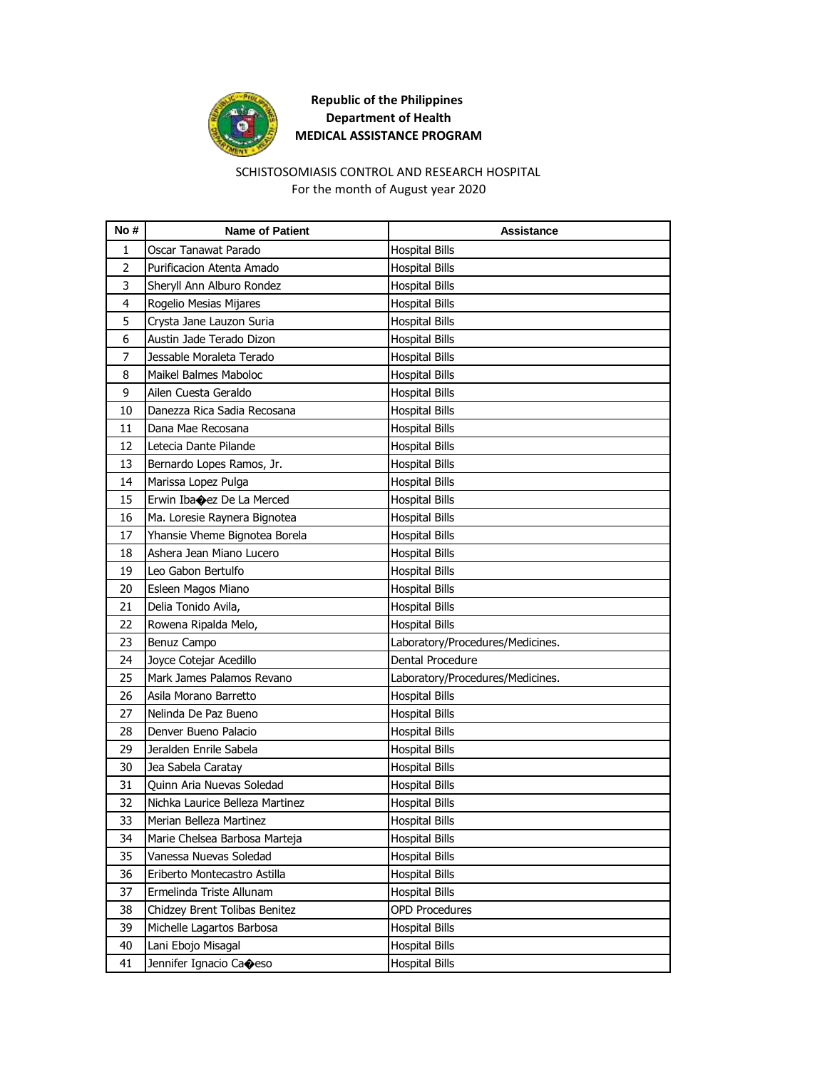**Republic of the Philippines**
**Department of Health**
**MEDICAL ASSISTANCE PROGRAM**

SCHISTOSOMIASIS CONTROL AND RESEARCH HOSPITAL
For the month of August year 2020

| No # | Name of Patient | Assistance |
|---|---|---|
| 1 | Oscar Tanawat Parado | Hospital Bills |
| 2 | Purificacion Atenta Amado | Hospital Bills |
| 3 | Sheryll Ann Alburo Rondez | Hospital Bills |
| 4 | Rogelio Mesias Mijares | Hospital Bills |
| 5 | Crysta Jane Lauzon Suria | Hospital Bills |
| 6 | Austin Jade Terado Dizon | Hospital Bills |
| 7 | Jessable Moraleta Terado | Hospital Bills |
| 8 | Maikel Balmes Maboloc | Hospital Bills |
| 9 | Ailen Cuesta Geraldo | Hospital Bills |
| 10 | Danezza Rica Sadia Recosana | Hospital Bills |
| 11 | Dana Mae Recosana | Hospital Bills |
| 12 | Letecia Dante Pilande | Hospital Bills |
| 13 | Bernardo Lopes Ramos, Jr. | Hospital Bills |
| 14 | Marissa Lopez Pulga | Hospital Bills |
| 15 | Erwin Iba�ez De La Merced | Hospital Bills |
| 16 | Ma. Loresie Raynera Bignotea | Hospital Bills |
| 17 | Yhansie Vheme Bignotea Borela | Hospital Bills |
| 18 | Ashera Jean Miano Lucero | Hospital Bills |
| 19 | Leo Gabon Bertulfo | Hospital Bills |
| 20 | Esleen Magos Miano | Hospital Bills |
| 21 | Delia Tonido Avila, | Hospital Bills |
| 22 | Rowena Ripalda Melo, | Hospital Bills |
| 23 | Benuz Campo | Laboratory/Procedures/Medicines. |
| 24 | Joyce Cotejar Acedillo | Dental Procedure |
| 25 | Mark James Palamos Revano | Laboratory/Procedures/Medicines. |
| 26 | Asila Morano Barretto | Hospital Bills |
| 27 | Nelinda De Paz Bueno | Hospital Bills |
| 28 | Denver Bueno Palacio | Hospital Bills |
| 29 | Jeralden Enrile Sabela | Hospital Bills |
| 30 | Jea Sabela Caratay | Hospital Bills |
| 31 | Quinn Aria Nuevas Soledad | Hospital Bills |
| 32 | Nichka Laurice Belleza Martinez | Hospital Bills |
| 33 | Merian Belleza Martinez | Hospital Bills |
| 34 | Marie Chelsea Barbosa Marteja | Hospital Bills |
| 35 | Vanessa Nuevas Soledad | Hospital Bills |
| 36 | Eriberto Montecastro Astilla | Hospital Bills |
| 37 | Ermelinda Triste Allunam | Hospital Bills |
| 38 | Chidzey Brent Tolibas Benitez | OPD Procedures |
| 39 | Michelle Lagartos Barbosa | Hospital Bills |
| 40 | Lani Ebojo Misagal | Hospital Bills |
| 41 | Jennifer Ignacio Ca�eso | Hospital Bills |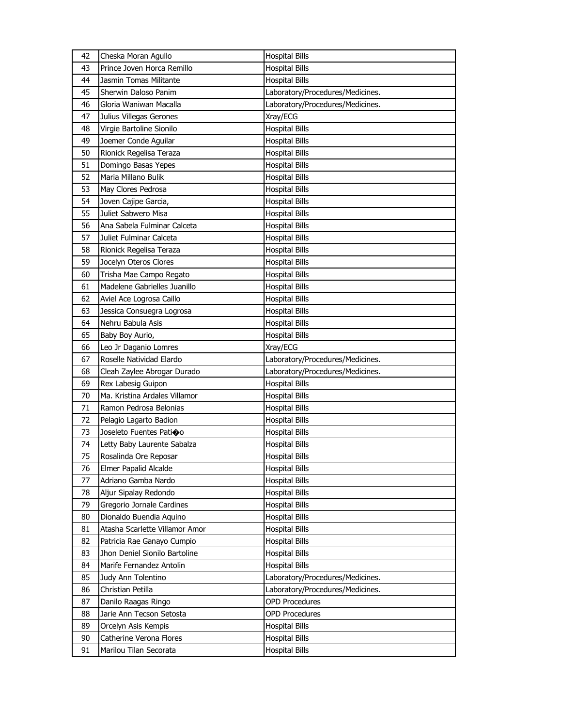| 42 | Cheska Moran Agullo | Hospital Bills |
|---|---|---|
| 43 | Prince Joven Horca Remillo | Hospital Bills |
| 44 | Jasmin Tomas Militante | Hospital Bills |
| 45 | Sherwin Daloso Panim | Laboratory/Procedures/Medicines. |
| 46 | Gloria Waniwan Macalla | Laboratory/Procedures/Medicines. |
| 47 | Julius Villegas Gerones | Xray/ECG |
| 48 | Virgie Bartoline Sionilo | Hospital Bills |
| 49 | Joemer Conde Aguilar | Hospital Bills |
| 50 | Rionick Regelisa Teraza | Hospital Bills |
| 51 | Domingo Basas Yepes | Hospital Bills |
| 52 | Maria Millano Bulik | Hospital Bills |
| 53 | May Clores Pedrosa | Hospital Bills |
| 54 | Joven Cajipe Garcia, | Hospital Bills |
| 55 | Juliet Sabwero Misa | Hospital Bills |
| 56 | Ana Sabela Fulminar Calceta | Hospital Bills |
| 57 | Juliet Fulminar Calceta | Hospital Bills |
| 58 | Rionick Regelisa Teraza | Hospital Bills |
| 59 | Jocelyn Oteros Clores | Hospital Bills |
| 60 | Trisha Mae Campo Regato | Hospital Bills |
| 61 | Madelene Gabrielles Juanillo | Hospital Bills |
| 62 | Aviel Ace Logrosa Caillo | Hospital Bills |
| 63 | Jessica Consuegra Logrosa | Hospital Bills |
| 64 | Nehru Babula Asis | Hospital Bills |
| 65 | Baby Boy Aurio, | Hospital Bills |
| 66 | Leo Jr Daganio Lomres | Xray/ECG |
| 67 | Roselle Natividad Elardo | Laboratory/Procedures/Medicines. |
| 68 | Cleah Zaylee Abrogar Durado | Laboratory/Procedures/Medicines. |
| 69 | Rex Labesig Guipon | Hospital Bills |
| 70 | Ma. Kristina Ardales Villamor | Hospital Bills |
| 71 | Ramon Pedrosa Belonias | Hospital Bills |
| 72 | Pelagio Lagarto Badion | Hospital Bills |
| 73 | Joseleto Fuentes Pati�o | Hospital Bills |
| 74 | Letty Baby Laurente Sabalza | Hospital Bills |
| 75 | Rosalinda Ore Reposar | Hospital Bills |
| 76 | Elmer Papalid Alcalde | Hospital Bills |
| 77 | Adriano Gamba Nardo | Hospital Bills |
| 78 | Aljur Sipalay Redondo | Hospital Bills |
| 79 | Gregorio Jornale Cardines | Hospital Bills |
| 80 | Dionaldo Buendia Aquino | Hospital Bills |
| 81 | Atasha Scarlette Villamor Amor | Hospital Bills |
| 82 | Patricia Rae Ganayo Cumpio | Hospital Bills |
| 83 | Jhon Deniel Sionilo Bartoline | Hospital Bills |
| 84 | Marife Fernandez Antolin | Hospital Bills |
| 85 | Judy Ann Tolentino | Laboratory/Procedures/Medicines. |
| 86 | Christian Petilla | Laboratory/Procedures/Medicines. |
| 87 | Danilo Raagas Ringo | OPD Procedures |
| 88 | Jarie Ann Tecson Setosta | OPD Procedures |
| 89 | Orcelyn Asis Kempis | Hospital Bills |
| 90 | Catherine Verona Flores | Hospital Bills |
| 91 | Marilou Tilan Secorata | Hospital Bills |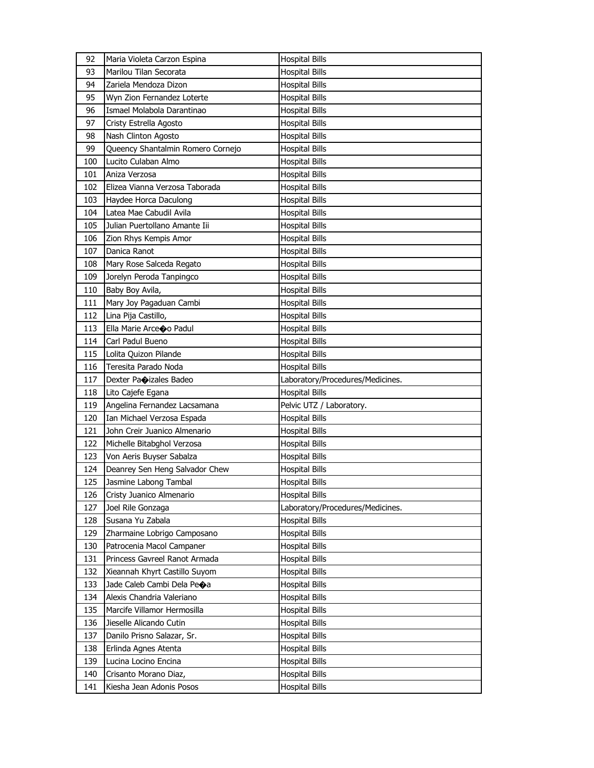| 92 | Maria Violeta Carzon Espina | Hospital Bills |
|---|---|---|
| 93 | Marilou Tilan Secorata | Hospital Bills |
| 94 | Zariela Mendoza Dizon | Hospital Bills |
| 95 | Wyn Zion Fernandez Loterte | Hospital Bills |
| 96 | Ismael Molabola Darantinao | Hospital Bills |
| 97 | Cristy Estrella Agosto | Hospital Bills |
| 98 | Nash Clinton Agosto | Hospital Bills |
| 99 | Queency Shantalmin Romero Cornejo | Hospital Bills |
| 100 | Lucito Culaban Almo | Hospital Bills |
| 101 | Aniza Verzosa | Hospital Bills |
| 102 | Elizea Vianna Verzosa Taborada | Hospital Bills |
| 103 | Haydee Horca Daculong | Hospital Bills |
| 104 | Latea Mae Cabudil Avila | Hospital Bills |
| 105 | Julian Puertollano Amante Iii | Hospital Bills |
| 106 | Zion Rhys Kempis Amor | Hospital Bills |
| 107 | Danica Ranot | Hospital Bills |
| 108 | Mary Rose Salceda Regato | Hospital Bills |
| 109 | Jorelyn Peroda Tanpingco | Hospital Bills |
| 110 | Baby Boy Avila, | Hospital Bills |
| 111 | Mary Joy Pagaduan Cambi | Hospital Bills |
| 112 | Lina Pija Castillo, | Hospital Bills |
| 113 | Ella Marie Arce�o Padul | Hospital Bills |
| 114 | Carl Padul Bueno | Hospital Bills |
| 115 | Lolita Quizon Pilande | Hospital Bills |
| 116 | Teresita Parado Noda | Hospital Bills |
| 117 | Dexter Pa�izales Badeo | Laboratory/Procedures/Medicines. |
| 118 | Lito Cajefe Egana | Hospital Bills |
| 119 | Angelina Fernandez Lacsamana | Pelvic UTZ / Laboratory. |
| 120 | Ian Michael Verzosa Espada | Hospital Bills |
| 121 | John Creir Juanico Almenario | Hospital Bills |
| 122 | Michelle Bitabghol Verzosa | Hospital Bills |
| 123 | Von Aeris Buyser Sabalza | Hospital Bills |
| 124 | Deanrey Sen Heng Salvador Chew | Hospital Bills |
| 125 | Jasmine Labong Tambal | Hospital Bills |
| 126 | Cristy Juanico Almenario | Hospital Bills |
| 127 | Joel Rile Gonzaga | Laboratory/Procedures/Medicines. |
| 128 | Susana Yu Zabala | Hospital Bills |
| 129 | Zharmaine Lobrigo Camposano | Hospital Bills |
| 130 | Patrocenia Macol Campaner | Hospital Bills |
| 131 | Princess Gavreel Ranot Armada | Hospital Bills |
| 132 | Xieannah Khyrt Castillo Suyom | Hospital Bills |
| 133 | Jade Caleb Cambi Dela Pe�a | Hospital Bills |
| 134 | Alexis Chandria Valeriano | Hospital Bills |
| 135 | Marcife Villamor Hermosilla | Hospital Bills |
| 136 | Jieselle Alicando Cutin | Hospital Bills |
| 137 | Danilo Prisno Salazar, Sr. | Hospital Bills |
| 138 | Erlinda Agnes Atenta | Hospital Bills |
| 139 | Lucina Locino Encina | Hospital Bills |
| 140 | Crisanto Morano Diaz, | Hospital Bills |
| 141 | Kiesha Jean Adonis Posos | Hospital Bills |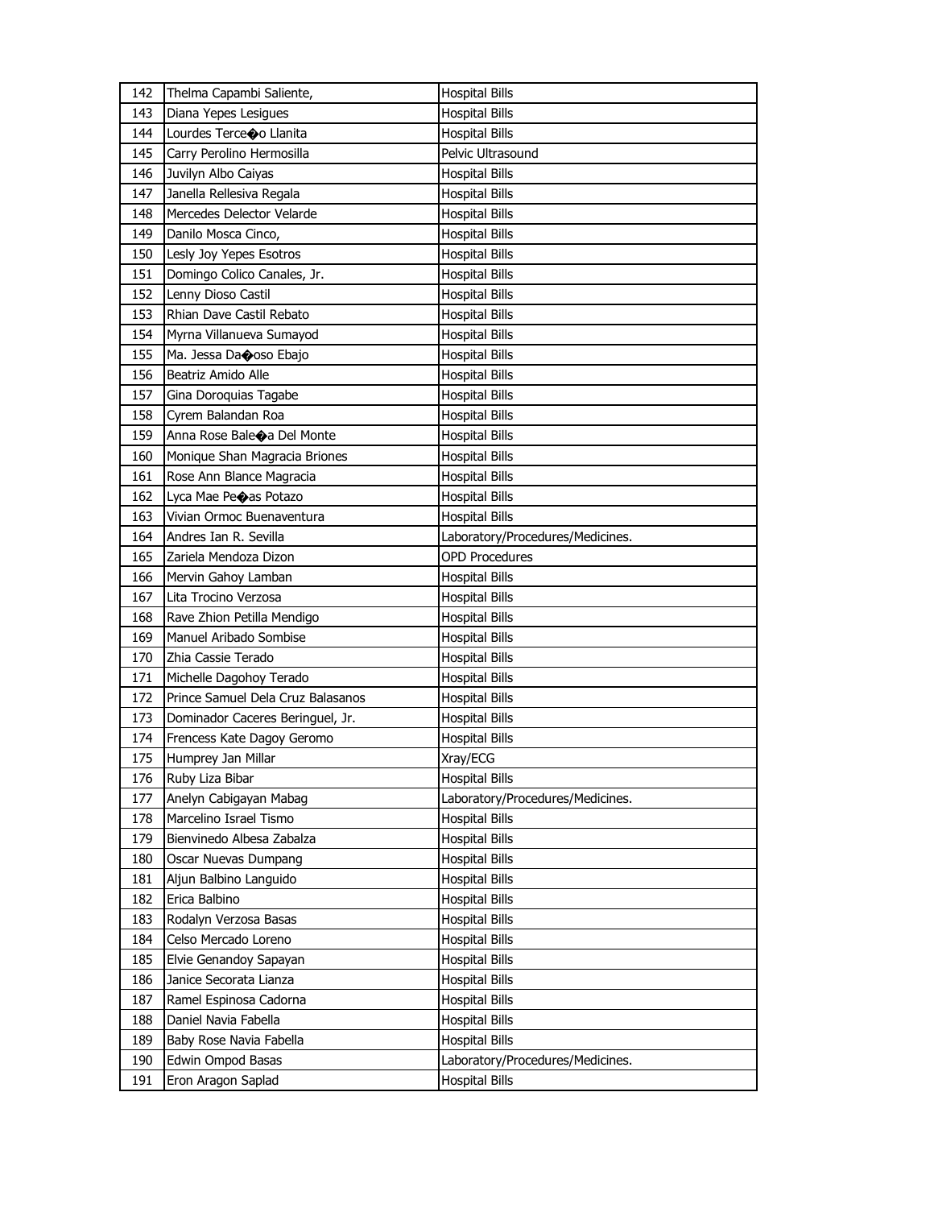| 142 | Thelma Capambi Saliente, | Hospital Bills |
|---|---|---|
| 143 | Diana Yepes Lesigues | Hospital Bills |
| 144 | Lourdes Terce�o Llanita | Hospital Bills |
| 145 | Carry Perolino Hermosilla | Pelvic Ultrasound |
| 146 | Juvilyn Albo Caiyas | Hospital Bills |
| 147 | Janella Rellesiva Regala | Hospital Bills |
| 148 | Mercedes Delector Velarde | Hospital Bills |
| 149 | Danilo Mosca Cinco, | Hospital Bills |
| 150 | Lesly Joy Yepes Esotros | Hospital Bills |
| 151 | Domingo Colico Canales, Jr. | Hospital Bills |
| 152 | Lenny Dioso Castil | Hospital Bills |
| 153 | Rhian Dave Castil Rebato | Hospital Bills |
| 154 | Myrna Villanueva Sumayod | Hospital Bills |
| 155 | Ma. Jessa Da�oso Ebajo | Hospital Bills |
| 156 | Beatriz Amido Alle | Hospital Bills |
| 157 | Gina Doroquias Tagabe | Hospital Bills |
| 158 | Cyrem Balandan Roa | Hospital Bills |
| 159 | Anna Rose Bale�a Del Monte | Hospital Bills |
| 160 | Monique Shan Magracia Briones | Hospital Bills |
| 161 | Rose Ann Blance Magracia | Hospital Bills |
| 162 | Lyca Mae Pe�as Potazo | Hospital Bills |
| 163 | Vivian Ormoc Buenaventura | Hospital Bills |
| 164 | Andres Ian R. Sevilla | Laboratory/Procedures/Medicines. |
| 165 | Zariela Mendoza Dizon | OPD Procedures |
| 166 | Mervin Gahoy Lamban | Hospital Bills |
| 167 | Lita Trocino Verzosa | Hospital Bills |
| 168 | Rave Zhion Petilla Mendigo | Hospital Bills |
| 169 | Manuel Aribado Sombise | Hospital Bills |
| 170 | Zhia Cassie Terado | Hospital Bills |
| 171 | Michelle Dagohoy Terado | Hospital Bills |
| 172 | Prince Samuel Dela Cruz Balasanos | Hospital Bills |
| 173 | Dominador Caceres Beringuel, Jr. | Hospital Bills |
| 174 | Frencess Kate Dagoy Geromo | Hospital Bills |
| 175 | Humprey Jan Millar | Xray/ECG |
| 176 | Ruby Liza Bibar | Hospital Bills |
| 177 | Anelyn Cabigayan Mabag | Laboratory/Procedures/Medicines. |
| 178 | Marcelino Israel Tismo | Hospital Bills |
| 179 | Bienvinedo Albesa Zabalza | Hospital Bills |
| 180 | Oscar Nuevas Dumpang | Hospital Bills |
| 181 | Aljun Balbino Languido | Hospital Bills |
| 182 | Erica Balbino | Hospital Bills |
| 183 | Rodalyn Verzosa Basas | Hospital Bills |
| 184 | Celso Mercado Loreno | Hospital Bills |
| 185 | Elvie Genandoy Sapayan | Hospital Bills |
| 186 | Janice Secorata Lianza | Hospital Bills |
| 187 | Ramel Espinosa Cadorna | Hospital Bills |
| 188 | Daniel Navia Fabella | Hospital Bills |
| 189 | Baby Rose Navia Fabella | Hospital Bills |
| 190 | Edwin Ompod Basas | Laboratory/Procedures/Medicines. |
| 191 | Eron Aragon Saplad | Hospital Bills |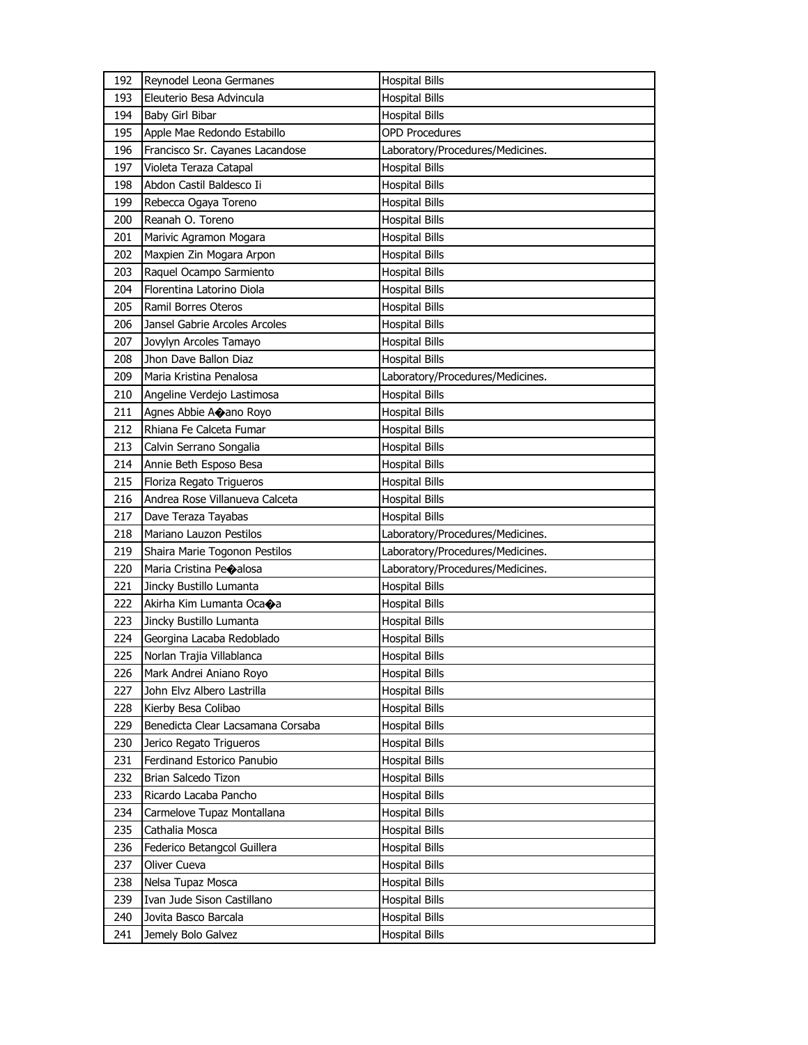| 192 | Reynodel Leona Germanes | Hospital Bills |
|---|---|---|
| 193 | Eleuterio Besa Advincula | Hospital Bills |
| 194 | Baby Girl Bibar | Hospital Bills |
| 195 | Apple Mae Redondo Estabillo | OPD Procedures |
| 196 | Francisco Sr. Cayanes Lacandose | Laboratory/Procedures/Medicines. |
| 197 | Violeta Teraza Catapal | Hospital Bills |
| 198 | Abdon Castil Baldesco Ii | Hospital Bills |
| 199 | Rebecca Ogaya Toreno | Hospital Bills |
| 200 | Reanah O. Toreno | Hospital Bills |
| 201 | Marivic Agramon Mogara | Hospital Bills |
| 202 | Maxpien Zin Mogara Arpon | Hospital Bills |
| 203 | Raquel Ocampo Sarmiento | Hospital Bills |
| 204 | Florentina Latorino Diola | Hospital Bills |
| 205 | Ramil Borres Oteros | Hospital Bills |
| 206 | Jansel Gabrie Arcoles Arcoles | Hospital Bills |
| 207 | Jovylyn Arcoles Tamayo | Hospital Bills |
| 208 | Jhon Dave Ballon Diaz | Hospital Bills |
| 209 | Maria Kristina Penalosa | Laboratory/Procedures/Medicines. |
| 210 | Angeline Verdejo Lastimosa | Hospital Bills |
| 211 | Agnes Abbie A�ano Royo | Hospital Bills |
| 212 | Rhiana Fe Calceta Fumar | Hospital Bills |
| 213 | Calvin Serrano Songalia | Hospital Bills |
| 214 | Annie Beth Esposo Besa | Hospital Bills |
| 215 | Floriza Regato Trigueros | Hospital Bills |
| 216 | Andrea Rose Villanueva Calceta | Hospital Bills |
| 217 | Dave Teraza Tayabas | Hospital Bills |
| 218 | Mariano Lauzon Pestilos | Laboratory/Procedures/Medicines. |
| 219 | Shaira Marie Togonon Pestilos | Laboratory/Procedures/Medicines. |
| 220 | Maria Cristina Pe�alosa | Laboratory/Procedures/Medicines. |
| 221 | Jincky Bustillo Lumanta | Hospital Bills |
| 222 | Akirha Kim Lumanta Oca�a | Hospital Bills |
| 223 | Jincky Bustillo Lumanta | Hospital Bills |
| 224 | Georgina Lacaba Redoblado | Hospital Bills |
| 225 | Norlan Trajia Villablanca | Hospital Bills |
| 226 | Mark Andrei Aniano Royo | Hospital Bills |
| 227 | John Elvz Albero Lastrilla | Hospital Bills |
| 228 | Kierby Besa Colibao | Hospital Bills |
| 229 | Benedicta Clear Lacsamana Corsaba | Hospital Bills |
| 230 | Jerico Regato Trigueros | Hospital Bills |
| 231 | Ferdinand Estorico Panubio | Hospital Bills |
| 232 | Brian Salcedo Tizon | Hospital Bills |
| 233 | Ricardo Lacaba Pancho | Hospital Bills |
| 234 | Carmelove Tupaz Montallana | Hospital Bills |
| 235 | Cathalia Mosca | Hospital Bills |
| 236 | Federico Betangcol Guillera | Hospital Bills |
| 237 | Oliver Cueva | Hospital Bills |
| 238 | Nelsa Tupaz Mosca | Hospital Bills |
| 239 | Ivan Jude Sison Castillano | Hospital Bills |
| 240 | Jovita Basco Barcala | Hospital Bills |
| 241 | Jemely Bolo Galvez | Hospital Bills |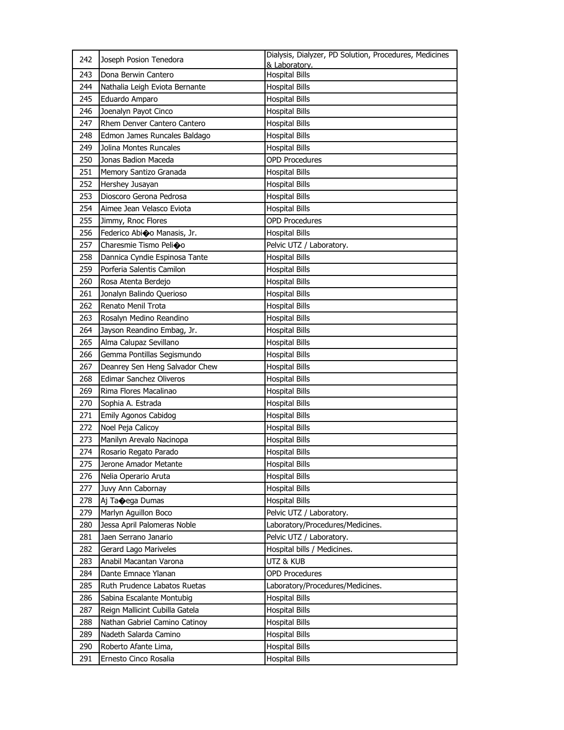| 242 | Joseph Posion Tenedora | Dialysis, Dialyzer, PD Solution, Procedures, Medicines & Laboratory. |
|---|---|---|
| 243 | Dona Berwin Cantero | Hospital Bills |
| 244 | Nathalia Leigh Eviota Bernante | Hospital Bills |
| 245 | Eduardo Amparo | Hospital Bills |
| 246 | Joenalyn Payot Cinco | Hospital Bills |
| 247 | Rhem Denver Cantero Cantero | Hospital Bills |
| 248 | Edmon James Runcales Baldago | Hospital Bills |
| 249 | Jolina Montes Runcales | Hospital Bills |
| 250 | Jonas Badion Maceda | OPD Procedures |
| 251 | Memory Santizo Granada | Hospital Bills |
| 252 | Hershey Jusayan | Hospital Bills |
| 253 | Dioscoro Gerona Pedrosa | Hospital Bills |
| 254 | Aimee Jean Velasco Eviota | Hospital Bills |
| 255 | Jimmy, Rnoc Flores | OPD Procedures |
| 256 | Federico Abi�o Manasis, Jr. | Hospital Bills |
| 257 | Charesmie Tismo Peli�o | Pelvic UTZ / Laboratory. |
| 258 | Dannica Cyndie Espinosa Tante | Hospital Bills |
| 259 | Porferia Salentis Camilon | Hospital Bills |
| 260 | Rosa Atenta Berdejo | Hospital Bills |
| 261 | Jonalyn Balindo Querioso | Hospital Bills |
| 262 | Renato Menil Trota | Hospital Bills |
| 263 | Rosalyn Medino Reandino | Hospital Bills |
| 264 | Jayson Reandino Embag, Jr. | Hospital Bills |
| 265 | Alma Calupaz Sevillano | Hospital Bills |
| 266 | Gemma Pontillas Segismundo | Hospital Bills |
| 267 | Deanrey Sen Heng Salvador Chew | Hospital Bills |
| 268 | Edimar Sanchez Oliveros | Hospital Bills |
| 269 | Rima Flores Macalinao | Hospital Bills |
| 270 | Sophia A. Estrada | Hospital Bills |
| 271 | Emily Agonos Cabidog | Hospital Bills |
| 272 | Noel Peja Calicoy | Hospital Bills |
| 273 | Manilyn Arevalo Nacinopa | Hospital Bills |
| 274 | Rosario Regato Parado | Hospital Bills |
| 275 | Jerone Amador Metante | Hospital Bills |
| 276 | Nelia Operario Aruta | Hospital Bills |
| 277 | Juvy Ann Cabornay | Hospital Bills |
| 278 | Aj Ta�ega Dumas | Hospital Bills |
| 279 | Marlyn Aguillon Boco | Pelvic UTZ / Laboratory. |
| 280 | Jessa April Palomeras Noble | Laboratory/Procedures/Medicines. |
| 281 | Jaen Serrano Janario | Pelvic UTZ / Laboratory. |
| 282 | Gerard Lago Mariveles | Hospital bills / Medicines. |
| 283 | Anabil Macantan Varona | UTZ & KUB |
| 284 | Dante Emnace Ylanan | OPD Procedures |
| 285 | Ruth Prudence Labatos Ruetas | Laboratory/Procedures/Medicines. |
| 286 | Sabina Escalante Montubig | Hospital Bills |
| 287 | Reign Mallicint Cubilla Gatela | Hospital Bills |
| 288 | Nathan Gabriel Camino Catinoy | Hospital Bills |
| 289 | Nadeth Salarda Camino | Hospital Bills |
| 290 | Roberto Afante Lima, | Hospital Bills |
| 291 | Ernesto Cinco Rosalia | Hospital Bills |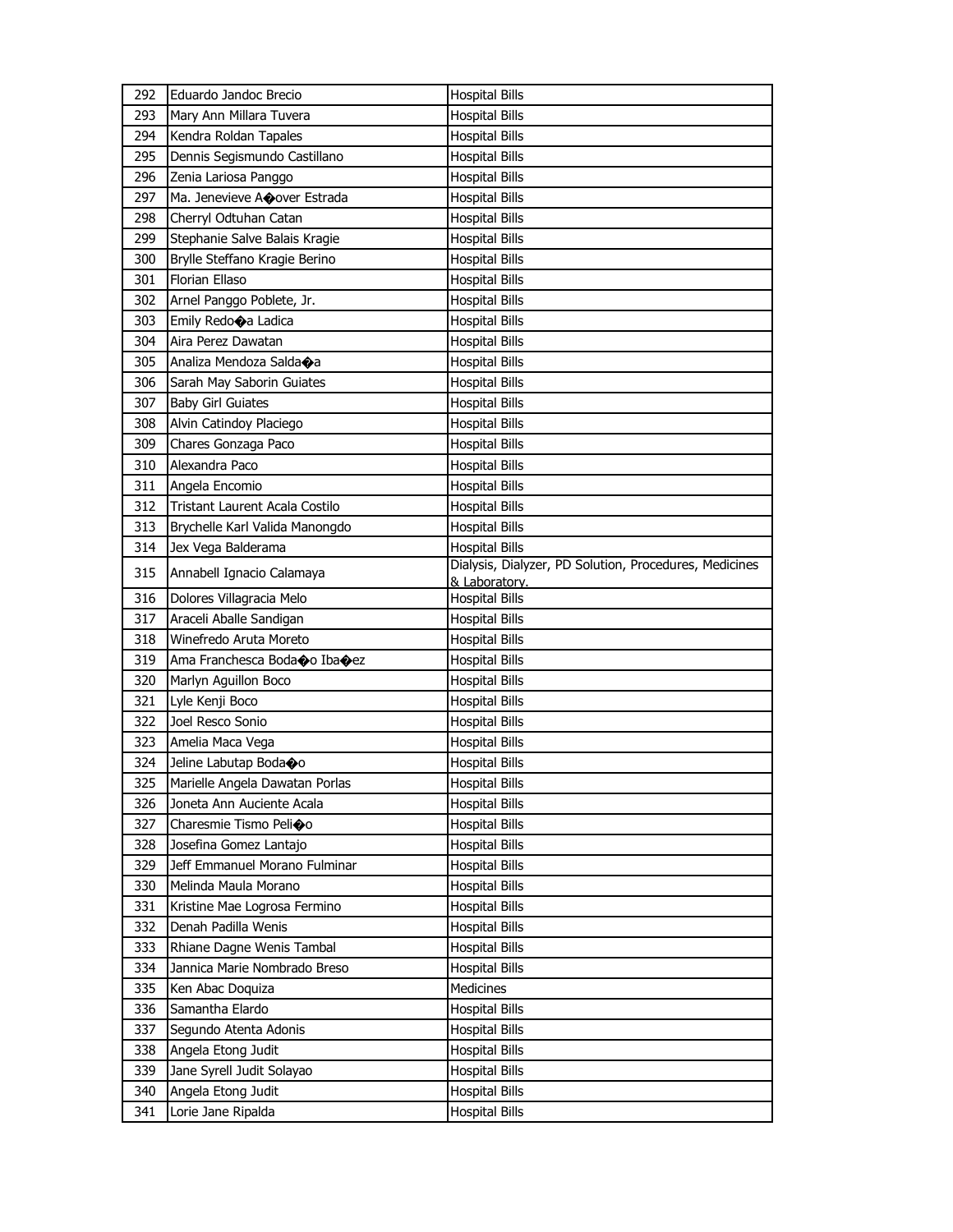| 292 | Eduardo Jandoc Brecio | Hospital Bills |
|---|---|---|
| 293 | Mary Ann Millara Tuvera | Hospital Bills |
| 294 | Kendra Roldan Tapales | Hospital Bills |
| 295 | Dennis Segismundo Castillano | Hospital Bills |
| 296 | Zenia Lariosa Panggo | Hospital Bills |
| 297 | Ma. Jenevieve A�over Estrada | Hospital Bills |
| 298 | Cherryl Odtuhan Catan | Hospital Bills |
| 299 | Stephanie Salve Balais Kragie | Hospital Bills |
| 300 | Brylle Steffano Kragie Berino | Hospital Bills |
| 301 | Florian Ellaso | Hospital Bills |
| 302 | Arnel Panggo Poblete, Jr. | Hospital Bills |
| 303 | Emily Redo�a Ladica | Hospital Bills |
| 304 | Aira Perez Dawatan | Hospital Bills |
| 305 | Analiza Mendoza Salda�a | Hospital Bills |
| 306 | Sarah May Saborin Guiates | Hospital Bills |
| 307 | Baby Girl Guiates | Hospital Bills |
| 308 | Alvin Catindoy Placiego | Hospital Bills |
| 309 | Chares Gonzaga Paco | Hospital Bills |
| 310 | Alexandra Paco | Hospital Bills |
| 311 | Angela Encomio | Hospital Bills |
| 312 | Tristant Laurent Acala Costilo | Hospital Bills |
| 313 | Brychelle Karl Valida Manongdo | Hospital Bills |
| 314 | Jex Vega Balderama | Hospital Bills |
| 315 | Annabell Ignacio Calamaya | Dialysis, Dialyzer, PD Solution, Procedures, Medicines & Laboratory. |
| 316 | Dolores Villagracia Melo | Hospital Bills |
| 317 | Araceli Aballe Sandigan | Hospital Bills |
| 318 | Winefredo Aruta Moreto | Hospital Bills |
| 319 | Ama Franchesca Boda�o Iba�ez | Hospital Bills |
| 320 | Marlyn Aguillon Boco | Hospital Bills |
| 321 | Lyle Kenji Boco | Hospital Bills |
| 322 | Joel Resco Sonio | Hospital Bills |
| 323 | Amelia Maca Vega | Hospital Bills |
| 324 | Jeline Labutap Boda�o | Hospital Bills |
| 325 | Marielle Angela Dawatan Porlas | Hospital Bills |
| 326 | Joneta Ann Auciente Acala | Hospital Bills |
| 327 | Charesmie Tismo Peli�o | Hospital Bills |
| 328 | Josefina Gomez Lantajo | Hospital Bills |
| 329 | Jeff Emmanuel Morano Fulminar | Hospital Bills |
| 330 | Melinda Maula Morano | Hospital Bills |
| 331 | Kristine Mae Logrosa Fermino | Hospital Bills |
| 332 | Denah Padilla Wenis | Hospital Bills |
| 333 | Rhiane Dagne Wenis Tambal | Hospital Bills |
| 334 | Jannica Marie Nombrado Breso | Hospital Bills |
| 335 | Ken Abac Doquiza | Medicines |
| 336 | Samantha Elardo | Hospital Bills |
| 337 | Segundo Atenta Adonis | Hospital Bills |
| 338 | Angela Etong Judit | Hospital Bills |
| 339 | Jane Syrell Judit Solayao | Hospital Bills |
| 340 | Angela Etong Judit | Hospital Bills |
| 341 | Lorie Jane Ripalda | Hospital Bills |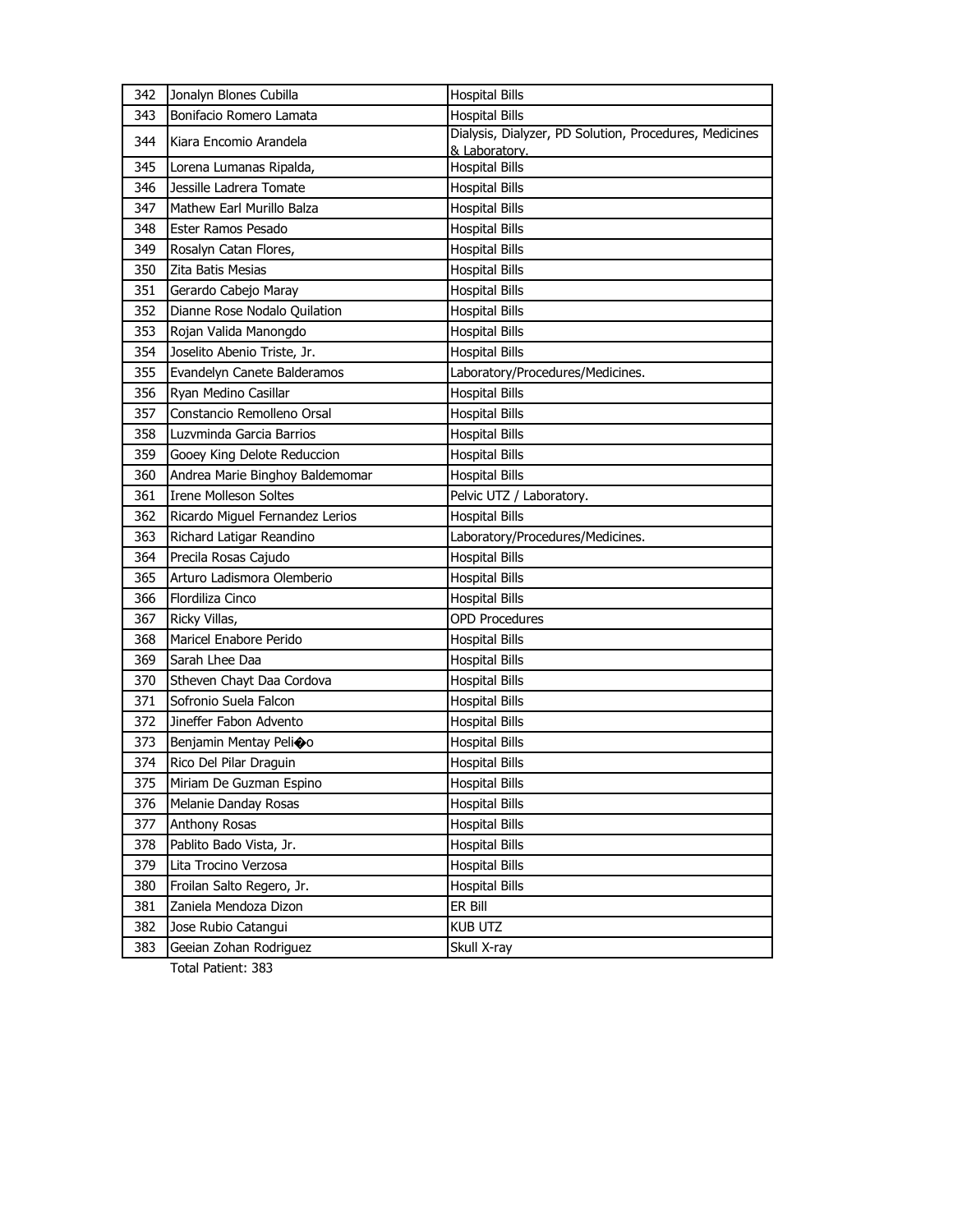| 342 | Jonalyn Blones Cubilla | Hospital Bills |
|---|---|---|
| 343 | Bonifacio Romero Lamata | Hospital Bills |
| 344 | Kiara Encomio Arandela | Dialysis, Dialyzer, PD Solution, Procedures, Medicines & Laboratory. |
| 345 | Lorena Lumanas Ripalda, | Hospital Bills |
| 346 | Jessille Ladrera Tomate | Hospital Bills |
| 347 | Mathew Earl Murillo Balza | Hospital Bills |
| 348 | Ester Ramos Pesado | Hospital Bills |
| 349 | Rosalyn Catan Flores, | Hospital Bills |
| 350 | Zita Batis Mesias | Hospital Bills |
| 351 | Gerardo Cabejo Maray | Hospital Bills |
| 352 | Dianne Rose Nodalo Quilation | Hospital Bills |
| 353 | Rojan Valida Manongdo | Hospital Bills |
| 354 | Joselito Abenio Triste, Jr. | Hospital Bills |
| 355 | Evandelyn Canete Balderamos | Laboratory/Procedures/Medicines. |
| 356 | Ryan Medino Casillar | Hospital Bills |
| 357 | Constancio Remolleno Orsal | Hospital Bills |
| 358 | Luzvminda Garcia Barrios | Hospital Bills |
| 359 | Gooey King Delote Reduccion | Hospital Bills |
| 360 | Andrea Marie Binghoy Baldemomar | Hospital Bills |
| 361 | Irene Molleson Soltes | Pelvic UTZ / Laboratory. |
| 362 | Ricardo Miguel Fernandez Lerios | Hospital Bills |
| 363 | Richard Latigar Reandino | Laboratory/Procedures/Medicines. |
| 364 | Precila Rosas Cajudo | Hospital Bills |
| 365 | Arturo Ladismora Olemberio | Hospital Bills |
| 366 | Flordiliza Cinco | Hospital Bills |
| 367 | Ricky Villas, | OPD Procedures |
| 368 | Maricel Enabore Perido | Hospital Bills |
| 369 | Sarah Lhee Daa | Hospital Bills |
| 370 | Stheven Chayt Daa Cordova | Hospital Bills |
| 371 | Sofronio Suela Falcon | Hospital Bills |
| 372 | Jineffer Fabon Advento | Hospital Bills |
| 373 | Benjamin Mentay Peli�o | Hospital Bills |
| 374 | Rico Del Pilar Draguin | Hospital Bills |
| 375 | Miriam De Guzman Espino | Hospital Bills |
| 376 | Melanie Danday Rosas | Hospital Bills |
| 377 | Anthony Rosas | Hospital Bills |
| 378 | Pablito Bado Vista, Jr. | Hospital Bills |
| 379 | Lita Trocino Verzosa | Hospital Bills |
| 380 | Froilan Salto Regero, Jr. | Hospital Bills |
| 381 | Zaniela Mendoza Dizon | ER Bill |
| 382 | Jose Rubio Catangui | KUB UTZ |
| 383 | Geeian Zohan Rodriguez | Skull X-ray |

Total Patient: 383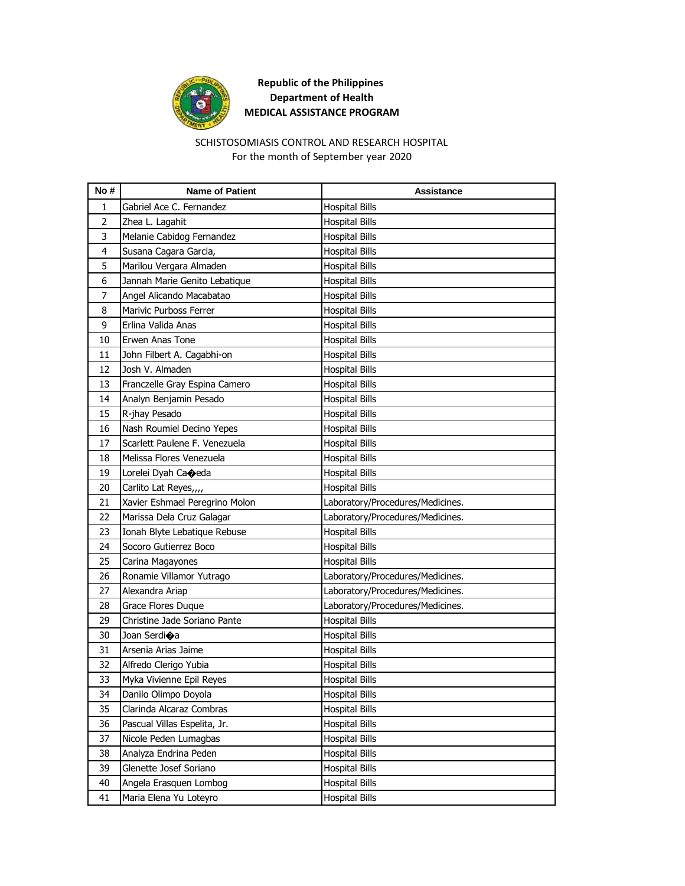**Republic of the Philippines**
**Department of Health**
**MEDICAL ASSISTANCE PROGRAM**

SCHISTOSOMIASIS CONTROL AND RESEARCH HOSPITAL
For the month of September year 2020

| No # | Name of Patient | Assistance |
|---|---|---|
| 1 | Gabriel Ace C. Fernandez | Hospital Bills |
| 2 | Zhea L. Lagahit | Hospital Bills |
| 3 | Melanie Cabidog Fernandez | Hospital Bills |
| 4 | Susana Cagara Garcia, | Hospital Bills |
| 5 | Marilou Vergara Almaden | Hospital Bills |
| 6 | Jannah Marie Genito Lebatique | Hospital Bills |
| 7 | Angel Alicando Macabatao | Hospital Bills |
| 8 | Marivic Purboss Ferrer | Hospital Bills |
| 9 | Erlina Valida Anas | Hospital Bills |
| 10 | Erwen Anas Tone | Hospital Bills |
| 11 | John Filbert A. Cagabhi-on | Hospital Bills |
| 12 | Josh V. Almaden | Hospital Bills |
| 13 | Franczelle Gray Espina Camero | Hospital Bills |
| 14 | Analyn Benjamin Pesado | Hospital Bills |
| 15 | R-jhay Pesado | Hospital Bills |
| 16 | Nash Roumiel Decino Yepes | Hospital Bills |
| 17 | Scarlett Paulene F. Venezuela | Hospital Bills |
| 18 | Melissa Flores Venezuela | Hospital Bills |
| 19 | Lorelei Dyah Ca�eda | Hospital Bills |
| 20 | Carlito Lat Reyes,,,, | Hospital Bills |
| 21 | Xavier Eshmael Peregrino Molon | Laboratory/Procedures/Medicines. |
| 22 | Marissa Dela Cruz Galagar | Laboratory/Procedures/Medicines. |
| 23 | Ionah Blyte Lebatique Rebuse | Hospital Bills |
| 24 | Socoro Gutierrez Boco | Hospital Bills |
| 25 | Carina Magayones | Hospital Bills |
| 26 | Ronamie Villamor Yutrago | Laboratory/Procedures/Medicines. |
| 27 | Alexandra Ariap | Laboratory/Procedures/Medicines. |
| 28 | Grace Flores Duque | Laboratory/Procedures/Medicines. |
| 29 | Christine Jade Soriano Pante | Hospital Bills |
| 30 | Joan Serdi�a | Hospital Bills |
| 31 | Arsenia Arias Jaime | Hospital Bills |
| 32 | Alfredo Clerigo Yubia | Hospital Bills |
| 33 | Myka Vivienne Epil Reyes | Hospital Bills |
| 34 | Danilo Olimpo Doyola | Hospital Bills |
| 35 | Clarinda Alcaraz Combras | Hospital Bills |
| 36 | Pascual Villas Espelita, Jr. | Hospital Bills |
| 37 | Nicole Peden Lumagbas | Hospital Bills |
| 38 | Analyza Endrina Peden | Hospital Bills |
| 39 | Glenette Josef Soriano | Hospital Bills |
| 40 | Angela Erasquen Lombog | Hospital Bills |
| 41 | Maria Elena Yu Loteyro | Hospital Bills |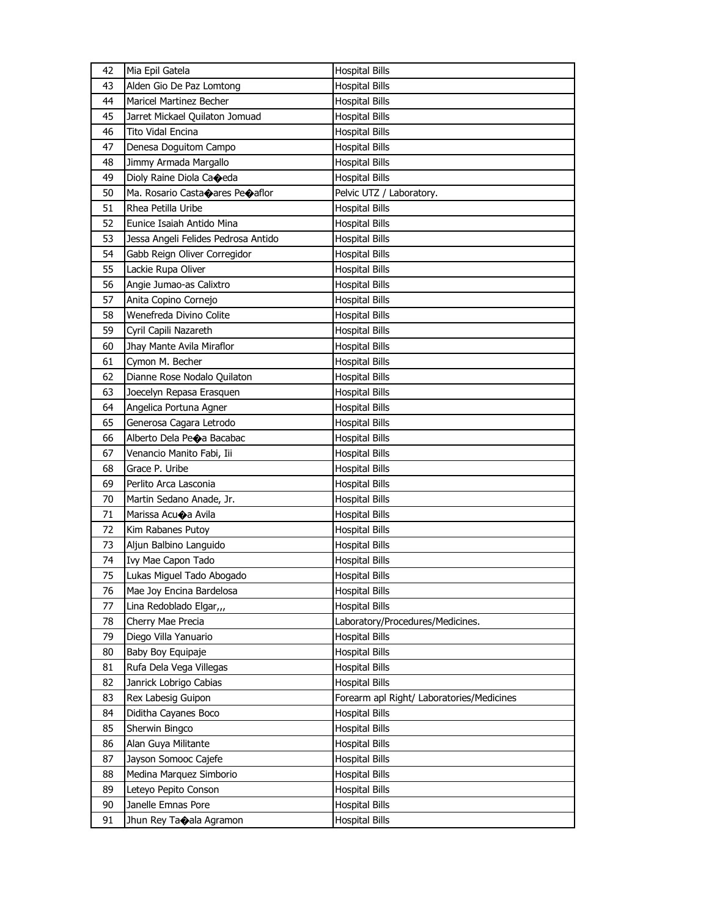| 42 | Mia Epil Gatela | Hospital Bills |
|---|---|---|
| 43 | Alden Gio De Paz Lomtong | Hospital Bills |
| 44 | Maricel Martinez Becher | Hospital Bills |
| 45 | Jarret Mickael Quilaton Jomuad | Hospital Bills |
| 46 | Tito Vidal Encina | Hospital Bills |
| 47 | Denesa Doguitom Campo | Hospital Bills |
| 48 | Jimmy Armada Margallo | Hospital Bills |
| 49 | Dioly Raine Diola Ca�eda | Hospital Bills |
| 50 | Ma. Rosario Casta�ares Pe�aflor | Pelvic UTZ / Laboratory. |
| 51 | Rhea Petilla Uribe | Hospital Bills |
| 52 | Eunice Isaiah Antido Mina | Hospital Bills |
| 53 | Jessa Angeli Felides Pedrosa Antido | Hospital Bills |
| 54 | Gabb Reign Oliver Corregidor | Hospital Bills |
| 55 | Lackie Rupa Oliver | Hospital Bills |
| 56 | Angie Jumao-as Calixtro | Hospital Bills |
| 57 | Anita Copino Cornejo | Hospital Bills |
| 58 | Wenefreda Divino Colite | Hospital Bills |
| 59 | Cyril Capili Nazareth | Hospital Bills |
| 60 | Jhay Mante Avila Miraflor | Hospital Bills |
| 61 | Cymon M. Becher | Hospital Bills |
| 62 | Dianne Rose Nodalo Quilaton | Hospital Bills |
| 63 | Joecelyn Repasa Erasquen | Hospital Bills |
| 64 | Angelica Portuna Agner | Hospital Bills |
| 65 | Generosa Cagara Letrodo | Hospital Bills |
| 66 | Alberto Dela Pe�a Bacabac | Hospital Bills |
| 67 | Venancio Manito Fabi, Iii | Hospital Bills |
| 68 | Grace P. Uribe | Hospital Bills |
| 69 | Perlito Arca Lasconia | Hospital Bills |
| 70 | Martin Sedano Anade, Jr. | Hospital Bills |
| 71 | Marissa Acu�a Avila | Hospital Bills |
| 72 | Kim Rabanes Putoy | Hospital Bills |
| 73 | Aljun Balbino Languido | Hospital Bills |
| 74 | Ivy Mae Capon Tado | Hospital Bills |
| 75 | Lukas Miguel Tado Abogado | Hospital Bills |
| 76 | Mae Joy Encina Bardelosa | Hospital Bills |
| 77 | Lina Redoblado Elgar,,, | Hospital Bills |
| 78 | Cherry Mae Precia | Laboratory/Procedures/Medicines. |
| 79 | Diego Villa Yanuario | Hospital Bills |
| 80 | Baby Boy Equipaje | Hospital Bills |
| 81 | Rufa Dela Vega Villegas | Hospital Bills |
| 82 | Janrick Lobrigo Cabias | Hospital Bills |
| 83 | Rex Labesig Guipon | Forearm apl Right/ Laboratories/Medicines |
| 84 | Diditha Cayanes Boco | Hospital Bills |
| 85 | Sherwin Bingco | Hospital Bills |
| 86 | Alan Guya Militante | Hospital Bills |
| 87 | Jayson Somooc Cajefe | Hospital Bills |
| 88 | Medina Marquez Simborio | Hospital Bills |
| 89 | Leteyo Pepito Conson | Hospital Bills |
| 90 | Janelle Emnas Pore | Hospital Bills |
| 91 | Jhun Rey Ta�ala Agramon | Hospital Bills |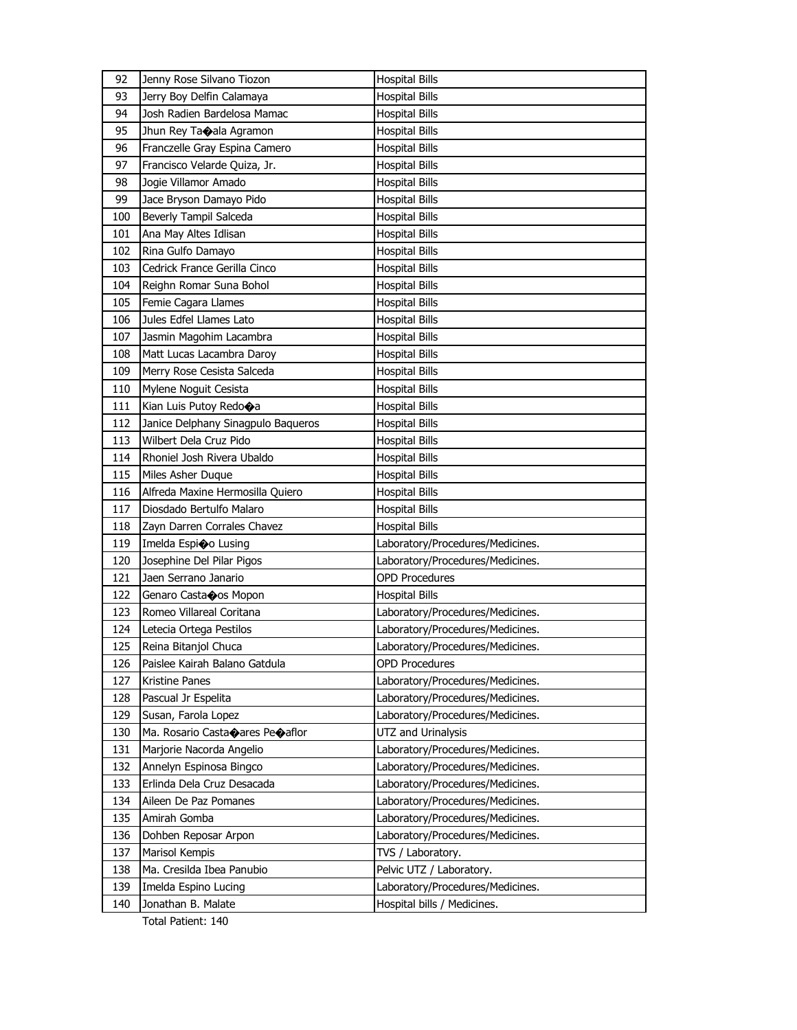| 92 | Jenny Rose Silvano Tiozon | Hospital Bills |
|---|---|---|
| 93 | Jerry Boy Delfin Calamaya | Hospital Bills |
| 94 | Josh Radien Bardelosa Mamac | Hospital Bills |
| 95 | Jhun Rey Ta�ala Agramon | Hospital Bills |
| 96 | Franczelle Gray Espina Camero | Hospital Bills |
| 97 | Francisco Velarde Quiza, Jr. | Hospital Bills |
| 98 | Jogie Villamor Amado | Hospital Bills |
| 99 | Jace Bryson Damayo Pido | Hospital Bills |
| 100 | Beverly Tampil Salceda | Hospital Bills |
| 101 | Ana May Altes Idlisan | Hospital Bills |
| 102 | Rina Gulfo Damayo | Hospital Bills |
| 103 | Cedrick France Gerilla Cinco | Hospital Bills |
| 104 | Reighn Romar Suna Bohol | Hospital Bills |
| 105 | Femie Cagara Llames | Hospital Bills |
| 106 | Jules Edfel Llames Lato | Hospital Bills |
| 107 | Jasmin Magohim Lacambra | Hospital Bills |
| 108 | Matt Lucas Lacambra Daroy | Hospital Bills |
| 109 | Merry Rose Cesista Salceda | Hospital Bills |
| 110 | Mylene Noguit Cesista | Hospital Bills |
| 111 | Kian Luis Putoy Redo�a | Hospital Bills |
| 112 | Janice Delphany Sinagpulo Baqueros | Hospital Bills |
| 113 | Wilbert Dela Cruz Pido | Hospital Bills |
| 114 | Rhoniel Josh Rivera Ubaldo | Hospital Bills |
| 115 | Miles Asher Duque | Hospital Bills |
| 116 | Alfreda Maxine Hermosilla Quiero | Hospital Bills |
| 117 | Diosdado Bertulfo Malaro | Hospital Bills |
| 118 | Zayn Darren Corrales Chavez | Hospital Bills |
| 119 | Imelda Espi�o Lusing | Laboratory/Procedures/Medicines. |
| 120 | Josephine Del Pilar Pigos | Laboratory/Procedures/Medicines. |
| 121 | Jaen Serrano Janario | OPD Procedures |
| 122 | Genaro Casta�os Mopon | Hospital Bills |
| 123 | Romeo Villareal Coritana | Laboratory/Procedures/Medicines. |
| 124 | Letecia Ortega Pestilos | Laboratory/Procedures/Medicines. |
| 125 | Reina Bitanjol Chuca | Laboratory/Procedures/Medicines. |
| 126 | Paislee Kairah Balano Gatdula | OPD Procedures |
| 127 | Kristine Panes | Laboratory/Procedures/Medicines. |
| 128 | Pascual Jr Espelita | Laboratory/Procedures/Medicines. |
| 129 | Susan, Farola Lopez | Laboratory/Procedures/Medicines. |
| 130 | Ma. Rosario Casta�ares Pe�aflor | UTZ and Urinalysis |
| 131 | Marjorie Nacorda Angelio | Laboratory/Procedures/Medicines. |
| 132 | Annelyn Espinosa Bingco | Laboratory/Procedures/Medicines. |
| 133 | Erlinda Dela Cruz Desacada | Laboratory/Procedures/Medicines. |
| 134 | Aileen De Paz Pomanes | Laboratory/Procedures/Medicines. |
| 135 | Amirah Gomba | Laboratory/Procedures/Medicines. |
| 136 | Dohben Reposar Arpon | Laboratory/Procedures/Medicines. |
| 137 | Marisol Kempis | TVS / Laboratory. |
| 138 | Ma. Cresilda Ibea Panubio | Pelvic UTZ / Laboratory. |
| 139 | Imelda Espino Lucing | Laboratory/Procedures/Medicines. |
| 140 | Jonathan B. Malate | Hospital bills / Medicines. |

Total Patient: 140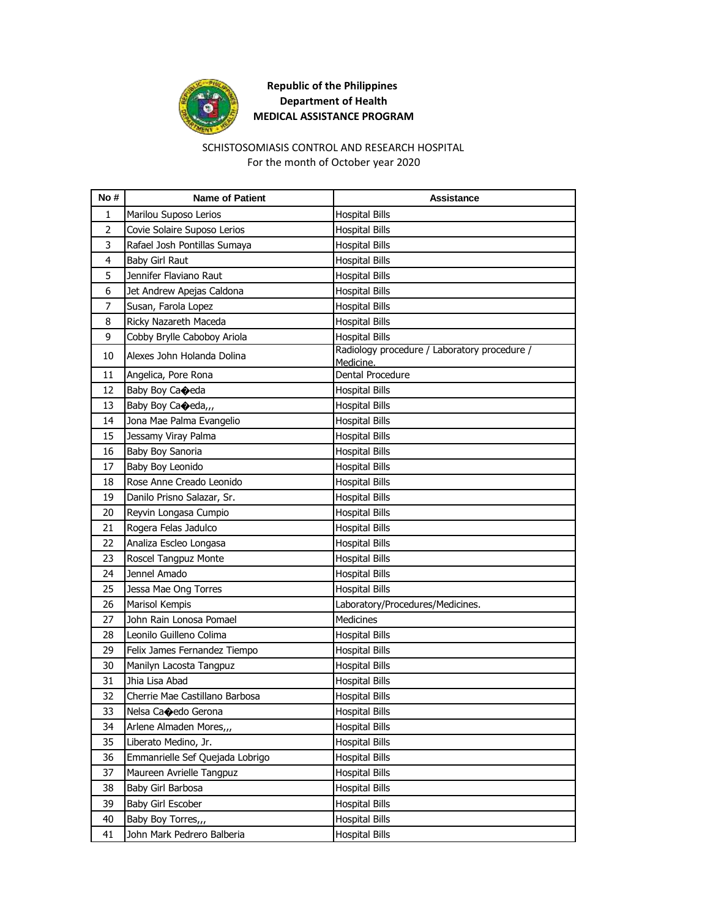**Republic of the Philippines**
**Department of Health**
**MEDICAL ASSISTANCE PROGRAM**

SCHISTOSOMIASIS CONTROL AND RESEARCH HOSPITAL
For the month of October year 2020

| No # | Name of Patient | Assistance |
|---|---|---|
| 1 | Marilou Suposo Lerios | Hospital Bills |
| 2 | Covie Solaire Suposo Lerios | Hospital Bills |
| 3 | Rafael Josh Pontillas Sumaya | Hospital Bills |
| 4 | Baby Girl Raut | Hospital Bills |
| 5 | Jennifer Flaviano Raut | Hospital Bills |
| 6 | Jet Andrew Apejas Caldona | Hospital Bills |
| 7 | Susan, Farola Lopez | Hospital Bills |
| 8 | Ricky Nazareth Maceda | Hospital Bills |
| 9 | Cobby Brylle Caboboy Ariola | Hospital Bills |
| 10 | Alexes John Holanda Dolina | Radiology procedure / Laboratory procedure / Medicine. |
| 11 | Angelica, Pore Rona | Dental Procedure |
| 12 | Baby Boy Ca�eda | Hospital Bills |
| 13 | Baby Boy Ca�eda,,, | Hospital Bills |
| 14 | Jona Mae Palma Evangelio | Hospital Bills |
| 15 | Jessamy Viray Palma | Hospital Bills |
| 16 | Baby Boy Sanoria | Hospital Bills |
| 17 | Baby Boy Leonido | Hospital Bills |
| 18 | Rose Anne Creado Leonido | Hospital Bills |
| 19 | Danilo Prisno Salazar, Sr. | Hospital Bills |
| 20 | Reyvin Longasa Cumpio | Hospital Bills |
| 21 | Rogera Felas Jadulco | Hospital Bills |
| 22 | Analiza Escleo Longasa | Hospital Bills |
| 23 | Roscel Tangpuz Monte | Hospital Bills |
| 24 | Jennel Amado | Hospital Bills |
| 25 | Jessa Mae Ong Torres | Hospital Bills |
| 26 | Marisol Kempis | Laboratory/Procedures/Medicines. |
| 27 | John Rain Lonosa Pomael | Medicines |
| 28 | Leonilo Guilleno Colima | Hospital Bills |
| 29 | Felix James Fernandez Tiempo | Hospital Bills |
| 30 | Manilyn Lacosta Tangpuz | Hospital Bills |
| 31 | Jhia Lisa Abad | Hospital Bills |
| 32 | Cherrie Mae Castillano Barbosa | Hospital Bills |
| 33 | Nelsa Ca�edo Gerona | Hospital Bills |
| 34 | Arlene Almaden Mores,,, | Hospital Bills |
| 35 | Liberato Medino, Jr. | Hospital Bills |
| 36 | Emmanrielle Sef Quejada Lobrigo | Hospital Bills |
| 37 | Maureen Avrielle Tangpuz | Hospital Bills |
| 38 | Baby Girl Barbosa | Hospital Bills |
| 39 | Baby Girl Escober | Hospital Bills |
| 40 | Baby Boy Torres,,, | Hospital Bills |
| 41 | John Mark Pedrero Balberia | Hospital Bills |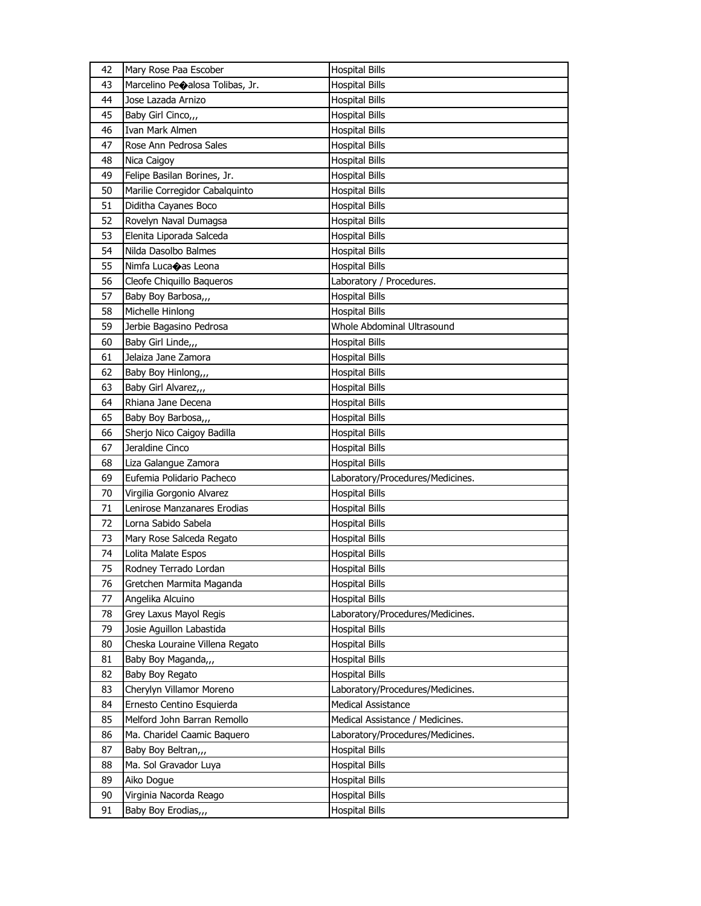| 42 | Mary Rose Paa Escober | Hospital Bills |
|---|---|---|
| 43 | Marcelino Pe�alosa Tolibas, Jr. | Hospital Bills |
| 44 | Jose Lazada Arnizo | Hospital Bills |
| 45 | Baby Girl Cinco,,, | Hospital Bills |
| 46 | Ivan Mark Almen | Hospital Bills |
| 47 | Rose Ann Pedrosa Sales | Hospital Bills |
| 48 | Nica Caigoy | Hospital Bills |
| 49 | Felipe Basilan Borines, Jr. | Hospital Bills |
| 50 | Marilie Corregidor Cabalquinto | Hospital Bills |
| 51 | Diditha Cayanes Boco | Hospital Bills |
| 52 | Rovelyn Naval Dumagsa | Hospital Bills |
| 53 | Elenita Liporada Salceda | Hospital Bills |
| 54 | Nilda Dasolbo Balmes | Hospital Bills |
| 55 | Nimfa Luca�as Leona | Hospital Bills |
| 56 | Cleofe Chiquillo Baqueros | Laboratory / Procedures. |
| 57 | Baby Boy Barbosa,,, | Hospital Bills |
| 58 | Michelle Hinlong | Hospital Bills |
| 59 | Jerbie Bagasino Pedrosa | Whole Abdominal Ultrasound |
| 60 | Baby Girl Linde,,, | Hospital Bills |
| 61 | Jelaiza Jane Zamora | Hospital Bills |
| 62 | Baby Boy Hinlong,,, | Hospital Bills |
| 63 | Baby Girl Alvarez,,, | Hospital Bills |
| 64 | Rhiana Jane Decena | Hospital Bills |
| 65 | Baby Boy Barbosa,,, | Hospital Bills |
| 66 | Sherjo Nico Caigoy Badilla | Hospital Bills |
| 67 | Jeraldine Cinco | Hospital Bills |
| 68 | Liza Galangue Zamora | Hospital Bills |
| 69 | Eufemia Polidario Pacheco | Laboratory/Procedures/Medicines. |
| 70 | Virgilia Gorgonio Alvarez | Hospital Bills |
| 71 | Lenirose Manzanares Erodias | Hospital Bills |
| 72 | Lorna Sabido Sabela | Hospital Bills |
| 73 | Mary Rose Salceda Regato | Hospital Bills |
| 74 | Lolita Malate Espos | Hospital Bills |
| 75 | Rodney Terrado Lordan | Hospital Bills |
| 76 | Gretchen Marmita Maganda | Hospital Bills |
| 77 | Angelika Alcuino | Hospital Bills |
| 78 | Grey Laxus Mayol Regis | Laboratory/Procedures/Medicines. |
| 79 | Josie Aguillon Labastida | Hospital Bills |
| 80 | Cheska Louraine Villena Regato | Hospital Bills |
| 81 | Baby Boy Maganda,,, | Hospital Bills |
| 82 | Baby Boy Regato | Hospital Bills |
| 83 | Cherylyn Villamor Moreno | Laboratory/Procedures/Medicines. |
| 84 | Ernesto Centino Esquierda | Medical Assistance |
| 85 | Melford John Barran Remollo | Medical Assistance / Medicines. |
| 86 | Ma. Charidel Caamic Baquero | Laboratory/Procedures/Medicines. |
| 87 | Baby Boy Beltran,,, | Hospital Bills |
| 88 | Ma. Sol Gravador Luya | Hospital Bills |
| 89 | Aiko Dogue | Hospital Bills |
| 90 | Virginia Nacorda Reago | Hospital Bills |
| 91 | Baby Boy Erodias,,, | Hospital Bills |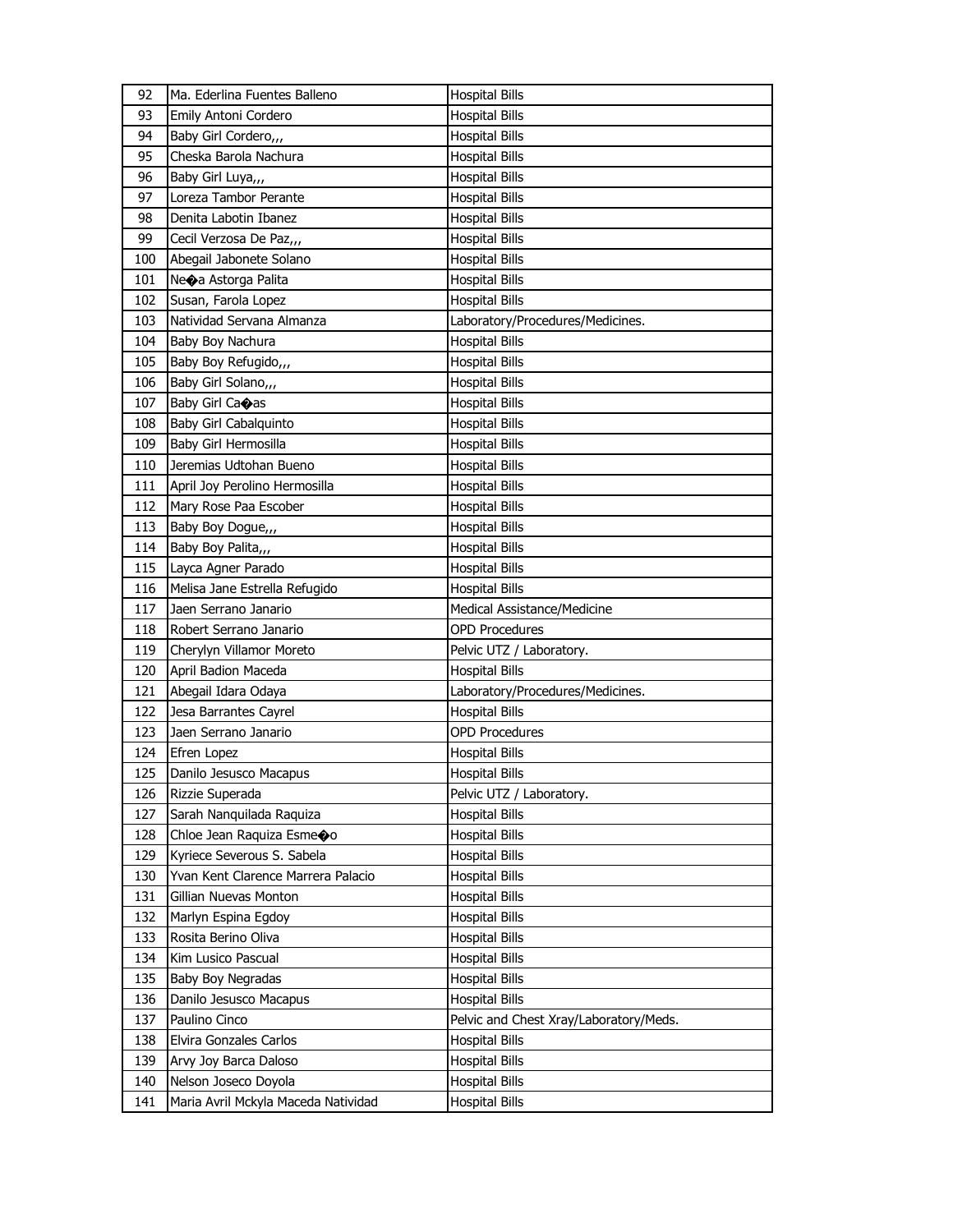| 92 | Ma. Ederlina Fuentes Balleno | Hospital Bills |
|---|---|---|
| 93 | Emily Antoni Cordero | Hospital Bills |
| 94 | Baby Girl Cordero,,, | Hospital Bills |
| 95 | Cheska Barola Nachura | Hospital Bills |
| 96 | Baby Girl Luya,,, | Hospital Bills |
| 97 | Loreza Tambor Perante | Hospital Bills |
| 98 | Denita Labotin Ibanez | Hospital Bills |
| 99 | Cecil Verzosa De Paz,,, | Hospital Bills |
| 100 | Abegail Jabonete Solano | Hospital Bills |
| 101 | Ne�a Astorga Palita | Hospital Bills |
| 102 | Susan, Farola Lopez | Hospital Bills |
| 103 | Natividad Servana Almanza | Laboratory/Procedures/Medicines. |
| 104 | Baby Boy Nachura | Hospital Bills |
| 105 | Baby Boy Refugido,,, | Hospital Bills |
| 106 | Baby Girl Solano,,, | Hospital Bills |
| 107 | Baby Girl Ca�as | Hospital Bills |
| 108 | Baby Girl Cabalquinto | Hospital Bills |
| 109 | Baby Girl Hermosilla | Hospital Bills |
| 110 | Jeremias Udtohan Bueno | Hospital Bills |
| 111 | April Joy Perolino Hermosilla | Hospital Bills |
| 112 | Mary Rose Paa Escober | Hospital Bills |
| 113 | Baby Boy Dogue,,, | Hospital Bills |
| 114 | Baby Boy Palita,,, | Hospital Bills |
| 115 | Layca Agner Parado | Hospital Bills |
| 116 | Melisa Jane Estrella Refugido | Hospital Bills |
| 117 | Jaen Serrano Janario | Medical Assistance/Medicine |
| 118 | Robert Serrano Janario | OPD Procedures |
| 119 | Cherylyn Villamor Moreto | Pelvic UTZ / Laboratory. |
| 120 | April Badion Maceda | Hospital Bills |
| 121 | Abegail Idara Odaya | Laboratory/Procedures/Medicines. |
| 122 | Jesa Barrantes Cayrel | Hospital Bills |
| 123 | Jaen Serrano Janario | OPD Procedures |
| 124 | Efren Lopez | Hospital Bills |
| 125 | Danilo Jesusco Macapus | Hospital Bills |
| 126 | Rizzie Superada | Pelvic UTZ / Laboratory. |
| 127 | Sarah Nanquilada Raquiza | Hospital Bills |
| 128 | Chloe Jean Raquiza Esme�o | Hospital Bills |
| 129 | Kyriece Severous S. Sabela | Hospital Bills |
| 130 | Yvan Kent Clarence Marrera Palacio | Hospital Bills |
| 131 | Gillian Nuevas Monton | Hospital Bills |
| 132 | Marlyn Espina Egdoy | Hospital Bills |
| 133 | Rosita Berino Oliva | Hospital Bills |
| 134 | Kim Lusico Pascual | Hospital Bills |
| 135 | Baby Boy Negradas | Hospital Bills |
| 136 | Danilo Jesusco Macapus | Hospital Bills |
| 137 | Paulino Cinco | Pelvic and Chest Xray/Laboratory/Meds. |
| 138 | Elvira Gonzales Carlos | Hospital Bills |
| 139 | Arvy Joy Barca Daloso | Hospital Bills |
| 140 | Nelson Joseco Doyola | Hospital Bills |
| 141 | Maria Avril Mckyla Maceda Natividad | Hospital Bills |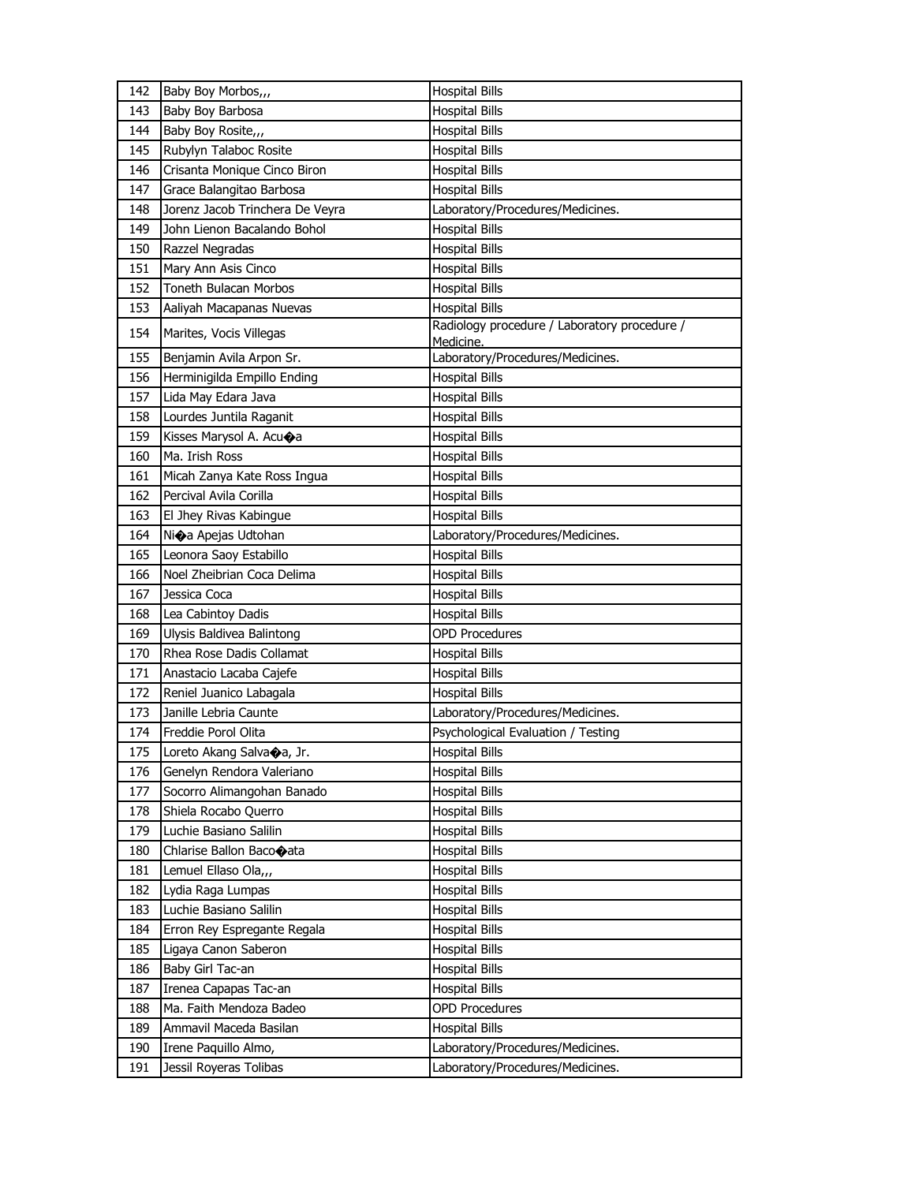| 142 | Baby Boy Morbos,,, | Hospital Bills |
|---|---|---|
| 143 | Baby Boy Barbosa | Hospital Bills |
| 144 | Baby Boy Rosite,,, | Hospital Bills |
| 145 | Rubylyn Talaboc Rosite | Hospital Bills |
| 146 | Crisanta Monique Cinco Biron | Hospital Bills |
| 147 | Grace Balangitao Barbosa | Hospital Bills |
| 148 | Jorenz Jacob Trinchera De Veyra | Laboratory/Procedures/Medicines. |
| 149 | John Lienon Bacalando Bohol | Hospital Bills |
| 150 | Razzel Negradas | Hospital Bills |
| 151 | Mary Ann Asis Cinco | Hospital Bills |
| 152 | Toneth Bulacan Morbos | Hospital Bills |
| 153 | Aaliyah Macapanas Nuevas | Hospital Bills |
| 154 | Marites, Vocis Villegas | Radiology procedure / Laboratory procedure / Medicine. |
| 155 | Benjamin Avila Arpon Sr. | Laboratory/Procedures/Medicines. |
| 156 | Herminigilda Empillo Ending | Hospital Bills |
| 157 | Lida May Edara Java | Hospital Bills |
| 158 | Lourdes Juntila Raganit | Hospital Bills |
| 159 | Kisses Marysol A. Acu�a | Hospital Bills |
| 160 | Ma. Irish Ross | Hospital Bills |
| 161 | Micah Zanya Kate Ross Ingua | Hospital Bills |
| 162 | Percival Avila Corilla | Hospital Bills |
| 163 | El Jhey Rivas Kabingue | Hospital Bills |
| 164 | Ni�a Apejas Udtohan | Laboratory/Procedures/Medicines. |
| 165 | Leonora Saoy Estabillo | Hospital Bills |
| 166 | Noel Zheibrian Coca Delima | Hospital Bills |
| 167 | Jessica Coca | Hospital Bills |
| 168 | Lea Cabintoy Dadis | Hospital Bills |
| 169 | Ulysis Baldivea Balintong | OPD Procedures |
| 170 | Rhea Rose Dadis Collamat | Hospital Bills |
| 171 | Anastacio Lacaba Cajefe | Hospital Bills |
| 172 | Reniel Juanico Labagala | Hospital Bills |
| 173 | Janille Lebria Caunte | Laboratory/Procedures/Medicines. |
| 174 | Freddie Porol Olita | Psychological Evaluation / Testing |
| 175 | Loreto Akang Salva�a, Jr. | Hospital Bills |
| 176 | Genelyn Rendora Valeriano | Hospital Bills |
| 177 | Socorro Alimangohan Banado | Hospital Bills |
| 178 | Shiela Rocabo Querro | Hospital Bills |
| 179 | Luchie Basiano Salilin | Hospital Bills |
| 180 | Chlarise Ballon Baco�ata | Hospital Bills |
| 181 | Lemuel Ellaso Ola,,, | Hospital Bills |
| 182 | Lydia Raga Lumpas | Hospital Bills |
| 183 | Luchie Basiano Salilin | Hospital Bills |
| 184 | Erron Rey Espregante Regala | Hospital Bills |
| 185 | Ligaya Canon Saberon | Hospital Bills |
| 186 | Baby Girl Tac-an | Hospital Bills |
| 187 | Irenea Capapas Tac-an | Hospital Bills |
| 188 | Ma. Faith Mendoza Badeo | OPD Procedures |
| 189 | Ammavil Maceda Basilan | Hospital Bills |
| 190 | Irene Paquillo Almo, | Laboratory/Procedures/Medicines. |
| 191 | Jessil Royeras Tolibas | Laboratory/Procedures/Medicines. |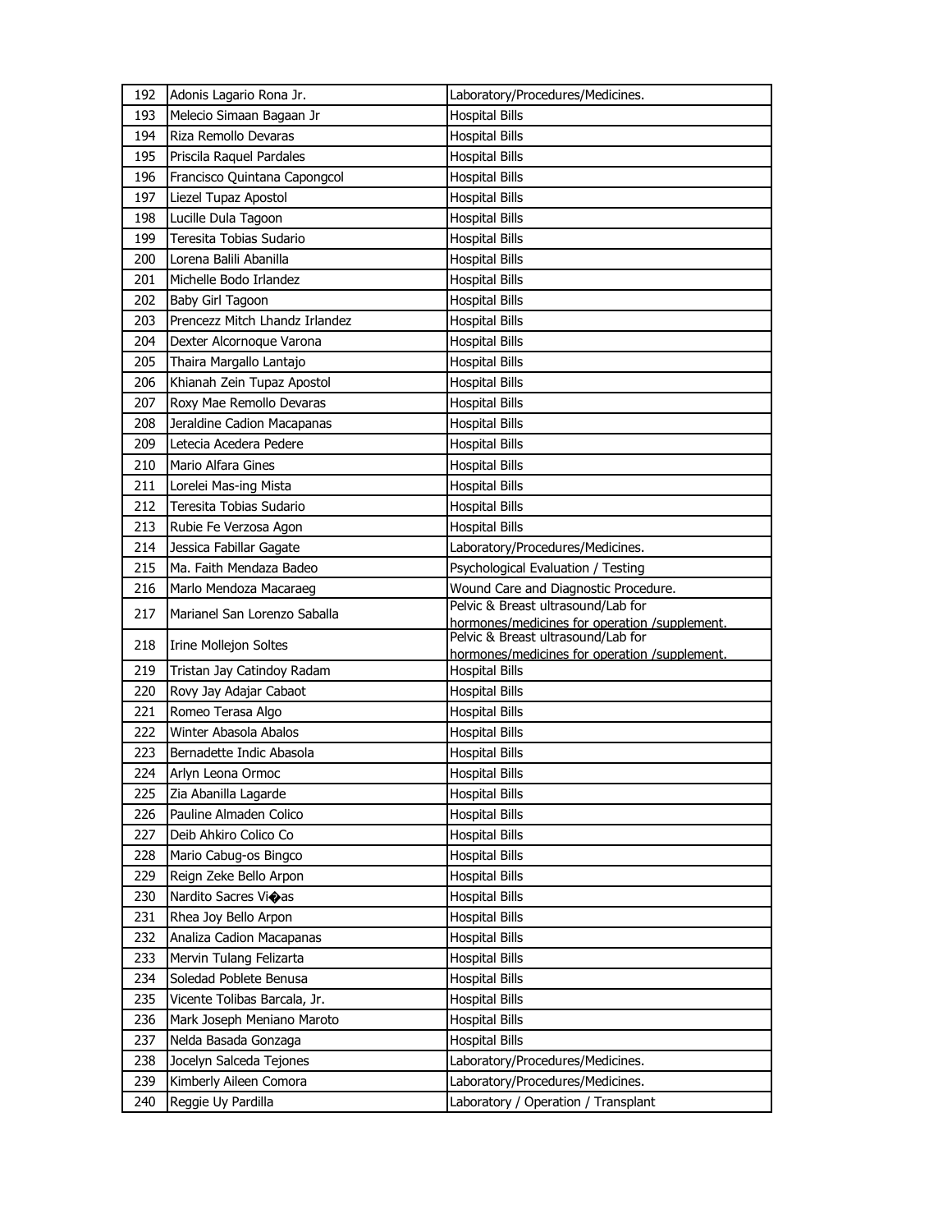| 192 | Adonis Lagario Rona Jr. | Laboratory/Procedures/Medicines. |
|---|---|---|
| 193 | Melecio Simaan Bagaan Jr | Hospital Bills |
| 194 | Riza Remollo Devaras | Hospital Bills |
| 195 | Priscila Raquel Pardales | Hospital Bills |
| 196 | Francisco Quintana Capongcol | Hospital Bills |
| 197 | Liezel Tupaz Apostol | Hospital Bills |
| 198 | Lucille Dula Tagoon | Hospital Bills |
| 199 | Teresita Tobias Sudario | Hospital Bills |
| 200 | Lorena Balili Abanilla | Hospital Bills |
| 201 | Michelle Bodo Irlandez | Hospital Bills |
| 202 | Baby Girl Tagoon | Hospital Bills |
| 203 | Prencezz Mitch Lhandz Irlandez | Hospital Bills |
| 204 | Dexter Alcornoque Varona | Hospital Bills |
| 205 | Thaira Margallo Lantajo | Hospital Bills |
| 206 | Khianah Zein Tupaz Apostol | Hospital Bills |
| 207 | Roxy Mae Remollo Devaras | Hospital Bills |
| 208 | Jeraldine Cadion Macapanas | Hospital Bills |
| 209 | Letecia Acedera Pedere | Hospital Bills |
| 210 | Mario Alfara Gines | Hospital Bills |
| 211 | Lorelei Mas-ing Mista | Hospital Bills |
| 212 | Teresita Tobias Sudario | Hospital Bills |
| 213 | Rubie Fe Verzosa Agon | Hospital Bills |
| 214 | Jessica Fabillar Gagate | Laboratory/Procedures/Medicines. |
| 215 | Ma. Faith Mendaza Badeo | Psychological Evaluation / Testing |
| 216 | Marlo Mendoza Macaraeg | Wound Care and Diagnostic Procedure. |
| 217 | Marianel San Lorenzo Saballa | Pelvic & Breast ultrasound/Lab for hormones/medicines for operation /supplement. |
| 218 | Irine Mollejon Soltes | Pelvic & Breast ultrasound/Lab for hormones/medicines for operation /supplement. |
| 219 | Tristan Jay Catindoy Radam | Hospital Bills |
| 220 | Rovy Jay Adajar Cabaot | Hospital Bills |
| 221 | Romeo Terasa Algo | Hospital Bills |
| 222 | Winter Abasola Abalos | Hospital Bills |
| 223 | Bernadette Indic Abasola | Hospital Bills |
| 224 | Arlyn Leona Ormoc | Hospital Bills |
| 225 | Zia Abanilla Lagarde | Hospital Bills |
| 226 | Pauline Almaden Colico | Hospital Bills |
| 227 | Deib Ahkiro Colico Co | Hospital Bills |
| 228 | Mario Cabug-os Bingco | Hospital Bills |
| 229 | Reign Zeke Bello Arpon | Hospital Bills |
| 230 | Nardito Sacres Vi�as | Hospital Bills |
| 231 | Rhea Joy Bello Arpon | Hospital Bills |
| 232 | Analiza Cadion Macapanas | Hospital Bills |
| 233 | Mervin Tulang Felizarta | Hospital Bills |
| 234 | Soledad Poblete Benusa | Hospital Bills |
| 235 | Vicente Tolibas Barcala, Jr. | Hospital Bills |
| 236 | Mark Joseph Meniano Maroto | Hospital Bills |
| 237 | Nelda Basada Gonzaga | Hospital Bills |
| 238 | Jocelyn Salceda Tejones | Laboratory/Procedures/Medicines. |
| 239 | Kimberly Aileen Comora | Laboratory/Procedures/Medicines. |
| 240 | Reggie Uy Pardilla | Laboratory / Operation / Transplant |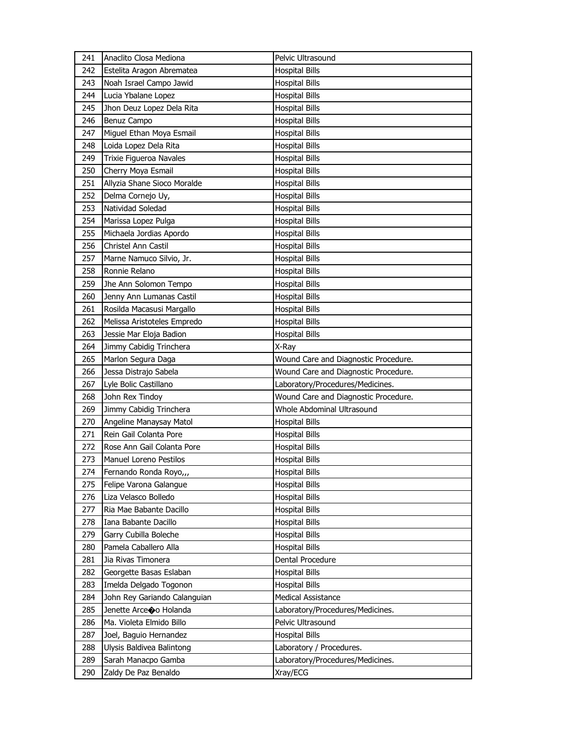| 241 | Anaclito Closa Mediona | Pelvic Ultrasound |
|---|---|---|
| 242 | Estelita Aragon Abrematea | Hospital Bills |
| 243 | Noah Israel Campo Jawid | Hospital Bills |
| 244 | Lucia Ybalane Lopez | Hospital Bills |
| 245 | Jhon Deuz Lopez Dela Rita | Hospital Bills |
| 246 | Benuz Campo | Hospital Bills |
| 247 | Miguel Ethan Moya Esmail | Hospital Bills |
| 248 | Loida Lopez Dela Rita | Hospital Bills |
| 249 | Trixie Figueroa Navales | Hospital Bills |
| 250 | Cherry Moya Esmail | Hospital Bills |
| 251 | Allyzia Shane Sioco Moralde | Hospital Bills |
| 252 | Delma Cornejo Uy, | Hospital Bills |
| 253 | Natividad Soledad | Hospital Bills |
| 254 | Marissa Lopez Pulga | Hospital Bills |
| 255 | Michaela Jordias Apordo | Hospital Bills |
| 256 | Christel Ann Castil | Hospital Bills |
| 257 | Marne Namuco Silvio, Jr. | Hospital Bills |
| 258 | Ronnie Relano | Hospital Bills |
| 259 | Jhe Ann Solomon Tempo | Hospital Bills |
| 260 | Jenny Ann Lumanas Castil | Hospital Bills |
| 261 | Rosilda Macasusi Margallo | Hospital Bills |
| 262 | Melissa Aristoteles Empredo | Hospital Bills |
| 263 | Jessie Mar Eloja Badion | Hospital Bills |
| 264 | Jimmy Cabidig Trinchera | X-Ray |
| 265 | Marlon Segura Daga | Wound Care and Diagnostic Procedure. |
| 266 | Jessa Distrajo Sabela | Wound Care and Diagnostic Procedure. |
| 267 | Lyle Bolic Castillano | Laboratory/Procedures/Medicines. |
| 268 | John Rex Tindoy | Wound Care and Diagnostic Procedure. |
| 269 | Jimmy Cabidig Trinchera | Whole Abdominal Ultrasound |
| 270 | Angeline Manaysay Matol | Hospital Bills |
| 271 | Rein Gail Colanta Pore | Hospital Bills |
| 272 | Rose Ann Gail Colanta Pore | Hospital Bills |
| 273 | Manuel Loreno Pestilos | Hospital Bills |
| 274 | Fernando Ronda Royo,,, | Hospital Bills |
| 275 | Felipe Varona Galangue | Hospital Bills |
| 276 | Liza Velasco Bolledo | Hospital Bills |
| 277 | Ria Mae Babante Dacillo | Hospital Bills |
| 278 | Iana Babante Dacillo | Hospital Bills |
| 279 | Garry Cubilla Boleche | Hospital Bills |
| 280 | Pamela Caballero Alla | Hospital Bills |
| 281 | Jia Rivas Timonera | Dental Procedure |
| 282 | Georgette Basas Eslaban | Hospital Bills |
| 283 | Imelda Delgado Togonon | Hospital Bills |
| 284 | John Rey Gariando Calanguian | Medical Assistance |
| 285 | Jenette Arce�o Holanda | Laboratory/Procedures/Medicines. |
| 286 | Ma. Violeta Elmido Billo | Pelvic Ultrasound |
| 287 | Joel, Baguio Hernandez | Hospital Bills |
| 288 | Ulysis Baldivea Balintong | Laboratory / Procedures. |
| 289 | Sarah Manacpo Gamba | Laboratory/Procedures/Medicines. |
| 290 | Zaldy De Paz Benaldo | Xray/ECG |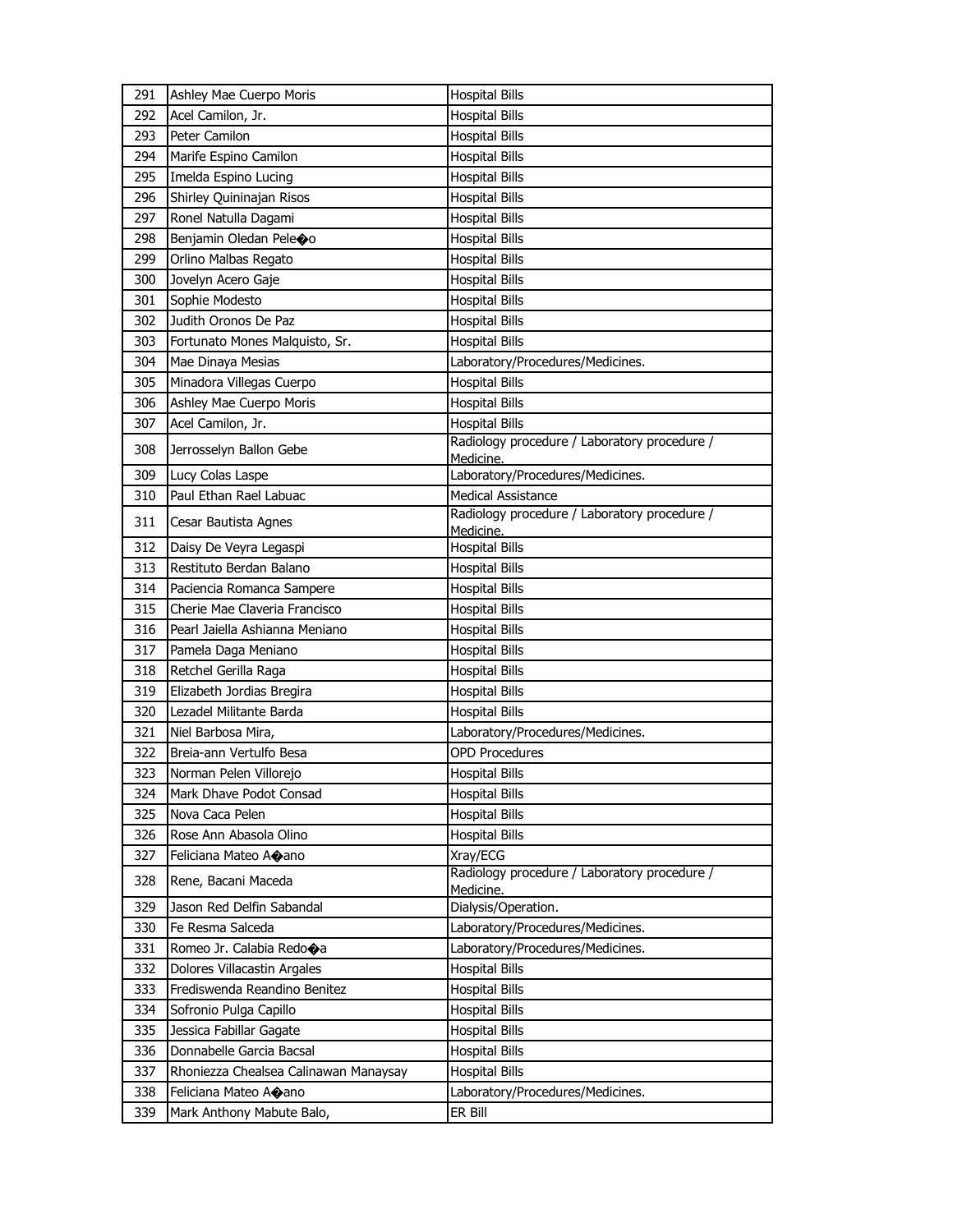| 291 | Ashley Mae Cuerpo Moris | Hospital Bills |
|---|---|---|
| 292 | Acel Camilon, Jr. | Hospital Bills |
| 293 | Peter Camilon | Hospital Bills |
| 294 | Marife Espino Camilon | Hospital Bills |
| 295 | Imelda Espino Lucing | Hospital Bills |
| 296 | Shirley Quininajan Risos | Hospital Bills |
| 297 | Ronel Natulla Dagami | Hospital Bills |
| 298 | Benjamin Oledan Pele�o | Hospital Bills |
| 299 | Orlino Malbas Regato | Hospital Bills |
| 300 | Jovelyn Acero Gaje | Hospital Bills |
| 301 | Sophie Modesto | Hospital Bills |
| 302 | Judith Oronos De Paz | Hospital Bills |
| 303 | Fortunato Mones Malquisto, Sr. | Hospital Bills |
| 304 | Mae Dinaya Mesias | Laboratory/Procedures/Medicines. |
| 305 | Minadora Villegas Cuerpo | Hospital Bills |
| 306 | Ashley Mae Cuerpo Moris | Hospital Bills |
| 307 | Acel Camilon, Jr. | Hospital Bills |
| 308 | Jerrosselyn Ballon Gebe | Radiology procedure / Laboratory procedure / Medicine. |
| 309 | Lucy Colas Laspe | Laboratory/Procedures/Medicines. |
| 310 | Paul Ethan Rael Labuac | Medical Assistance |
| 311 | Cesar Bautista Agnes | Radiology procedure / Laboratory procedure / Medicine. |
| 312 | Daisy De Veyra Legaspi | Hospital Bills |
| 313 | Restituto Berdan Balano | Hospital Bills |
| 314 | Paciencia Romanca Sampere | Hospital Bills |
| 315 | Cherie Mae Claveria Francisco | Hospital Bills |
| 316 | Pearl Jaiella Ashianna Meniano | Hospital Bills |
| 317 | Pamela Daga Meniano | Hospital Bills |
| 318 | Retchel Gerilla Raga | Hospital Bills |
| 319 | Elizabeth Jordias Bregira | Hospital Bills |
| 320 | Lezadel Militante Barda | Hospital Bills |
| 321 | Niel Barbosa Mira, | Laboratory/Procedures/Medicines. |
| 322 | Breia-ann Vertulfo Besa | OPD Procedures |
| 323 | Norman Pelen Villorejo | Hospital Bills |
| 324 | Mark Dhave Podot Consad | Hospital Bills |
| 325 | Nova Caca Pelen | Hospital Bills |
| 326 | Rose Ann Abasola Olino | Hospital Bills |
| 327 | Feliciana Mateo A�ano | Xray/ECG |
| 328 | Rene, Bacani Maceda | Radiology procedure / Laboratory procedure / Medicine. |
| 329 | Jason Red Delfin Sabandal | Dialysis/Operation. |
| 330 | Fe Resma Salceda | Laboratory/Procedures/Medicines. |
| 331 | Romeo Jr. Calabia Redo�a | Laboratory/Procedures/Medicines. |
| 332 | Dolores Villacastin Argales | Hospital Bills |
| 333 | Frediswenda Reandino Benitez | Hospital Bills |
| 334 | Sofronio Pulga Capillo | Hospital Bills |
| 335 | Jessica Fabillar Gagate | Hospital Bills |
| 336 | Donnabelle Garcia Bacsal | Hospital Bills |
| 337 | Rhoniezza Chealsea Calinawan Manaysay | Hospital Bills |
| 338 | Feliciana Mateo A�ano | Laboratory/Procedures/Medicines. |
| 339 | Mark Anthony Mabute Balo, | ER Bill |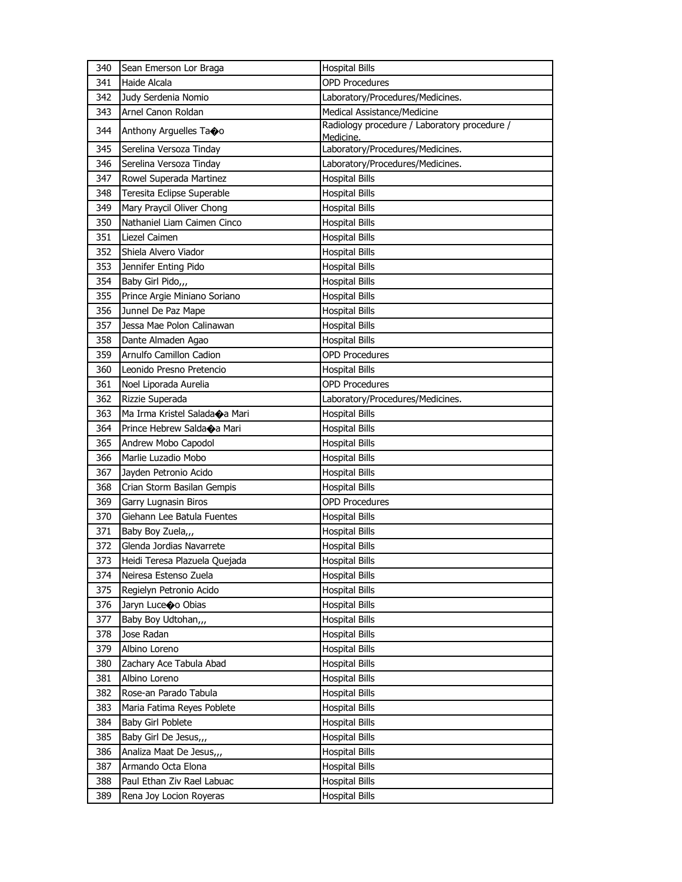| 340 | Sean Emerson Lor Braga | Hospital Bills |
|---|---|---|
| 341 | Haide Alcala | OPD Procedures |
| 342 | Judy Serdenia Nomio | Laboratory/Procedures/Medicines. |
| 343 | Arnel Canon Roldan | Medical Assistance/Medicine |
| 344 | Anthony Arguelles Ta�o | Radiology procedure / Laboratory procedure / Medicine. |
| 345 | Serelina Versoza Tinday | Laboratory/Procedures/Medicines. |
| 346 | Serelina Versoza Tinday | Laboratory/Procedures/Medicines. |
| 347 | Rowel Superada Martinez | Hospital Bills |
| 348 | Teresita Eclipse Superable | Hospital Bills |
| 349 | Mary Praycil Oliver Chong | Hospital Bills |
| 350 | Nathaniel Liam Caimen Cinco | Hospital Bills |
| 351 | Liezel Caimen | Hospital Bills |
| 352 | Shiela Alvero Viador | Hospital Bills |
| 353 | Jennifer Enting Pido | Hospital Bills |
| 354 | Baby Girl Pido,,, | Hospital Bills |
| 355 | Prince Argie Miniano Soriano | Hospital Bills |
| 356 | Junnel De Paz Mape | Hospital Bills |
| 357 | Jessa Mae Polon Calinawan | Hospital Bills |
| 358 | Dante Almaden Agao | Hospital Bills |
| 359 | Arnulfo Camillon Cadion | OPD Procedures |
| 360 | Leonido Presno Pretencio | Hospital Bills |
| 361 | Noel Liporada Aurelia | OPD Procedures |
| 362 | Rizzie Superada | Laboratory/Procedures/Medicines. |
| 363 | Ma Irma Kristel Salada�a Mari | Hospital Bills |
| 364 | Prince Hebrew Salda�a Mari | Hospital Bills |
| 365 | Andrew Mobo Capodol | Hospital Bills |
| 366 | Marlie Luzadio Mobo | Hospital Bills |
| 367 | Jayden Petronio Acido | Hospital Bills |
| 368 | Crian Storm Basilan Gempis | Hospital Bills |
| 369 | Garry Lugnasin Biros | OPD Procedures |
| 370 | Giehann Lee Batula Fuentes | Hospital Bills |
| 371 | Baby Boy Zuela,,, | Hospital Bills |
| 372 | Glenda Jordias Navarrete | Hospital Bills |
| 373 | Heidi Teresa Plazuela Quejada | Hospital Bills |
| 374 | Neiresa Estenso Zuela | Hospital Bills |
| 375 | Regielyn Petronio Acido | Hospital Bills |
| 376 | Jaryn Luce�o Obias | Hospital Bills |
| 377 | Baby Boy Udtohan,,, | Hospital Bills |
| 378 | Jose Radan | Hospital Bills |
| 379 | Albino Loreno | Hospital Bills |
| 380 | Zachary Ace Tabula Abad | Hospital Bills |
| 381 | Albino Loreno | Hospital Bills |
| 382 | Rose-an Parado Tabula | Hospital Bills |
| 383 | Maria Fatima Reyes Poblete | Hospital Bills |
| 384 | Baby Girl Poblete | Hospital Bills |
| 385 | Baby Girl De Jesus,,, | Hospital Bills |
| 386 | Analiza Maat De Jesus,,, | Hospital Bills |
| 387 | Armando Octa Elona | Hospital Bills |
| 388 | Paul Ethan Ziv Rael Labuac | Hospital Bills |
| 389 | Rena Joy Locion Royeras | Hospital Bills |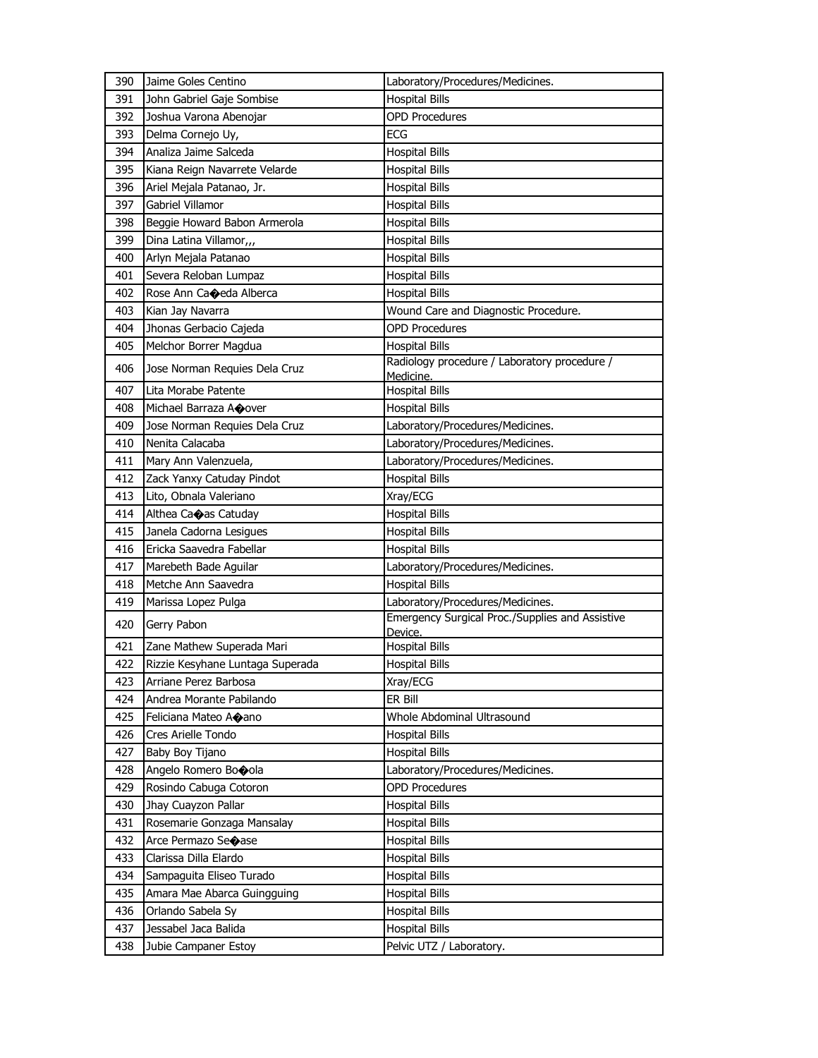| 390 | Jaime Goles Centino | Laboratory/Procedures/Medicines. |
|---|---|---|
| 391 | John Gabriel Gaje Sombise | Hospital Bills |
| 392 | Joshua Varona Abenojar | OPD Procedures |
| 393 | Delma Cornejo Uy, | ECG |
| 394 | Analiza Jaime Salceda | Hospital Bills |
| 395 | Kiana Reign Navarrete Velarde | Hospital Bills |
| 396 | Ariel Mejala Patanao, Jr. | Hospital Bills |
| 397 | Gabriel Villamor | Hospital Bills |
| 398 | Beggie Howard Babon Armerola | Hospital Bills |
| 399 | Dina Latina Villamor,,, | Hospital Bills |
| 400 | Arlyn Mejala Patanao | Hospital Bills |
| 401 | Severa Reloban Lumpaz | Hospital Bills |
| 402 | Rose Ann Ca�eda Alberca | Hospital Bills |
| 403 | Kian Jay Navarra | Wound Care and Diagnostic Procedure. |
| 404 | Jhonas Gerbacio Cajeda | OPD Procedures |
| 405 | Melchor Borrer Magdua | Hospital Bills |
| 406 | Jose Norman Requies Dela Cruz | Radiology procedure / Laboratory procedure / Medicine. |
| 407 | Lita Morabe Patente | Hospital Bills |
| 408 | Michael Barraza A�over | Hospital Bills |
| 409 | Jose Norman Requies Dela Cruz | Laboratory/Procedures/Medicines. |
| 410 | Nenita Calacaba | Laboratory/Procedures/Medicines. |
| 411 | Mary Ann Valenzuela, | Laboratory/Procedures/Medicines. |
| 412 | Zack Yanxy Catuday Pindot | Hospital Bills |
| 413 | Lito, Obnala Valeriano | Xray/ECG |
| 414 | Althea Ca�as Catuday | Hospital Bills |
| 415 | Janela Cadorna Lesigues | Hospital Bills |
| 416 | Ericka Saavedra Fabellar | Hospital Bills |
| 417 | Marebeth Bade Aguilar | Laboratory/Procedures/Medicines. |
| 418 | Metche Ann Saavedra | Hospital Bills |
| 419 | Marissa Lopez Pulga | Laboratory/Procedures/Medicines. |
| 420 | Gerry Pabon | Emergency Surgical Proc./Supplies and Assistive Device. |
| 421 | Zane Mathew Superada Mari | Hospital Bills |
| 422 | Rizzie Kesyhane Luntaga Superada | Hospital Bills |
| 423 | Arriane Perez Barbosa | Xray/ECG |
| 424 | Andrea Morante Pabilando | ER Bill |
| 425 | Feliciana Mateo A�ano | Whole Abdominal Ultrasound |
| 426 | Cres Arielle Tondo | Hospital Bills |
| 427 | Baby Boy Tijano | Hospital Bills |
| 428 | Angelo Romero Bo�ola | Laboratory/Procedures/Medicines. |
| 429 | Rosindo Cabuga Cotoron | OPD Procedures |
| 430 | Jhay Cuayzon Pallar | Hospital Bills |
| 431 | Rosemarie Gonzaga Mansalay | Hospital Bills |
| 432 | Arce Permazo Se�ase | Hospital Bills |
| 433 | Clarissa Dilla Elardo | Hospital Bills |
| 434 | Sampaguita Eliseo Turado | Hospital Bills |
| 435 | Amara Mae Abarca Guingguing | Hospital Bills |
| 436 | Orlando Sabela Sy | Hospital Bills |
| 437 | Jessabel Jaca Balida | Hospital Bills |
| 438 | Jubie Campaner Estoy | Pelvic UTZ / Laboratory. |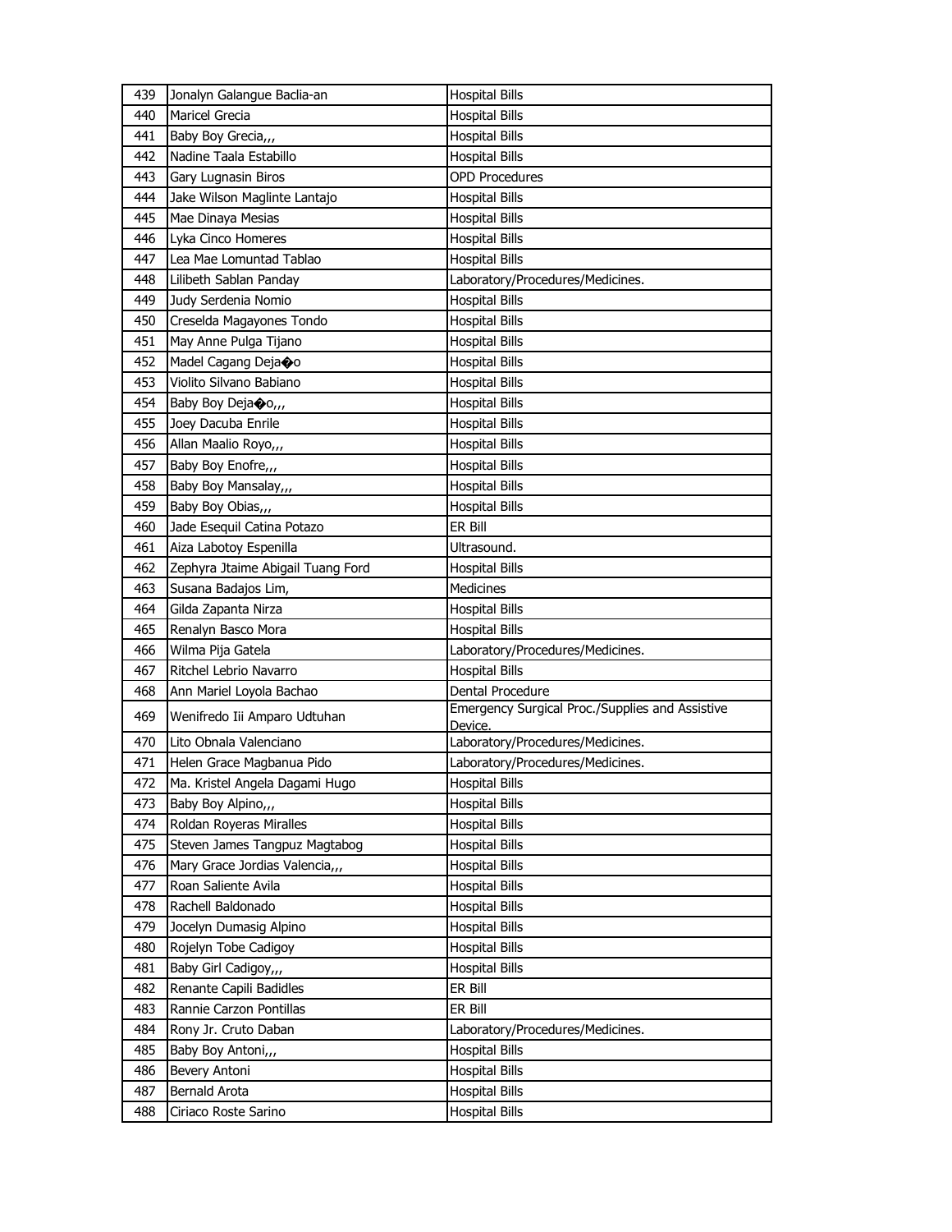| 439 | Jonalyn Galangue Baclia-an | Hospital Bills |
|---|---|---|
| 440 | Maricel Grecia | Hospital Bills |
| 441 | Baby Boy Grecia,,, | Hospital Bills |
| 442 | Nadine Taala Estabillo | Hospital Bills |
| 443 | Gary Lugnasin Biros | OPD Procedures |
| 444 | Jake Wilson Maglinte Lantajo | Hospital Bills |
| 445 | Mae Dinaya Mesias | Hospital Bills |
| 446 | Lyka Cinco Homeres | Hospital Bills |
| 447 | Lea Mae Lomuntad Tablao | Hospital Bills |
| 448 | Lilibeth Sablan Panday | Laboratory/Procedures/Medicines. |
| 449 | Judy Serdenia Nomio | Hospital Bills |
| 450 | Creselda Magayones Tondo | Hospital Bills |
| 451 | May Anne Pulga Tijano | Hospital Bills |
| 452 | Madel Cagang Deja�o | Hospital Bills |
| 453 | Violito Silvano Babiano | Hospital Bills |
| 454 | Baby Boy Deja�o,,, | Hospital Bills |
| 455 | Joey Dacuba Enrile | Hospital Bills |
| 456 | Allan Maalio Royo,,, | Hospital Bills |
| 457 | Baby Boy Enofre,,, | Hospital Bills |
| 458 | Baby Boy Mansalay,,, | Hospital Bills |
| 459 | Baby Boy Obias,,, | Hospital Bills |
| 460 | Jade Esequil Catina Potazo | ER Bill |
| 461 | Aiza Labotoy Espenilla | Ultrasound. |
| 462 | Zephyra Jtaime Abigail Tuang Ford | Hospital Bills |
| 463 | Susana Badajos Lim, | Medicines |
| 464 | Gilda Zapanta Nirza | Hospital Bills |
| 465 | Renalyn Basco Mora | Hospital Bills |
| 466 | Wilma Pija Gatela | Laboratory/Procedures/Medicines. |
| 467 | Ritchel Lebrio Navarro | Hospital Bills |
| 468 | Ann Mariel Loyola Bachao | Dental Procedure |
| 469 | Wenifredo Iii Amparo Udtuhan | Emergency Surgical Proc./Supplies and Assistive Device. |
| 470 | Lito Obnala Valenciano | Laboratory/Procedures/Medicines. |
| 471 | Helen Grace Magbanua Pido | Laboratory/Procedures/Medicines. |
| 472 | Ma. Kristel Angela Dagami Hugo | Hospital Bills |
| 473 | Baby Boy Alpino,,, | Hospital Bills |
| 474 | Roldan Royeras Miralles | Hospital Bills |
| 475 | Steven James Tangpuz Magtabog | Hospital Bills |
| 476 | Mary Grace Jordias Valencia,,, | Hospital Bills |
| 477 | Roan Saliente Avila | Hospital Bills |
| 478 | Rachell Baldonado | Hospital Bills |
| 479 | Jocelyn Dumasig Alpino | Hospital Bills |
| 480 | Rojelyn Tobe Cadigoy | Hospital Bills |
| 481 | Baby Girl Cadigoy,,, | Hospital Bills |
| 482 | Renante Capili Badidles | ER Bill |
| 483 | Rannie Carzon Pontillas | ER Bill |
| 484 | Rony Jr. Cruto Daban | Laboratory/Procedures/Medicines. |
| 485 | Baby Boy Antoni,,, | Hospital Bills |
| 486 | Bevery Antoni | Hospital Bills |
| 487 | Bernald Arota | Hospital Bills |
| 488 | Ciriaco Roste Sarino | Hospital Bills |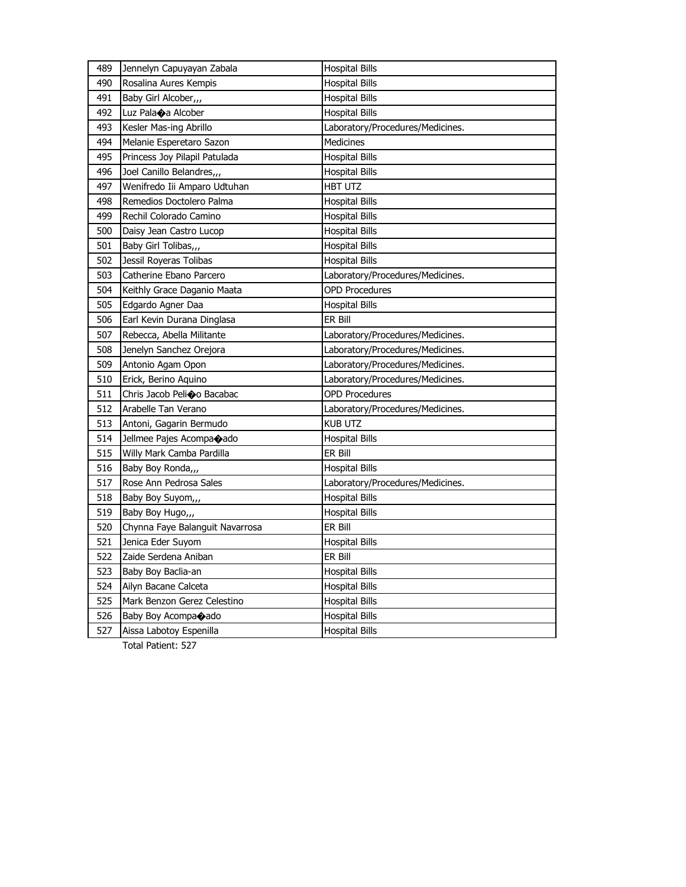| | | |
|---|---|---|
| 489 | Jennelyn Capuyayan Zabala | Hospital Bills |
| 490 | Rosalina Aures Kempis | Hospital Bills |
| 491 | Baby Girl Alcober,,, | Hospital Bills |
| 492 | Luz Pala�a Alcober | Hospital Bills |
| 493 | Kesler Mas-ing Abrillo | Laboratory/Procedures/Medicines. |
| 494 | Melanie Esperetaro Sazon | Medicines |
| 495 | Princess Joy Pilapil Patulada | Hospital Bills |
| 496 | Joel Canillo Belandres,,, | Hospital Bills |
| 497 | Wenifredo Iii Amparo Udtuhan | HBT UTZ |
| 498 | Remedios Doctolero Palma | Hospital Bills |
| 499 | Rechil Colorado Camino | Hospital Bills |
| 500 | Daisy Jean Castro Lucop | Hospital Bills |
| 501 | Baby Girl Tolibas,,, | Hospital Bills |
| 502 | Jessil Royeras Tolibas | Hospital Bills |
| 503 | Catherine Ebano Parcero | Laboratory/Procedures/Medicines. |
| 504 | Keithly Grace Daganio Maata | OPD Procedures |
| 505 | Edgardo Agner Daa | Hospital Bills |
| 506 | Earl Kevin Durana Dinglasa | ER Bill |
| 507 | Rebecca, Abella Militante | Laboratory/Procedures/Medicines. |
| 508 | Jenelyn Sanchez Orejora | Laboratory/Procedures/Medicines. |
| 509 | Antonio Agam Opon | Laboratory/Procedures/Medicines. |
| 510 | Erick, Berino Aquino | Laboratory/Procedures/Medicines. |
| 511 | Chris Jacob Peli�o Bacabac | OPD Procedures |
| 512 | Arabelle Tan Verano | Laboratory/Procedures/Medicines. |
| 513 | Antoni, Gagarin Bermudo | KUB UTZ |
| 514 | Jellmee Pajes Acompa�ado | Hospital Bills |
| 515 | Willy Mark Camba Pardilla | ER Bill |
| 516 | Baby Boy Ronda,,, | Hospital Bills |
| 517 | Rose Ann Pedrosa Sales | Laboratory/Procedures/Medicines. |
| 518 | Baby Boy Suyom,,, | Hospital Bills |
| 519 | Baby Boy Hugo,,, | Hospital Bills |
| 520 | Chynna Faye Balanguit Navarrosa | ER Bill |
| 521 | Jenica Eder Suyom | Hospital Bills |
| 522 | Zaide Serdena Aniban | ER Bill |
| 523 | Baby Boy Baclia-an | Hospital Bills |
| 524 | Ailyn Bacane Calceta | Hospital Bills |
| 525 | Mark Benzon Gerez Celestino | Hospital Bills |
| 526 | Baby Boy Acompa�ado | Hospital Bills |
| 527 | Aissa Labotoy Espenilla | Hospital Bills |

Total Patient: 527